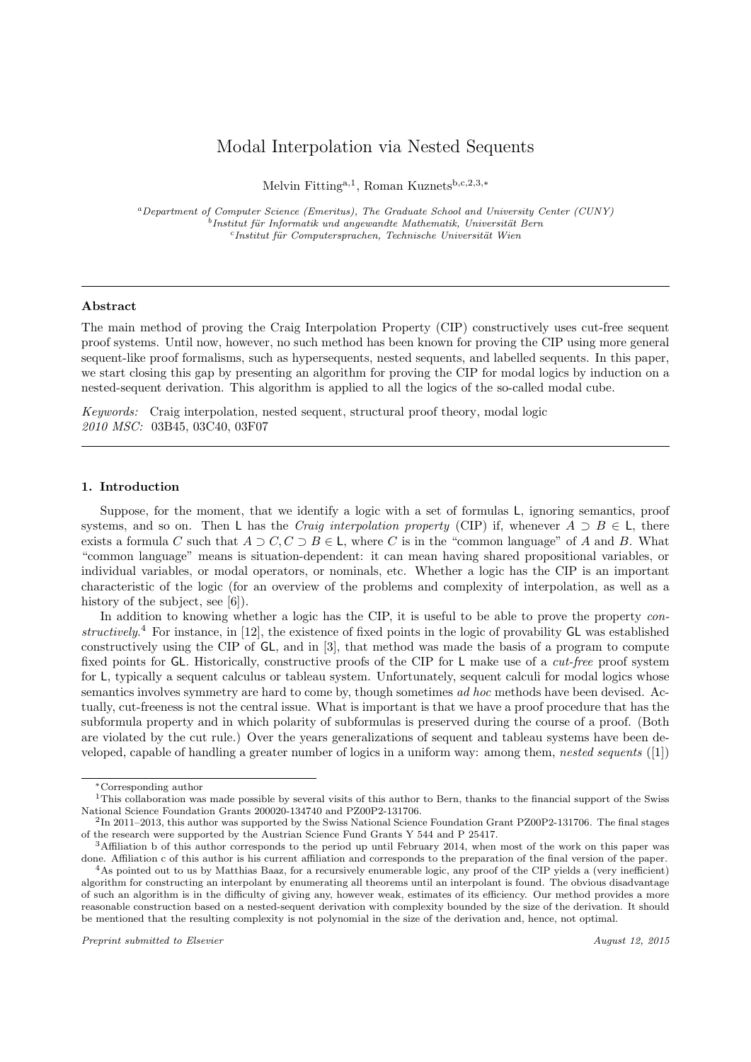# Modal Interpolation via Nested Sequents

Melvin Fitting[a,1], Roman Kuznets[b,c,2,3,*]

[a] *Department of Computer Science (Emeritus), The Graduate School and University Center (CUNY)*
[b] *Institut für Informatik und angewandte Mathematik, Universität Bern*
[c] *Institut für Computersprachen, Technische Universität Wien*

---

### Abstract

The main method of proving the Craig Interpolation Property (CIP) constructively uses cut-free sequent proof systems. Until now, however, no such method has been known for proving the CIP using more general sequent-like proof formalisms, such as hypersequents, nested sequents, and labelled sequents. In this paper, we start closing this gap by presenting an algorithm for proving the CIP for modal logics by induction on a nested-sequent derivation. This algorithm is applied to all the logics of the so-called modal cube.

*Keywords:* Craig interpolation, nested sequent, structural proof theory, modal logic
*2010 MSC:* 03B45, 03C40, 03F07

---

## 1. Introduction

Suppose, for the moment, that we identify a logic with a set of formulas $\mathsf{L}$, ignoring semantics, proof systems, and so on. Then $\mathsf{L}$ has the *Craig interpolation property* (CIP) if, whenever $A \supset B \in \mathsf{L}$, there exists a formula $C$ such that $A \supset C, C \supset B \in \mathsf{L}$, where $C$ is in the "common language" of $A$ and $B$. What "common language" means is situation-dependent: it can mean having shared propositional variables, or individual variables, or modal operators, or nominals, etc. Whether a logic has the CIP is an important characteristic of the logic (for an overview of the problems and complexity of interpolation, as well as a history of the subject, see [6]).

In addition to knowing whether a logic has the CIP, it is useful to be able to prove the property *constructively*.[4] For instance, in [12], the existence of fixed points in the logic of provability $\mathsf{GL}$ was established constructively using the CIP of $\mathsf{GL}$, and in [3], that method was made the basis of a program to compute fixed points for $\mathsf{GL}$. Historically, constructive proofs of the CIP for $\mathsf{L}$ make use of a *cut-free* proof system for $\mathsf{L}$, typically a sequent calculus or tableau system. Unfortunately, sequent calculi for modal logics whose semantics involves symmetry are hard to come by, though sometimes *ad hoc* methods have been devised. Actually, cut-freeness is not the central issue. What is important is that we have a proof procedure that has the subformula property and in which polarity of subformulas is preserved during the course of a proof. (Both are violated by the cut rule.) Over the years generalizations of sequent and tableau systems have been developed, capable of handling a greater number of logics in a uniform way: among them, *nested sequents* ([1])

---

[*] Corresponding author

[1] This collaboration was made possible by several visits of this author to Bern, thanks to the financial support of the Swiss National Science Foundation Grants 200020-134740 and PZ00P2-131706.

[2] In 2011–2013, this author was supported by the Swiss National Science Foundation Grant PZ00P2-131706. The final stages of the research were supported by the Austrian Science Fund Grants Y 544 and P 25417.

[3] Affiliation b of this author corresponds to the period up until February 2014, when most of the work on this paper was done. Affiliation c of this author is his current affiliation and corresponds to the preparation of the final version of the paper.

[4] As pointed out to us by Matthias Baaz, for a recursively enumerable logic, any proof of the CIP yields a (very inefficient) algorithm for constructing an interpolant by enumerating all theorems until an interpolant is found. The obvious disadvantage of such an algorithm is in the difficulty of giving any, however weak, estimates of its efficiency. Our method provides a more reasonable construction based on a nested-sequent derivation with complexity bounded by the size of the derivation. It should be mentioned that the resulting complexity is not polynomial in the size of the derivation and, hence, not optimal.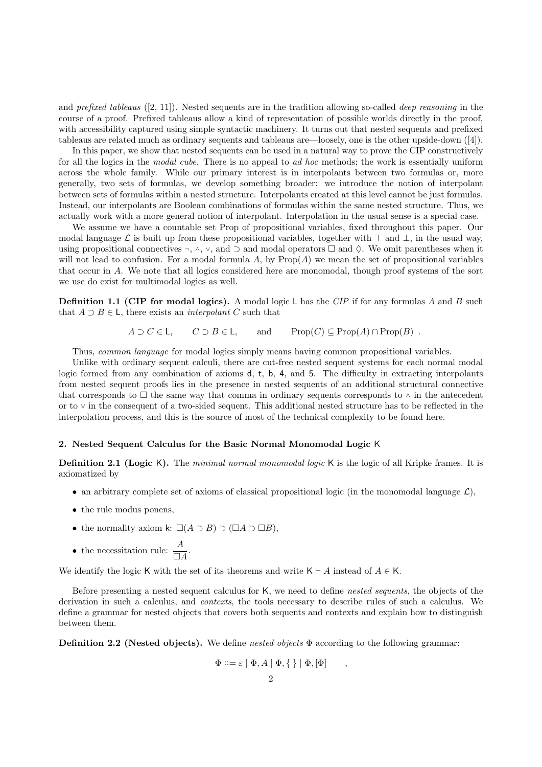and *prefixed tableaus* ([2, 11]). Nested sequents are in the tradition allowing so-called *deep reasoning* in the course of a proof. Prefixed tableaus allow a kind of representation of possible worlds directly in the proof, with accessibility captured using simple syntactic machinery. It turns out that nested sequents and prefixed tableaus are related much as ordinary sequents and tableaus are—loosely, one is the other upside-down ([4]).

In this paper, we show that nested sequents can be used in a natural way to prove the CIP constructively for all the logics in the *modal cube*. There is no appeal to *ad hoc* methods; the work is essentially uniform across the whole family. While our primary interest is in interpolants between two formulas or, more generally, two sets of formulas, we develop something broader: we introduce the notion of interpolant between sets of formulas within a nested structure. Interpolants created at this level cannot be just formulas. Instead, our interpolants are Boolean combinations of formulas within the same nested structure. Thus, we actually work with a more general notion of interpolant. Interpolation in the usual sense is a special case.

We assume we have a countable set Prop of propositional variables, fixed throughout this paper. Our modal language $\mathcal{L}$ is built up from these propositional variables, together with $\top$ and $\bot$, in the usual way, using propositional connectives $\neg$, $\wedge$, $\vee$, and $\supset$ and modal operators $\Box$ and $\Diamond$. We omit parentheses when it will not lead to confusion. For a modal formula $A$, by $\mathrm{Prop}(A)$ we mean the set of propositional variables that occur in $A$. We note that all logics considered here are monomodal, though proof systems of the sort we use do exist for multimodal logics as well.

**Definition 1.1 (CIP for modal logics).** A modal logic $\mathsf{L}$ has the *CIP* if for any formulas $A$ and $B$ such that $A \supset B \in \mathsf{L}$, there exists an *interpolant* $C$ such that

$$A \supset C \in \mathsf{L}, \qquad C \supset B \in \mathsf{L}, \qquad \text{and} \qquad \mathrm{Prop}(C) \subseteq \mathrm{Prop}(A) \cap \mathrm{Prop}(B) \ .$$

Thus, *common language* for modal logics simply means having common propositional variables.

Unlike with ordinary sequent calculi, there are cut-free nested sequent systems for each normal modal logic formed from any combination of axioms $\mathsf{d}$, $\mathsf{t}$, $\mathsf{b}$, $\mathsf{4}$, and $\mathsf{5}$. The difficulty in extracting interpolants from nested sequent proofs lies in the presence in nested sequents of an additional structural connective that corresponds to $\Box$ the same way that comma in ordinary sequents corresponds to $\wedge$ in the antecedent or to $\vee$ in the consequent of a two-sided sequent. This additional nested structure has to be reflected in the interpolation process, and this is the source of most of the technical complexity to be found here.

## 2. Nested Sequent Calculus for the Basic Normal Monomodal Logic K

**Definition 2.1 (Logic K).** The *minimal normal monomodal logic* $\mathsf{K}$ is the logic of all Kripke frames. It is axiomatized by

- an arbitrary complete set of axioms of classical propositional logic (in the monomodal language $\mathcal{L}$),
- the rule modus ponens,
- the normality axiom $\mathsf{k}$: $\Box(A \supset B) \supset (\Box A \supset \Box B)$,
- the necessitation rule: $\dfrac{A}{\Box A}$.

We identify the logic $\mathsf{K}$ with the set of its theorems and write $\mathsf{K} \vdash A$ instead of $A \in \mathsf{K}$.

Before presenting a nested sequent calculus for $\mathsf{K}$, we need to define *nested sequents*, the objects of the derivation in such a calculus, and *contexts*, the tools necessary to describe rules of such a calculus. We define a grammar for nested objects that covers both sequents and contexts and explain how to distinguish between them.

**Definition 2.2 (Nested objects).** We define *nested objects* $\Phi$ according to the following grammar:

$$\Phi ::= \varepsilon \mid \Phi, A \mid \Phi, \{\ \} \mid \Phi, [\Phi] \qquad ,$$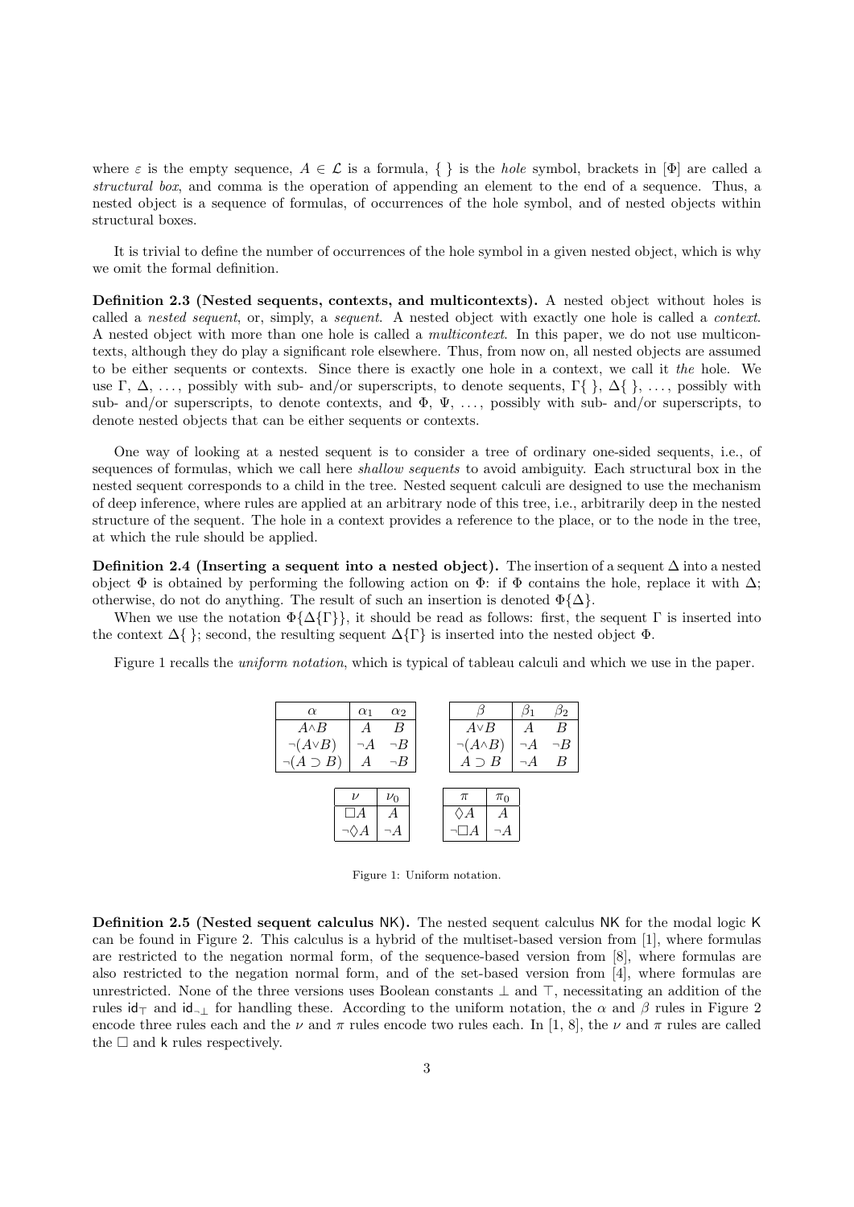where $\varepsilon$ is the empty sequence, $A \in \mathcal{L}$ is a formula, $\{\ \}$ is the *hole* symbol, brackets in $[\Phi]$ are called a *structural box*, and comma is the operation of appending an element to the end of a sequence. Thus, a nested object is a sequence of formulas, of occurrences of the hole symbol, and of nested objects within structural boxes.

It is trivial to define the number of occurrences of the hole symbol in a given nested object, which is why we omit the formal definition.

**Definition 2.3 (Nested sequents, contexts, and multicontexts).** A nested object without holes is called a *nested sequent*, or, simply, a *sequent*. A nested object with exactly one hole is called a *context*. A nested object with more than one hole is called a *multicontext*. In this paper, we do not use multicontexts, although they do play a significant role elsewhere. Thus, from now on, all nested objects are assumed to be either sequents or contexts. Since there is exactly one hole in a context, we call it *the* hole. We use $\Gamma$, $\Delta$, ..., possibly with sub- and/or superscripts, to denote sequents, $\Gamma\{\ \}$, $\Delta\{\ \}$, ..., possibly with sub- and/or superscripts, to denote contexts, and $\Phi$, $\Psi$, ..., possibly with sub- and/or superscripts, to denote nested objects that can be either sequents or contexts.

One way of looking at a nested sequent is to consider a tree of ordinary one-sided sequents, i.e., of sequences of formulas, which we call here *shallow sequents* to avoid ambiguity. Each structural box in the nested sequent corresponds to a child in the tree. Nested sequent calculi are designed to use the mechanism of deep inference, where rules are applied at an arbitrary node of this tree, i.e., arbitrarily deep in the nested structure of the sequent. The hole in a context provides a reference to the place, or to the node in the tree, at which the rule should be applied.

**Definition 2.4 (Inserting a sequent into a nested object).** The insertion of a sequent $\Delta$ into a nested object $\Phi$ is obtained by performing the following action on $\Phi$: if $\Phi$ contains the hole, replace it with $\Delta$; otherwise, do not do anything. The result of such an insertion is denoted $\Phi\{\Delta\}$.

When we use the notation $\Phi\{\Delta\{\Gamma\}\}$, it should be read as follows: first, the sequent $\Gamma$ is inserted into the context $\Delta\{\ \}$; second, the resulting sequent $\Delta\{\Gamma\}$ is inserted into the nested object $\Phi$.

Figure 1 recalls the *uniform notation*, which is typical of tableau calculi and which we use in the paper.

| $\alpha$ | $\alpha_1$ | $\alpha_2$ |
|---|---|---|
| $A \wedge B$ | $A$ | $B$ |
| $\neg(A \vee B)$ | $\neg A$ | $\neg B$ |
| $\neg(A \supset B)$ | $A$ | $\neg B$ |

| $\beta$ | $\beta_1$ | $\beta_2$ |
|---|---|---|
| $A \vee B$ | $A$ | $B$ |
| $\neg(A \wedge B)$ | $\neg A$ | $\neg B$ |
| $A \supset B$ | $\neg A$ | $B$ |

| $\nu$ | $\nu_0$ |
|---|---|
| $\Box A$ | $A$ |
| $\neg\Diamond A$ | $\neg A$ |

| $\pi$ | $\pi_0$ |
|---|---|
| $\Diamond A$ | $A$ |
| $\neg\Box A$ | $\neg A$ |

Figure 1: Uniform notation.

**Definition 2.5 (Nested sequent calculus NK).** The nested sequent calculus NK for the modal logic K can be found in Figure 2. This calculus is a hybrid of the multiset-based version from [1], where formulas are restricted to the negation normal form, of the sequence-based version from [8], where formulas are also restricted to the negation normal form, and of the set-based version from [4], where formulas are unrestricted. None of the three versions uses Boolean constants $\bot$ and $\top$, necessitating an addition of the rules $\mathsf{id}_\top$ and $\mathsf{id}_{\neg\bot}$ for handling these. According to the uniform notation, the $\alpha$ and $\beta$ rules in Figure 2 encode three rules each and the $\nu$ and $\pi$ rules encode two rules each. In [1, 8], the $\nu$ and $\pi$ rules are called the $\Box$ and $\mathsf{k}$ rules respectively.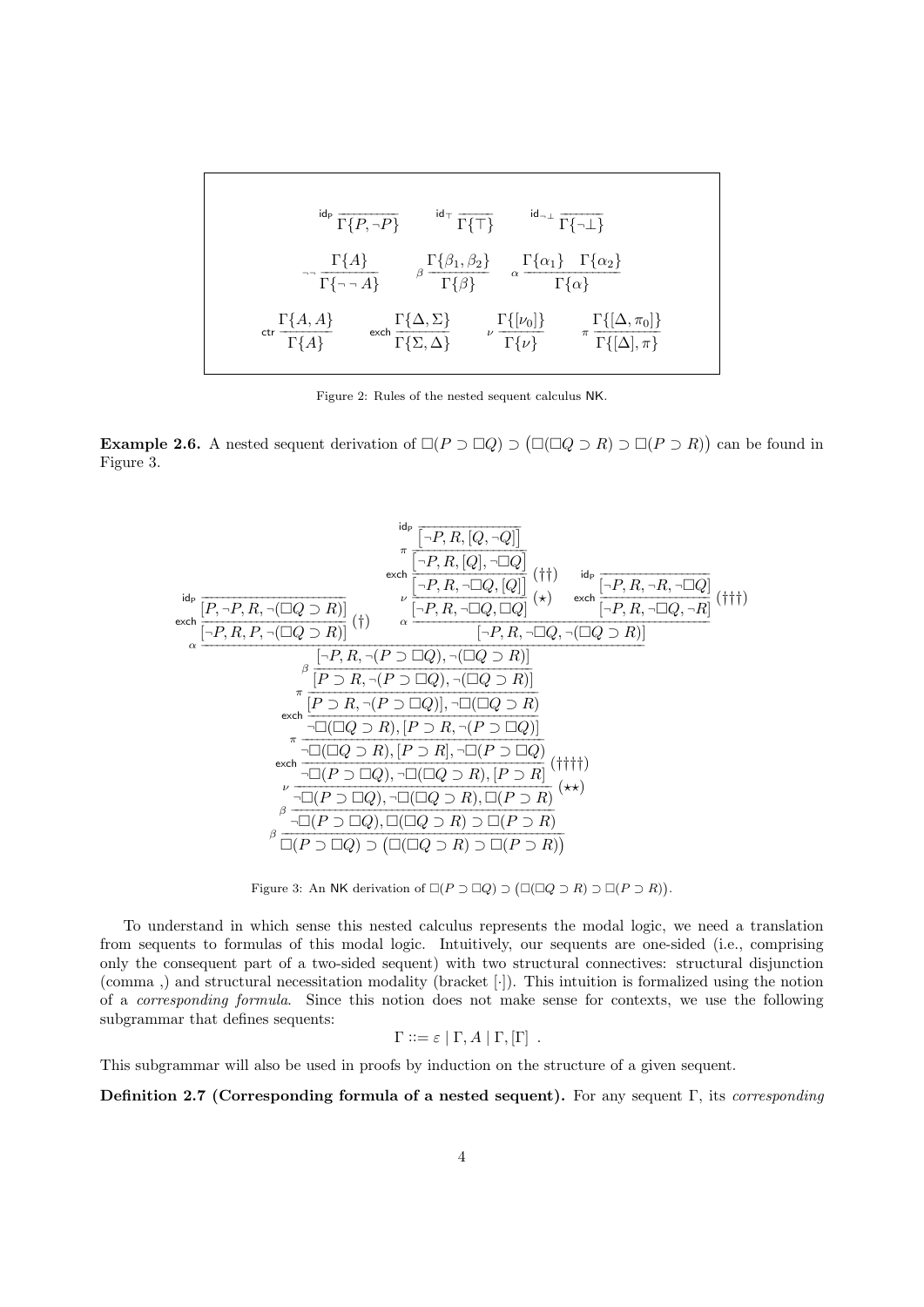$$
\mathsf{id_P}\ \frac{}{\Gamma\{P, \neg P\}} \qquad \mathsf{id_\top}\ \frac{}{\Gamma\{\top\}} \qquad \mathsf{id_{\neg\bot}}\ \frac{}{\Gamma\{\neg\bot\}}
$$

$$
\neg\neg\ \frac{\Gamma\{A\}}{\Gamma\{\neg\neg A\}} \qquad \beta\ \frac{\Gamma\{\beta_1, \beta_2\}}{\Gamma\{\beta\}} \qquad \alpha\ \frac{\Gamma\{\alpha_1\} \quad \Gamma\{\alpha_2\}}{\Gamma\{\alpha\}}
$$

$$
\mathsf{ctr}\ \frac{\Gamma\{A, A\}}{\Gamma\{A\}} \qquad \mathsf{exch}\ \frac{\Gamma\{\Delta, \Sigma\}}{\Gamma\{\Sigma, \Delta\}} \qquad \nu\ \frac{\Gamma\{[\nu_0]\}}{\Gamma\{\nu\}} \qquad \pi\ \frac{\Gamma\{[\Delta, \pi_0]\}}{\Gamma\{[\Delta], \pi\}}
$$

Figure 2: Rules of the nested sequent calculus NK.

**Example 2.6.** A nested sequent derivation of $\Box(P \supset \Box Q) \supset (\Box(\Box Q \supset R) \supset \Box(P \supset R))$ can be found in Figure 3.

$$
\dfrac{
\mathsf{exch}\dfrac{\mathsf{id_P}\dfrac{}{[P, \neg P, R, \neg(\Box Q \supset R)]}}{[\neg P, R, P, \neg(\Box Q \supset R)]}\,(\dagger)
\qquad
\alpha\dfrac{
\nu\dfrac{\mathsf{exch}\dfrac{\pi\dfrac{\mathsf{id_P}\dfrac{}{[\neg P, R, [Q, \neg Q]]}}{[\neg P, R, [Q], \neg\Box Q]}}{[\neg P, R, \neg\Box Q, [Q]]}\,(\dagger\dagger)}{[\neg P, R, \neg\Box Q, \Box Q]}\,(\star)
\qquad
\mathsf{exch}\dfrac{\mathsf{id_P}\dfrac{}{[\neg P, R, \neg R, \neg\Box Q]}}{[\neg P, R, \neg\Box Q, \neg R]}\,(\dagger\dagger\dagger)
}{[\neg P, R, \neg\Box Q, \neg(\Box Q \supset R)]}
}{
\alpha\ [\neg P, R, \neg(P \supset \Box Q), \neg(\Box Q \supset R)]
}
$$

$$
\beta\ \frac{[\neg P, R, \neg(P \supset \Box Q), \neg(\Box Q \supset R)]}{[P \supset R, \neg(P \supset \Box Q), \neg(\Box Q \supset R)]}
$$

$$
\pi\ \frac{}{[P \supset R, \neg(P \supset \Box Q)], \neg\Box(\Box Q \supset R)}
$$

$$
\mathsf{exch}\ \frac{}{\neg\Box(\Box Q \supset R), [P \supset R, \neg(P \supset \Box Q)]}
$$

$$
\pi\ \frac{}{\neg\Box(\Box Q \supset R), [P \supset R], \neg\Box(P \supset \Box Q)}
$$

$$
\mathsf{exch}\ \frac{}{\neg\Box(P \supset \Box Q), \neg\Box(\Box Q \supset R), [P \supset R]}\ (\dagger\dagger\dagger\dagger)
$$

$$
\nu\ \frac{}{\neg\Box(P \supset \Box Q), \neg\Box(\Box Q \supset R), \Box(P \supset R)}\ (\star\star)
$$

$$
\beta\ \frac{}{\neg\Box(P \supset \Box Q), \Box(\Box Q \supset R) \supset \Box(P \supset R)}
$$

$$
\beta\ \frac{}{\Box(P \supset \Box Q) \supset (\Box(\Box Q \supset R) \supset \Box(P \supset R))}
$$

Figure 3: An NK derivation of $\Box(P \supset \Box Q) \supset (\Box(\Box Q \supset R) \supset \Box(P \supset R))$.

To understand in which sense this nested calculus represents the modal logic, we need a translation from sequents to formulas of this modal logic. Intuitively, our sequents are one-sided (i.e., comprising only the consequent part of a two-sided sequent) with two structural connectives: structural disjunction (comma ,) and structural necessitation modality (bracket $[\cdot]$). This intuition is formalized using the notion of a *corresponding formula*. Since this notion does not make sense for contexts, we use the following subgrammar that defines sequents:

$$
\Gamma ::= \varepsilon \mid \Gamma, A \mid \Gamma, [\Gamma] \ .
$$

This subgrammar will also be used in proofs by induction on the structure of a given sequent.

**Definition 2.7 (Corresponding formula of a nested sequent).** For any sequent $\Gamma$, its *corresponding*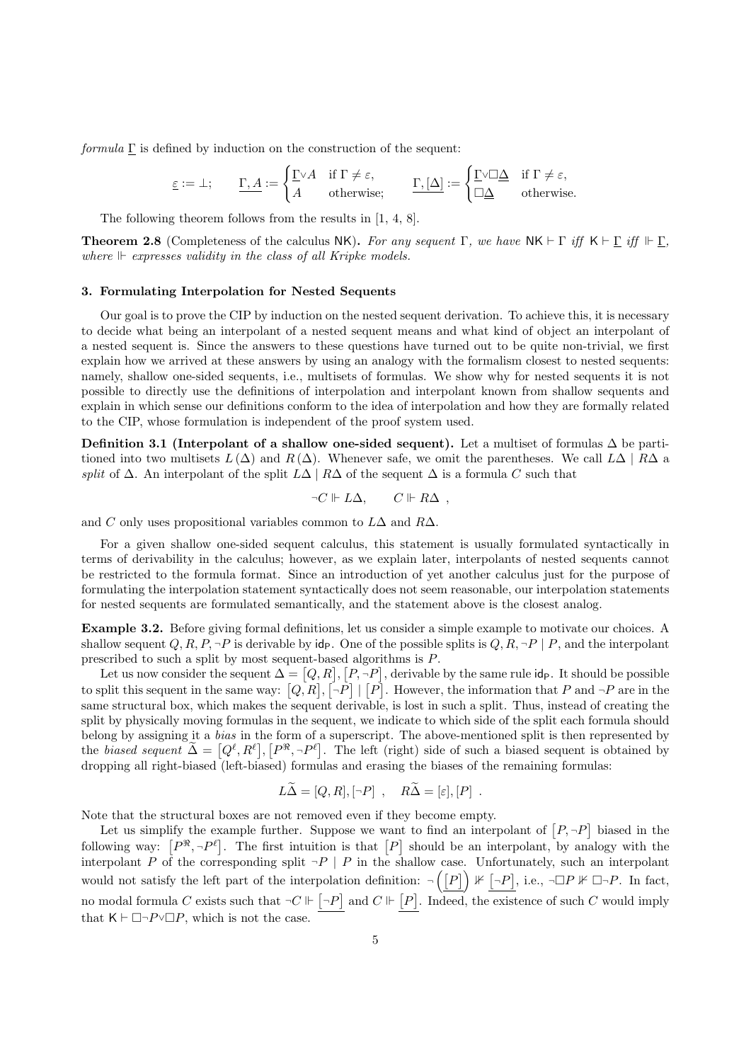*formula* $\underline{\Gamma}$ is defined by induction on the construction of the sequent:

$$\underline{\varepsilon} := \bot; \qquad \underline{\Gamma, A} := \begin{cases} \underline{\Gamma} \vee A & \text{if } \Gamma \neq \varepsilon, \\ A & \text{otherwise;} \end{cases} \qquad \underline{\Gamma, [\Delta]} := \begin{cases} \underline{\Gamma} \vee \Box \underline{\Delta} & \text{if } \Gamma \neq \varepsilon, \\ \Box \underline{\Delta} & \text{otherwise.} \end{cases}$$

The following theorem follows from the results in [1, 4, 8].

**Theorem 2.8** (Completeness of the calculus $\mathsf{NK}$)**.** *For any sequent* $\Gamma$*, we have* $\mathsf{NK} \vdash \Gamma$ *iff* $\mathsf{K} \vdash \underline{\Gamma}$ *iff* $\Vdash \underline{\Gamma}$*, where* $\Vdash$ *expresses validity in the class of all Kripke models.*

### 3. Formulating Interpolation for Nested Sequents

Our goal is to prove the CIP by induction on the nested sequent derivation. To achieve this, it is necessary to decide what being an interpolant of a nested sequent means and what kind of object an interpolant of a nested sequent is. Since the answers to these questions have turned out to be quite non-trivial, we first explain how we arrived at these answers by using an analogy with the formalism closest to nested sequents: namely, shallow one-sided sequents, i.e., multisets of formulas. We show why for nested sequents it is not possible to directly use the definitions of interpolation and interpolant known from shallow sequents and explain in which sense our definitions conform to the idea of interpolation and how they are formally related to the CIP, whose formulation is independent of the proof system used.

**Definition 3.1 (Interpolant of a shallow one-sided sequent).** Let a multiset of formulas $\Delta$ be partitioned into two multisets $L(\Delta)$ and $R(\Delta)$. Whenever safe, we omit the parentheses. We call $L\Delta \mid R\Delta$ a *split* of $\Delta$. An interpolant of the split $L\Delta \mid R\Delta$ of the sequent $\Delta$ is a formula $C$ such that

$$\neg C \Vdash L\Delta, \qquad C \Vdash R\Delta \ ,$$

and $C$ only uses propositional variables common to $L\Delta$ and $R\Delta$.

For a given shallow one-sided sequent calculus, this statement is usually formulated syntactically in terms of derivability in the calculus; however, as we explain later, interpolants of nested sequents cannot be restricted to the formula format. Since an introduction of yet another calculus just for the purpose of formulating the interpolation statement syntactically does not seem reasonable, our interpolation statements for nested sequents are formulated semantically, and the statement above is the closest analog.

**Example 3.2.** Before giving formal definitions, let us consider a simple example to motivate our choices. A shallow sequent $Q, R, P, \neg P$ is derivable by $\mathsf{id_P}$. One of the possible splits is $Q, R, \neg P \mid P$, and the interpolant prescribed to such a split by most sequent-based algorithms is $P$.

Let us now consider the sequent $\Delta = [Q, R], [P, \neg P]$, derivable by the same rule $\mathsf{id_P}$. It should be possible to split this sequent in the same way: $[Q, R], [\neg P] \mid [P]$. However, the information that $P$ and $\neg P$ are in the same structural box, which makes the sequent derivable, is lost in such a split. Thus, instead of creating the split by physically moving formulas in the sequent, we indicate to which side of the split each formula should belong by assigning it a *bias* in the form of a superscript. The above-mentioned split is then represented by the *biased sequent* $\widetilde{\Delta} = [Q^\ell, R^\ell], [P^\Re, \neg P^\ell]$. The left (right) side of such a biased sequent is obtained by dropping all right-biased (left-biased) formulas and erasing the biases of the remaining formulas:

$$L\widetilde{\Delta} = [Q, R], [\neg P] \ , \quad R\widetilde{\Delta} = [\varepsilon], [P] \ .$$

Note that the structural boxes are not removed even if they become empty.

Let us simplify the example further. Suppose we want to find an interpolant of $[P, \neg P]$ biased in the following way: $[P^\Re, \neg P^\ell]$. The first intuition is that $[P]$ should be an interpolant, by analogy with the interpolant $P$ of the corresponding split $\neg P \mid P$ in the shallow case. Unfortunately, such an interpolant would not satisfy the left part of the interpolation definition: $\neg\left(\underline{[P]}\right) \nVdash \underline{[\neg P]}$, i.e., $\neg \Box P \nVdash \Box \neg P$. In fact, no modal formula $C$ exists such that $\neg C \Vdash \underline{[\neg P]}$ and $C \Vdash \underline{[P]}$. Indeed, the existence of such $C$ would imply that $\mathsf{K} \vdash \Box \neg P \vee \Box P$, which is not the case.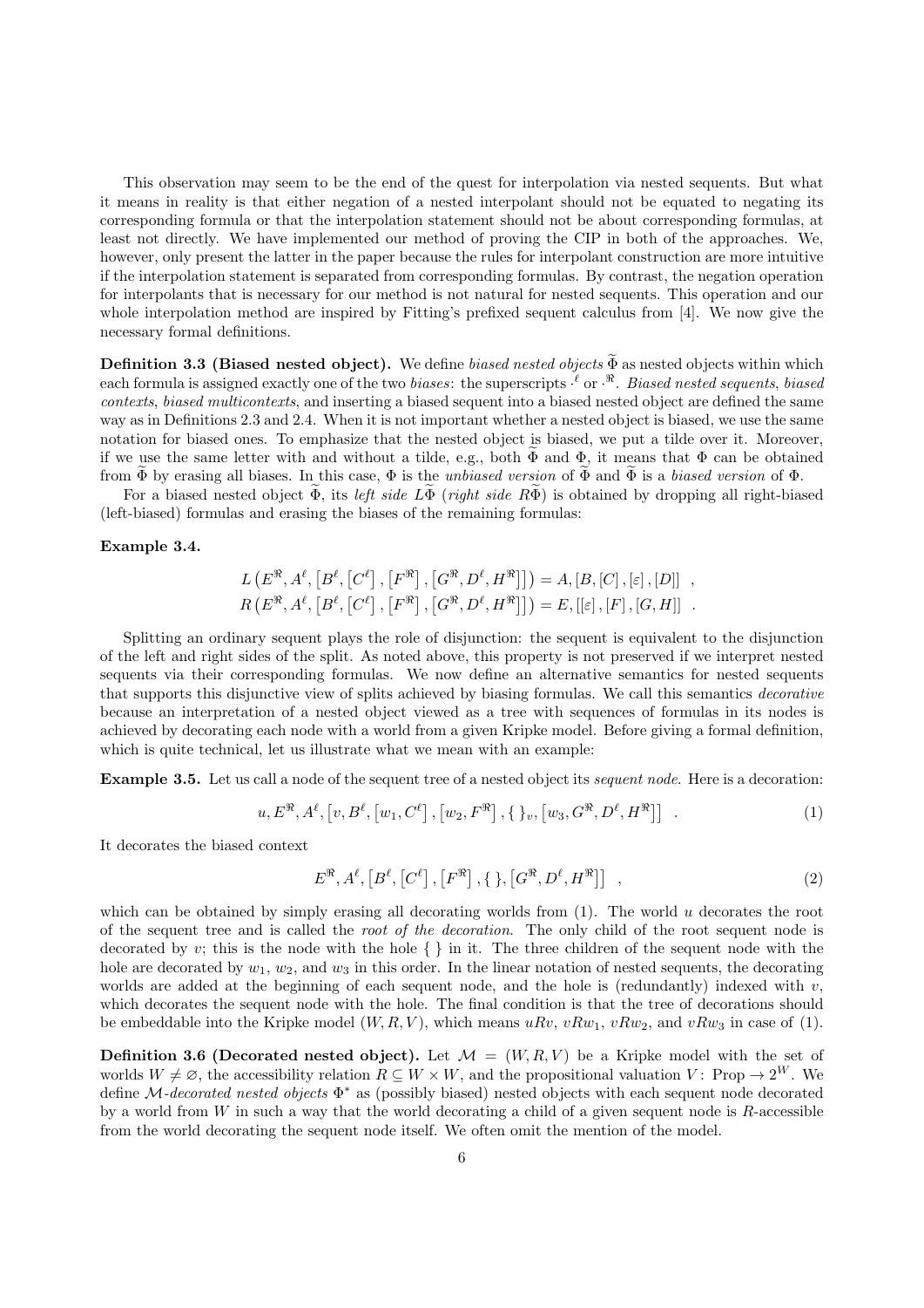This observation may seem to be the end of the quest for interpolation via nested sequents. But what it means in reality is that either negation of a nested interpolant should not be equated to negating its corresponding formula or that the interpolation statement should not be about corresponding formulas, at least not directly. We have implemented our method of proving the CIP in both of the approaches. We, however, only present the latter in the paper because the rules for interpolant construction are more intuitive if the interpolation statement is separated from corresponding formulas. By contrast, the negation operation for interpolants that is necessary for our method is not natural for nested sequents. This operation and our whole interpolation method are inspired by Fitting's prefixed sequent calculus from [4]. We now give the necessary formal definitions.

**Definition 3.3 (Biased nested object).** We define *biased nested objects* $\widetilde{\Phi}$ as nested objects within which each formula is assigned exactly one of the two *biases*: the superscripts $\cdot^{\ell}$ or $\cdot^{\Re}$. *Biased nested sequents*, *biased contexts*, *biased multicontexts*, and inserting a biased sequent into a biased nested object are defined the same way as in Definitions 2.3 and 2.4. When it is not important whether a nested object is biased, we use the same notation for biased ones. To emphasize that the nested object is biased, we put a tilde over it. Moreover, if we use the same letter with and without a tilde, e.g., both $\widetilde{\Phi}$ and $\Phi$, it means that $\Phi$ can be obtained from $\widetilde{\Phi}$ by erasing all biases. In this case, $\Phi$ is the *unbiased version* of $\widetilde{\Phi}$ and $\widetilde{\Phi}$ is a *biased version* of $\Phi$.

For a biased nested object $\widetilde{\Phi}$, its *left side* $L\widetilde{\Phi}$ (*right side* $R\widetilde{\Phi}$) is obtained by dropping all right-biased (left-biased) formulas and erasing the biases of the remaining formulas:

**Example 3.4.**

$$L\left(E^{\Re}, A^{\ell}, \left[B^{\ell}, \left[C^{\ell}\right], \left[F^{\Re}\right], \left[G^{\Re}, D^{\ell}, H^{\Re}\right]\right]\right) = A, [B, [C], [\varepsilon], [D]] \quad ,$$
$$R\left(E^{\Re}, A^{\ell}, \left[B^{\ell}, \left[C^{\ell}\right], \left[F^{\Re}\right], \left[G^{\Re}, D^{\ell}, H^{\Re}\right]\right]\right) = E, [[\varepsilon], [F], [G, H]] \quad .$$

Splitting an ordinary sequent plays the role of disjunction: the sequent is equivalent to the disjunction of the left and right sides of the split. As noted above, this property is not preserved if we interpret nested sequents via their corresponding formulas. We now define an alternative semantics for nested sequents that supports this disjunctive view of splits achieved by biasing formulas. We call this semantics *decorative* because an interpretation of a nested object viewed as a tree with sequences of formulas in its nodes is achieved by decorating each node with a world from a given Kripke model. Before giving a formal definition, which is quite technical, let us illustrate what we mean with an example:

**Example 3.5.** Let us call a node of the sequent tree of a nested object its *sequent node*. Here is a decoration:

$$u, E^{\Re}, A^{\ell}, \left[v, B^{\ell}, \left[w_1, C^{\ell}\right], \left[w_2, F^{\Re}\right], \{\ \}_v, \left[w_3, G^{\Re}, D^{\ell}, H^{\Re}\right]\right] \quad . \tag{1}$$

It decorates the biased context

$$E^{\Re}, A^{\ell}, \left[B^{\ell}, \left[C^{\ell}\right], \left[F^{\Re}\right], \{\ \}, \left[G^{\Re}, D^{\ell}, H^{\Re}\right]\right] \quad , \tag{2}$$

which can be obtained by simply erasing all decorating worlds from (1). The world $u$ decorates the root of the sequent tree and is called the *root of the decoration*. The only child of the root sequent node is decorated by $v$; this is the node with the hole $\{\ \}$ in it. The three children of the sequent node with the hole are decorated by $w_1$, $w_2$, and $w_3$ in this order. In the linear notation of nested sequents, the decorating worlds are added at the beginning of each sequent node, and the hole is (redundantly) indexed with $v$, which decorates the sequent node with the hole. The final condition is that the tree of decorations should be embeddable into the Kripke model $(W, R, V)$, which means $uRv$, $vRw_1$, $vRw_2$, and $vRw_3$ in case of (1).

**Definition 3.6 (Decorated nested object).** Let $\mathcal{M} = (W, R, V)$ be a Kripke model with the set of worlds $W \neq \varnothing$, the accessibility relation $R \subseteq W \times W$, and the propositional valuation $V\colon \text{Prop} \to 2^W$. We define $\mathcal{M}$*-decorated nested objects* $\Phi^*$ as (possibly biased) nested objects with each sequent node decorated by a world from $W$ in such a way that the world decorating a child of a given sequent node is $R$-accessible from the world decorating the sequent node itself. We often omit the mention of the model.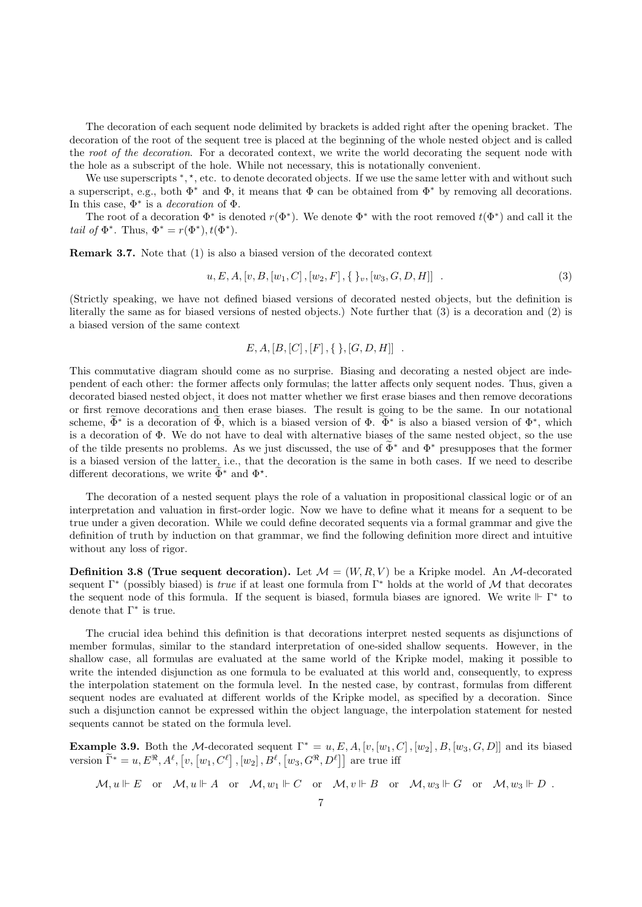The decoration of each sequent node delimited by brackets is added right after the opening bracket. The decoration of the root of the sequent tree is placed at the beginning of the whole nested object and is called the *root of the decoration*. For a decorated context, we write the world decorating the sequent node with the hole as a subscript of the hole. While not necessary, this is notationally convenient.

We use superscripts $^*$, $^\star$, etc. to denote decorated objects. If we use the same letter with and without such a superscript, e.g., both $\Phi^*$ and $\Phi$, it means that $\Phi$ can be obtained from $\Phi^*$ by removing all decorations. In this case, $\Phi^*$ is a *decoration* of $\Phi$.

The root of a decoration $\Phi^*$ is denoted $r(\Phi^*)$. We denote $\Phi^*$ with the root removed $t(\Phi^*)$ and call it the *tail of* $\Phi^*$. Thus, $\Phi^* = r(\Phi^*), t(\Phi^*)$.

**Remark 3.7.** Note that (1) is also a biased version of the decorated context

$$u, E, A, [v, B, [w_1, C], [w_2, F], \{\ \}_v, [w_3, G, D, H]] \quad . \tag{3}$$

(Strictly speaking, we have not defined biased versions of decorated nested objects, but the definition is literally the same as for biased versions of nested objects.) Note further that (3) is a decoration and (2) is a biased version of the same context

$$E, A, [B, [C], [F], \{\ \}, [G, D, H]] \quad .$$

This commutative diagram should come as no surprise. Biasing and decorating a nested object are independent of each other: the former affects only formulas; the latter affects only sequent nodes. Thus, given a decorated biased nested object, it does not matter whether we first erase biases and then remove decorations or first remove decorations and then erase biases. The result is going to be the same. In our notational scheme, $\widetilde{\Phi}^*$ is a decoration of $\widetilde{\Phi}$, which is a biased version of $\Phi$. $\widetilde{\Phi}^*$ is also a biased version of $\Phi^*$, which is a decoration of $\Phi$. We do not have to deal with alternative biases of the same nested object, so the use of the tilde presents no problems. As we just discussed, the use of $\widetilde{\Phi}^*$ and $\Phi^*$ presupposes that the former is a biased version of the latter, i.e., that the decoration is the same in both cases. If we need to describe different decorations, we write $\widetilde{\Phi}^*$ and $\Phi^\star$.

The decoration of a nested sequent plays the role of a valuation in propositional classical logic or of an interpretation and valuation in first-order logic. Now we have to define what it means for a sequent to be true under a given decoration. While we could define decorated sequents via a formal grammar and give the definition of truth by induction on that grammar, we find the following definition more direct and intuitive without any loss of rigor.

**Definition 3.8 (True sequent decoration).** Let $\mathcal{M} = (W, R, V)$ be a Kripke model. An $\mathcal{M}$-decorated sequent $\Gamma^*$ (possibly biased) is *true* if at least one formula from $\Gamma^*$ holds at the world of $\mathcal{M}$ that decorates the sequent node of this formula. If the sequent is biased, formula biases are ignored. We write $\Vdash \Gamma^*$ to denote that $\Gamma^*$ is true.

The crucial idea behind this definition is that decorations interpret nested sequents as disjunctions of member formulas, similar to the standard interpretation of one-sided shallow sequents. However, in the shallow case, all formulas are evaluated at the same world of the Kripke model, making it possible to write the intended disjunction as one formula to be evaluated at this world and, consequently, to express the interpolation statement on the formula level. In the nested case, by contrast, formulas from different sequent nodes are evaluated at different worlds of the Kripke model, as specified by a decoration. Since such a disjunction cannot be expressed within the object language, the interpolation statement for nested sequents cannot be stated on the formula level.

**Example 3.9.** Both the $\mathcal{M}$-decorated sequent $\Gamma^* = u, E, A, [v, [w_1, C], [w_2], B, [w_3, G, D]]$ and its biased version $\widetilde{\Gamma}^* = u, E^{\Re}, A^{\ell}, \left[v, \left[w_1, C^{\ell}\right], [w_2], B^{\ell}, \left[w_3, G^{\Re}, D^{\ell}\right]\right]$ are true iff

$$\mathcal{M}, u \Vdash E \quad \text{or} \quad \mathcal{M}, u \Vdash A \quad \text{or} \quad \mathcal{M}, w_1 \Vdash C \quad \text{or} \quad \mathcal{M}, v \Vdash B \quad \text{or} \quad \mathcal{M}, w_3 \Vdash G \quad \text{or} \quad \mathcal{M}, w_3 \Vdash D \quad .$$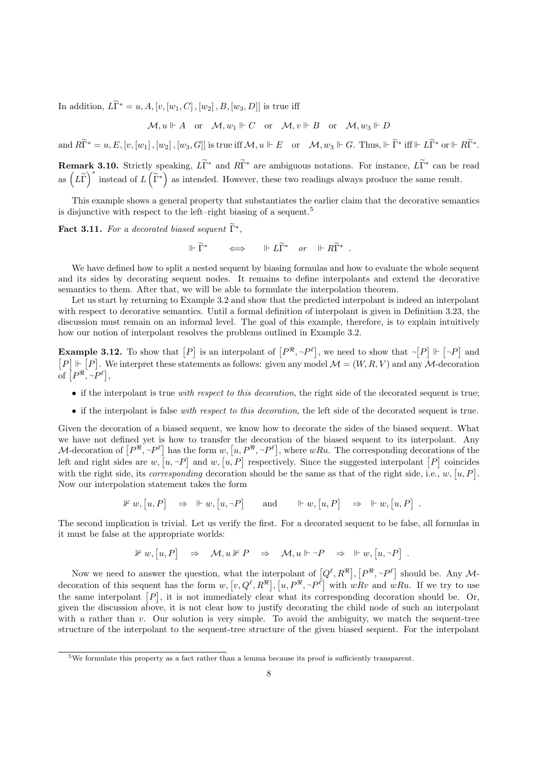In addition, $L\widetilde{\Gamma}^* = u, A, [v, [w_1, C], [w_2], B, [w_3, D]]$ is true iff

$$\mathcal{M}, u \Vdash A \quad \text{or} \quad \mathcal{M}, w_1 \Vdash C \quad \text{or} \quad \mathcal{M}, v \Vdash B \quad \text{or} \quad \mathcal{M}, w_3 \Vdash D$$

and $R\widetilde{\Gamma}^* = u, E, [v, [w_1], [w_2], [w_3, G]]$ is true iff $\mathcal{M}, u \Vdash E \quad \text{or} \quad \mathcal{M}, w_3 \Vdash G$. Thus, $\Vdash \widetilde{\Gamma}^*$ iff $\Vdash L\widetilde{\Gamma}^*$ or $\Vdash R\widetilde{\Gamma}^*$.

**Remark 3.10.** Strictly speaking, $L\widetilde{\Gamma}^*$ and $R\widetilde{\Gamma}^*$ are ambiguous notations. For instance, $L\widetilde{\Gamma}^*$ can be read as $\left(L\widetilde{\Gamma}\right)^*$ instead of $L\left(\widetilde{\Gamma}^*\right)$ as intended. However, these two readings always produce the same result.

This example shows a general property that substantiates the earlier claim that the decorative semantics is disjunctive with respect to the left–right biasing of a sequent.[5]

**Fact 3.11.** *For a decorated biased sequent* $\widetilde{\Gamma}^*$*,*

$$\Vdash \widetilde{\Gamma}^* \qquad \Longleftrightarrow \qquad \Vdash L\widetilde{\Gamma}^* \quad \text{or} \quad \Vdash R\widetilde{\Gamma}^* \ .$$

We have defined how to split a nested sequent by biasing formulas and how to evaluate the whole sequent and its sides by decorating sequent nodes. It remains to define interpolants and extend the decorative semantics to them. After that, we will be able to formulate the interpolation theorem.

Let us start by returning to Example 3.2 and show that the predicted interpolant is indeed an interpolant with respect to decorative semantics. Until a formal definition of interpolant is given in Definition 3.23, the discussion must remain on an informal level. The goal of this example, therefore, is to explain intuitively how our notion of interpolant resolves the problems outlined in Example 3.2.

**Example 3.12.** To show that $\left[P\right]$ is an interpolant of $\left[P^{\Re}, \neg P^{\ell}\right]$, we need to show that $\neg\left[P\right] \Vdash \left[\neg P\right]$ and $\left[P\right] \Vdash \left[P\right]$. We interpret these statements as follows: given any model $\mathcal{M} = (W, R, V)$ and any $\mathcal{M}$-decoration of $\left[P^{\Re}, \neg P^{\ell}\right]$,

- if the interpolant is true *with respect to this decoration*, the right side of the decorated sequent is true;
- if the interpolant is false *with respect to this decoration*, the left side of the decorated sequent is true.

Given the decoration of a biased sequent, we know how to decorate the sides of the biased sequent. What we have not defined yet is how to transfer the decoration of the biased sequent to its interpolant. Any $\mathcal{M}$-decoration of $\left[P^{\Re}, \neg P^{\ell}\right]$ has the form $w, \left[u, P^{\Re}, \neg P^{\ell}\right]$, where $wRu$. The corresponding decorations of the left and right sides are $w, \left[u, \neg P\right]$ and $w, \left[u, P\right]$ respectively. Since the suggested interpolant $\left[P\right]$ coincides with the right side, its *corresponding* decoration should be the same as that of the right side, i.e., $w, \left[u, P\right]$. Now our interpolation statement takes the form

$$\nVdash w, \left[u, P\right] \quad \Rightarrow \quad \Vdash w, \left[u, \neg P\right] \qquad \text{and} \qquad \Vdash w, \left[u, P\right] \quad \Rightarrow \quad \Vdash w, \left[u, P\right] \ .$$

The second implication is trivial. Let us verify the first. For a decorated sequent to be false, all formulas in it must be false at the appropriate worlds:

$$\nVdash w, \left[u, P\right] \quad \Rightarrow \quad \mathcal{M}, u \nVdash P \quad \Rightarrow \quad \mathcal{M}, u \Vdash \neg P \quad \Rightarrow \quad \Vdash w, \left[u, \neg P\right] \ .$$

Now we need to answer the question, what the interpolant of $\left[Q^{\ell}, R^{\Re}\right], \left[P^{\Re}, \neg P^{\ell}\right]$ should be. Any $\mathcal{M}$-decoration of this sequent has the form $w, \left[v, Q^{\ell}, R^{\Re}\right], \left[u, P^{\Re}, \neg P^{\ell}\right]$ with $wRv$ and $wRu$. If we try to use the same interpolant $\left[P\right]$, it is not immediately clear what its corresponding decoration should be. Or, given the discussion above, it is not clear how to justify decorating the child node of such an interpolant with $u$ rather than $v$. Our solution is very simple. To avoid the ambiguity, we match the sequent-tree structure of the interpolant to the sequent-tree structure of the given biased sequent. For the interpolant

[5] We formulate this property as a fact rather than a lemma because its proof is sufficiently transparent.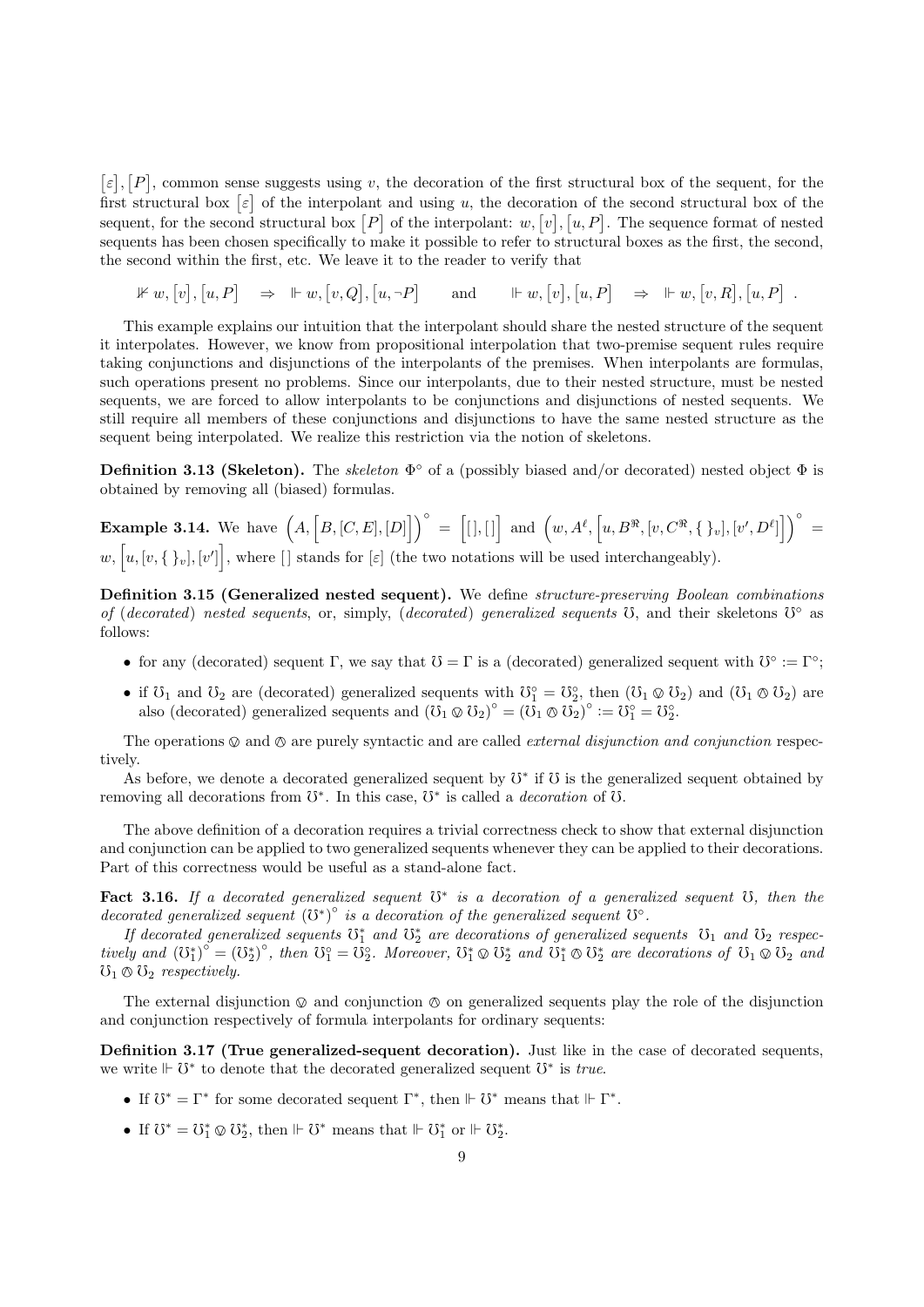$\big[\varepsilon\big], \big[P\big]$, common sense suggests using $v$, the decoration of the first structural box of the sequent, for the first structural box $\big[\varepsilon\big]$ of the interpolant and using $u$, the decoration of the second structural box of the sequent, for the second structural box $\big[P\big]$ of the interpolant: $w, \big[v\big], \big[u, P\big]$. The sequence format of nested sequents has been chosen specifically to make it possible to refer to structural boxes as the first, the second, the second within the first, etc. We leave it to the reader to verify that

$$\nVdash w, \big[v\big], \big[u, P\big] \quad \Rightarrow \quad \Vdash w, \big[v, Q\big], \big[u, \neg P\big] \qquad \text{and} \qquad \Vdash w, \big[v\big], \big[u, P\big] \quad \Rightarrow \quad \Vdash w, \big[v, R\big], \big[u, P\big] \enspace .$$

This example explains our intuition that the interpolant should share the nested structure of the sequent it interpolates. However, we know from propositional interpolation that two-premise sequent rules require taking conjunctions and disjunctions of the interpolants of the premises. When interpolants are formulas, such operations present no problems. Since our interpolants, due to their nested structure, must be nested sequents, we are forced to allow interpolants to be conjunctions and disjunctions of nested sequents. We still require all members of these conjunctions and disjunctions to have the same nested structure as the sequent being interpolated. We realize this restriction via the notion of skeletons.

**Definition 3.13 (Skeleton).** The *skeleton* $\Phi^\circ$ of a (possibly biased and/or decorated) nested object $\Phi$ is obtained by removing all (biased) formulas.

**Example 3.14.** We have $\Big(A, \Big[B, [C, E], [D]\Big]\Big)^\circ = \Big[[\,], [\,]\Big]$ and $\Big(w, A^\ell, \Big[u, B^\Re, [v, C^\Re, \{\,\}_v], [v', D^\ell]\Big]\Big)^\circ = w, \Big[u, [v, \{\,\}_v], [v']\Big]$, where $[\,]$ stands for $[\varepsilon]$ (the two notations will be used interchangeably).

**Definition 3.15 (Generalized nested sequent).** We define *structure-preserving Boolean combinations of (decorated) nested sequents*, or, simply, *(decorated) generalized sequents* $\mho$, and their skeletons $\mho^\circ$ as follows:

- for any (decorated) sequent $\Gamma$, we say that $\mho = \Gamma$ is a (decorated) generalized sequent with $\mho^\circ := \Gamma^\circ$;
- if $\mho_1$ and $\mho_2$ are (decorated) generalized sequents with $\mho_1^\circ = \mho_2^\circ$, then $(\mho_1 \otimes \mho_2)$ and $(\mho_1 \oslash \mho_2)$ are also (decorated) generalized sequents and $(\mho_1 \otimes \mho_2)^\circ = (\mho_1 \oslash \mho_2)^\circ := \mho_1^\circ = \mho_2^\circ$.

The operations $\otimes$ and $\oslash$ are purely syntactic and are called *external disjunction and conjunction* respectively.

As before, we denote a decorated generalized sequent by $\mho^*$ if $\mho$ is the generalized sequent obtained by removing all decorations from $\mho^*$. In this case, $\mho^*$ is called a *decoration* of $\mho$.

The above definition of a decoration requires a trivial correctness check to show that external disjunction and conjunction can be applied to two generalized sequents whenever they can be applied to their decorations. Part of this correctness would be useful as a stand-alone fact.

**Fact 3.16.** *If a decorated generalized sequent $\mho^*$ is a decoration of a generalized sequent $\mho$, then the decorated generalized sequent $(\mho^*)^\circ$ is a decoration of the generalized sequent $\mho^\circ$.*

*If decorated generalized sequents $\mho_1^*$ and $\mho_2^*$ are decorations of generalized sequents $\mho_1$ and $\mho_2$ respectively and $(\mho_1^*)^\circ = (\mho_2^*)^\circ$, then $\mho_1^\circ = \mho_2^\circ$. Moreover, $\mho_1^* \otimes \mho_2^*$ and $\mho_1^* \oslash \mho_2^*$ are decorations of $\mho_1 \otimes \mho_2$ and $\mho_1 \oslash \mho_2$ respectively.*

The external disjunction $\otimes$ and conjunction $\oslash$ on generalized sequents play the role of the disjunction and conjunction respectively of formula interpolants for ordinary sequents:

**Definition 3.17 (True generalized-sequent decoration).** Just like in the case of decorated sequents, we write $\Vdash \mho^*$ to denote that the decorated generalized sequent $\mho^*$ is *true*.

- If $\mho^* = \Gamma^*$ for some decorated sequent $\Gamma^*$, then $\Vdash \mho^*$ means that $\Vdash \Gamma^*$.
- If $\mho^* = \mho_1^* \otimes \mho_2^*$, then $\Vdash \mho^*$ means that $\Vdash \mho_1^*$ or $\Vdash \mho_2^*$.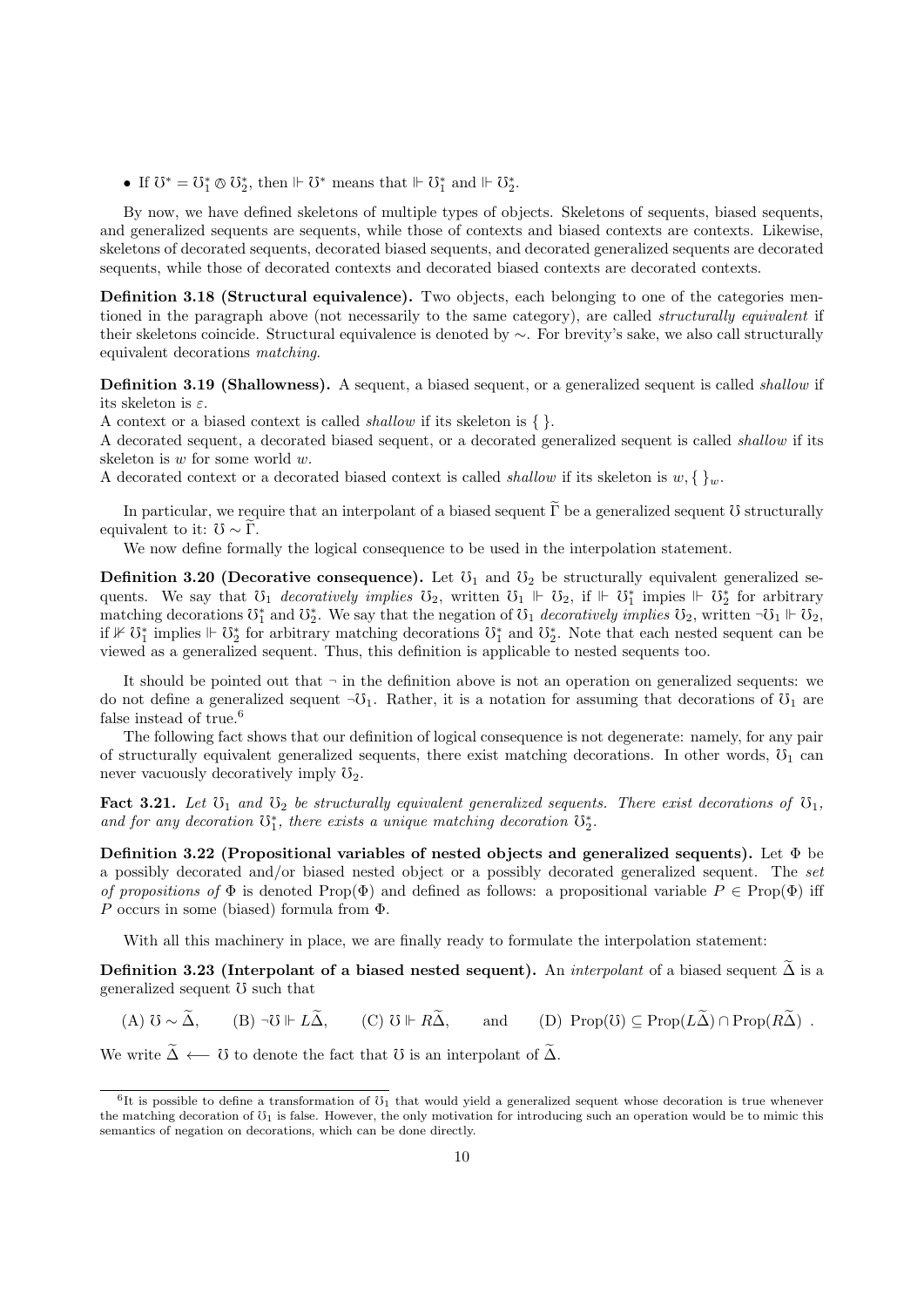- If $\mho^* = \mho_1^* \oslash \mho_2^*$, then $\Vdash \mho^*$ means that $\Vdash \mho_1^*$ and $\Vdash \mho_2^*$.

By now, we have defined skeletons of multiple types of objects. Skeletons of sequents, biased sequents, and generalized sequents are sequents, while those of contexts and biased contexts are contexts. Likewise, skeletons of decorated sequents, decorated biased sequents, and decorated generalized sequents are decorated sequents, while those of decorated contexts and decorated biased contexts are decorated contexts.

**Definition 3.18 (Structural equivalence).** Two objects, each belonging to one of the categories mentioned in the paragraph above (not necessarily to the same category), are called *structurally equivalent* if their skeletons coincide. Structural equivalence is denoted by $\sim$. For brevity's sake, we also call structurally equivalent decorations *matching*.

**Definition 3.19 (Shallowness).** A sequent, a biased sequent, or a generalized sequent is called *shallow* if its skeleton is $\varepsilon$.
A context or a biased context is called *shallow* if its skeleton is $\{\,\}$.
A decorated sequent, a decorated biased sequent, or a decorated generalized sequent is called *shallow* if its skeleton is $w$ for some world $w$.
A decorated context or a decorated biased context is called *shallow* if its skeleton is $w, \{\,\}_w$.

In particular, we require that an interpolant of a biased sequent $\widetilde{\Gamma}$ be a generalized sequent $\mho$ structurally equivalent to it: $\mho \sim \widetilde{\Gamma}$.

We now define formally the logical consequence to be used in the interpolation statement.

**Definition 3.20 (Decorative consequence).** Let $\mho_1$ and $\mho_2$ be structurally equivalent generalized sequents. We say that $\mho_1$ *decoratively implies* $\mho_2$, written $\mho_1 \Vdash \mho_2$, if $\Vdash \mho_1^*$ impies $\Vdash \mho_2^*$ for arbitrary matching decorations $\mho_1^*$ and $\mho_2^*$. We say that the negation of $\mho_1$ *decoratively implies* $\mho_2$, written $\neg\mho_1 \Vdash \mho_2$, if $\nVdash \mho_1^*$ implies $\Vdash \mho_2^*$ for arbitrary matching decorations $\mho_1^*$ and $\mho_2^*$. Note that each nested sequent can be viewed as a generalized sequent. Thus, this definition is applicable to nested sequents too.

It should be pointed out that $\neg$ in the definition above is not an operation on generalized sequents: we do not define a generalized sequent $\neg\mho_1$. Rather, it is a notation for assuming that decorations of $\mho_1$ are false instead of true.[6]

The following fact shows that our definition of logical consequence is not degenerate: namely, for any pair of structurally equivalent generalized sequents, there exist matching decorations. In other words, $\mho_1$ can never vacuously decoratively imply $\mho_2$.

**Fact 3.21.** *Let $\mho_1$ and $\mho_2$ be structurally equivalent generalized sequents. There exist decorations of $\mho_1$, and for any decoration $\mho_1^*$, there exists a unique matching decoration $\mho_2^*$.*

**Definition 3.22 (Propositional variables of nested objects and generalized sequents).** Let $\Phi$ be a possibly decorated and/or biased nested object or a possibly decorated generalized sequent. The *set of propositions of* $\Phi$ is denoted $\operatorname{Prop}(\Phi)$ and defined as follows: a propositional variable $P \in \operatorname{Prop}(\Phi)$ iff $P$ occurs in some (biased) formula from $\Phi$.

With all this machinery in place, we are finally ready to formulate the interpolation statement:

**Definition 3.23 (Interpolant of a biased nested sequent).** An *interpolant* of a biased sequent $\widetilde{\Delta}$ is a generalized sequent $\mho$ such that

$$\text{(A) } \mho \sim \widetilde{\Delta}, \qquad \text{(B) } \neg\mho \Vdash L\widetilde{\Delta}, \qquad \text{(C) } \mho \Vdash R\widetilde{\Delta}, \qquad \text{and} \qquad \text{(D) } \operatorname{Prop}(\mho) \subseteq \operatorname{Prop}(L\widetilde{\Delta}) \cap \operatorname{Prop}(R\widetilde{\Delta}) \ .$$

We write $\widetilde{\Delta} \longleftarrow \mho$ to denote the fact that $\mho$ is an interpolant of $\widetilde{\Delta}$.

[6] It is possible to define a transformation of $\mho_1$ that would yield a generalized sequent whose decoration is true whenever the matching decoration of $\mho_1$ is false. However, the only motivation for introducing such an operation would be to mimic this semantics of negation on decorations, which can be done directly.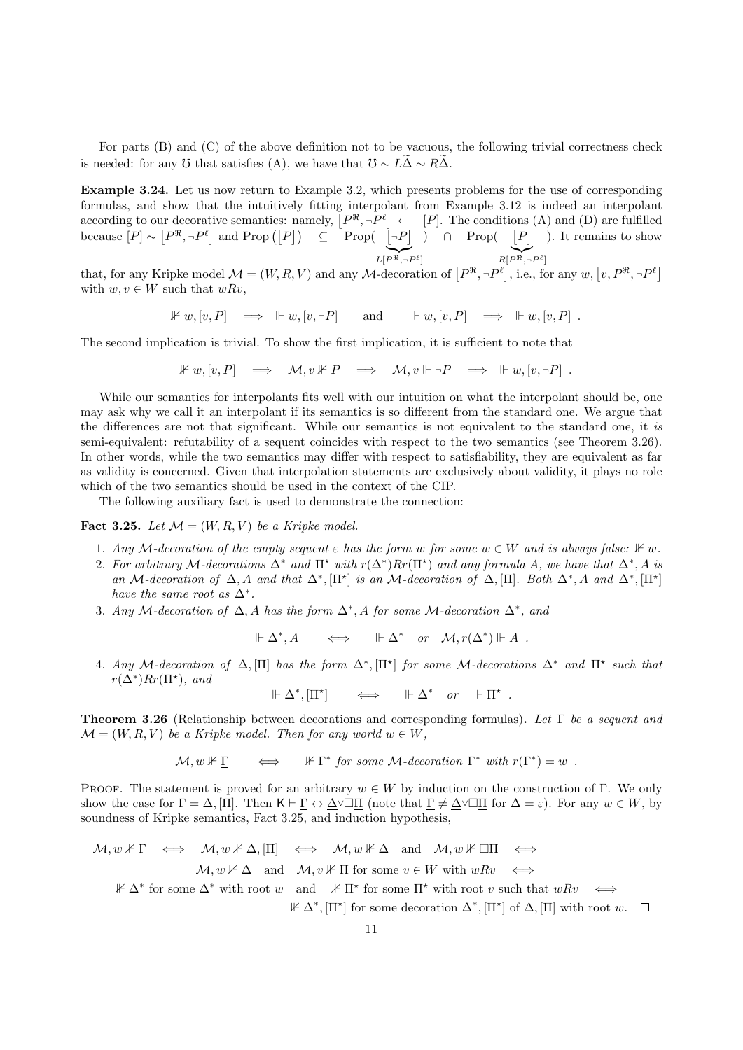For parts (B) and (C) of the above definition not to be vacuous, the following trivial correctness check is needed: for any $\mho$ that satisfies (A), we have that $\mho \sim L\widetilde{\Delta} \sim R\widetilde{\Delta}$.

**Example 3.24.** Let us now return to Example 3.2, which presents problems for the use of corresponding formulas, and show that the intuitively fitting interpolant from Example 3.12 is indeed an interpolant according to our decorative semantics: namely, $\left[P^{\Re}, \neg P^{\ell}\right] \longleftarrow [P]$. The conditions (A) and (D) are fulfilled because $[P] \sim \left[P^{\Re}, \neg P^{\ell}\right]$ and $\text{Prop}\left(\left[P\right]\right) \subseteq \text{Prop}(\underbrace{[\neg P]}_{L[P^{\Re},\neg P^{\ell}]}) \cap \text{Prop}(\underbrace{[P]}_{R[P^{\Re},\neg P^{\ell}]})$. It remains to show that, for any Kripke model $\mathcal{M} = (W, R, V)$ and any $\mathcal{M}$-decoration of $\left[P^{\Re}, \neg P^{\ell}\right]$, i.e., for any $w, \left[v, P^{\Re}, \neg P^{\ell}\right]$ with $w, v \in W$ such that $wRv$,

$$\nVdash w, [v, P] \quad \Longrightarrow \quad \Vdash w, [v, \neg P] \qquad \text{and} \qquad \Vdash w, [v, P] \quad \Longrightarrow \quad \Vdash w, [v, P] \ .$$

The second implication is trivial. To show the first implication, it is sufficient to note that

$$\nVdash w, [v, P] \quad \Longrightarrow \quad \mathcal{M}, v \nVdash P \quad \Longrightarrow \quad \mathcal{M}, v \Vdash \neg P \quad \Longrightarrow \quad \Vdash w, [v, \neg P] \ .$$

While our semantics for interpolants fits well with our intuition on what the interpolant should be, one may ask why we call it an interpolant if its semantics is so different from the standard one. We argue that the differences are not that significant. While our semantics is not equivalent to the standard one, it *is* semi-equivalent: refutability of a sequent coincides with respect to the two semantics (see Theorem 3.26). In other words, while the two semantics may differ with respect to satisfiability, they are equivalent as far as validity is concerned. Given that interpolation statements are exclusively about validity, it plays no role which of the two semantics should be used in the context of the CIP.

The following auxiliary fact is used to demonstrate the connection:

**Fact 3.25.** *Let $\mathcal{M} = (W, R, V)$ be a Kripke model.*

1. *Any $\mathcal{M}$-decoration of the empty sequent $\varepsilon$ has the form $w$ for some $w \in W$ and is always false: $\nVdash w$.*
2. *For arbitrary $\mathcal{M}$-decorations $\Delta^*$ and $\Pi^\star$ with $r(\Delta^*) R r(\Pi^\star)$ and any formula $A$, we have that $\Delta^*, A$ is an $\mathcal{M}$-decoration of $\Delta, A$ and that $\Delta^*, [\Pi^\star]$ is an $\mathcal{M}$-decoration of $\Delta, [\Pi]$. Both $\Delta^*, A$ and $\Delta^*, [\Pi^\star]$ have the same root as $\Delta^*$.*
3. *Any $\mathcal{M}$-decoration of $\Delta, A$ has the form $\Delta^*, A$ for some $\mathcal{M}$-decoration $\Delta^*$, and*
$$\Vdash \Delta^*, A \qquad \Longleftrightarrow \qquad \Vdash \Delta^* \quad \text{or} \quad \mathcal{M}, r(\Delta^*) \Vdash A \ .$$
4. *Any $\mathcal{M}$-decoration of $\Delta, [\Pi]$ has the form $\Delta^*, [\Pi^\star]$ for some $\mathcal{M}$-decorations $\Delta^*$ and $\Pi^\star$ such that $r(\Delta^*) R r(\Pi^\star)$, and*
$$\Vdash \Delta^*, [\Pi^\star] \qquad \Longleftrightarrow \qquad \Vdash \Delta^* \quad \text{or} \quad \Vdash \Pi^\star \ .$$

**Theorem 3.26** (Relationship between decorations and corresponding formulas)**.** *Let $\Gamma$ be a sequent and $\mathcal{M} = (W, R, V)$ be a Kripke model. Then for any world $w \in W$,*

$$\mathcal{M}, w \nVdash \underline{\Gamma} \qquad \Longleftrightarrow \qquad \nVdash \Gamma^* \text{ for some } \mathcal{M}\text{-decoration } \Gamma^* \text{ with } r(\Gamma^*) = w \ .$$

Proof. The statement is proved for an arbitrary $w \in W$ by induction on the construction of $\Gamma$. We only show the case for $\Gamma = \Delta, [\Pi]$. Then $\mathsf{K} \vdash \underline{\Gamma} \leftrightarrow \underline{\Delta} \vee \Box \underline{\Pi}$ (note that $\underline{\Gamma} \neq \underline{\Delta} \vee \Box \underline{\Pi}$ for $\Delta = \varepsilon$). For any $w \in W$, by soundness of Kripke semantics, Fact 3.25, and induction hypothesis,

$$\begin{aligned}
\mathcal{M}, w \nVdash \underline{\Gamma} \quad &\Longleftrightarrow \quad \mathcal{M}, w \nVdash \underline{\Delta, [\Pi]} \quad \Longleftrightarrow \quad \mathcal{M}, w \nVdash \underline{\Delta} \quad \text{and} \quad \mathcal{M}, w \nVdash \Box \underline{\Pi} \quad \Longleftrightarrow \\
&\mathcal{M}, w \nVdash \underline{\Delta} \quad \text{and} \quad \mathcal{M}, v \nVdash \underline{\Pi} \text{ for some } v \in W \text{ with } wRv \quad \Longleftrightarrow \\
&\nVdash \Delta^* \text{ for some } \Delta^* \text{ with root } w \quad \text{and} \quad \nVdash \Pi^\star \text{ for some } \Pi^\star \text{ with root } v \text{ such that } wRv \quad \Longleftrightarrow \\
&\nVdash \Delta^*, [\Pi^\star] \text{ for some decoration } \Delta^*, [\Pi^\star] \text{ of } \Delta, [\Pi] \text{ with root } w. \quad \Box
\end{aligned}$$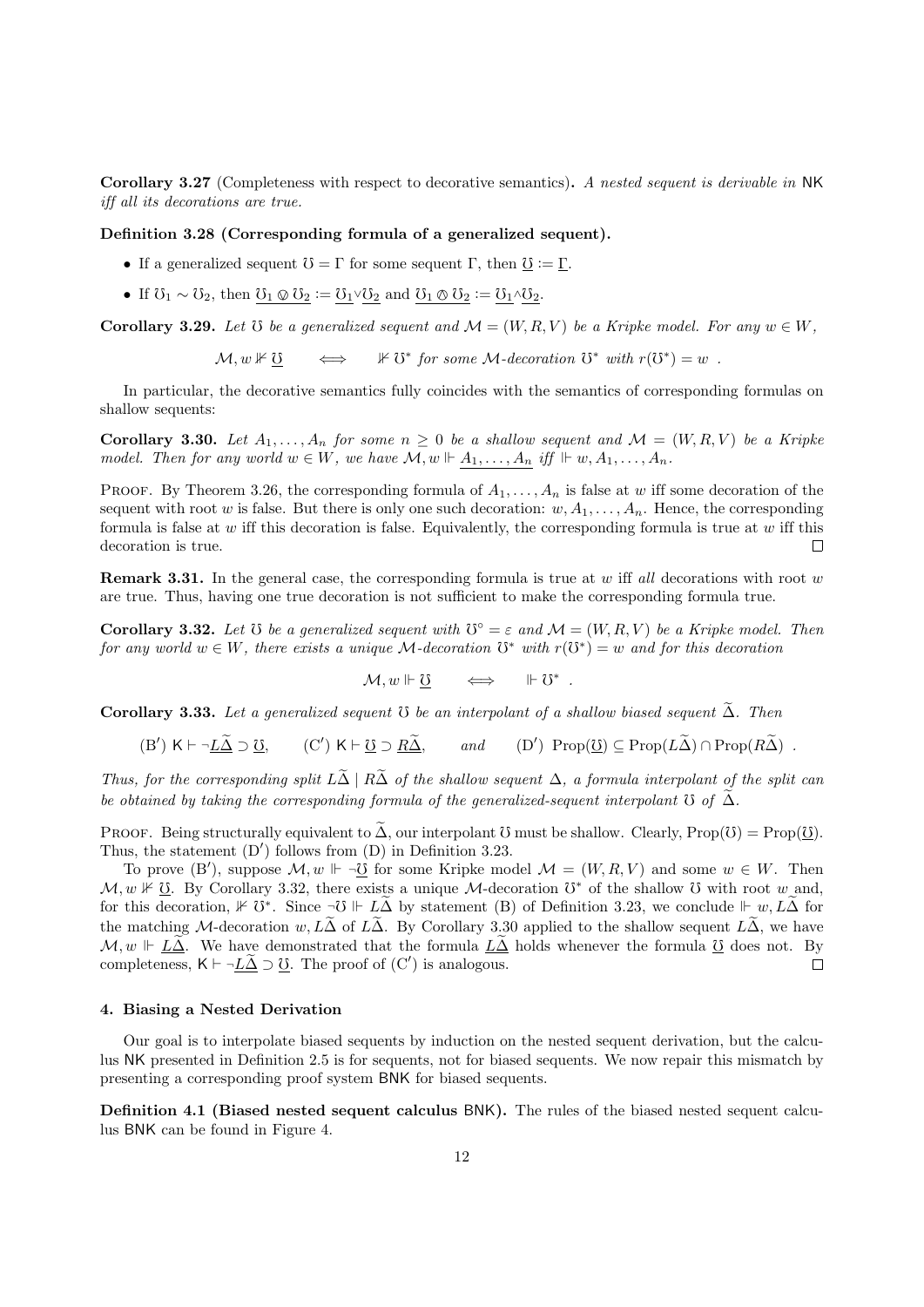**Corollary 3.27** (Completeness with respect to decorative semantics)**.** *A nested sequent is derivable in* NK *iff all its decorations are true.*

**Definition 3.28 (Corresponding formula of a generalized sequent).**

- If a generalized sequent $\mho = \Gamma$ for some sequent $\Gamma$, then $\underline{\mho} := \underline{\Gamma}$.
- If $\mho_1 \sim \mho_2$, then $\underline{\mho_1 \varovee \mho_2} := \underline{\mho_1} \vee \underline{\mho_2}$ and $\underline{\mho_1 \varowedge \mho_2} := \underline{\mho_1} \wedge \underline{\mho_2}$.

**Corollary 3.29.** *Let $\mho$ be a generalized sequent and $\mathcal{M} = (W, R, V)$ be a Kripke model. For any $w \in W$,*

$$\mathcal{M}, w \nVdash \underline{\mho} \qquad \Longleftrightarrow \qquad \nVdash \mho^* \text{ for some } \mathcal{M}\text{-decoration } \mho^* \text{ with } r(\mho^*) = w \ .$$

In particular, the decorative semantics fully coincides with the semantics of corresponding formulas on shallow sequents:

**Corollary 3.30.** *Let $A_1, \ldots, A_n$ for some $n \geq 0$ be a shallow sequent and $\mathcal{M} = (W, R, V)$ be a Kripke model. Then for any world $w \in W$, we have $\mathcal{M}, w \Vdash \underline{A_1, \ldots, A_n}$ iff $\Vdash w, A_1, \ldots, A_n$.*

Proof. By Theorem 3.26, the corresponding formula of $A_1, \ldots, A_n$ is false at $w$ iff some decoration of the sequent with root $w$ is false. But there is only one such decoration: $w, A_1, \ldots, A_n$. Hence, the corresponding formula is false at $w$ iff this decoration is false. Equivalently, the corresponding formula is true at $w$ iff this decoration is true. $\square$

**Remark 3.31.** In the general case, the corresponding formula is true at $w$ iff *all* decorations with root $w$ are true. Thus, having one true decoration is not sufficient to make the corresponding formula true.

**Corollary 3.32.** *Let $\mho$ be a generalized sequent with $\mho^\circ = \varepsilon$ and $\mathcal{M} = (W, R, V)$ be a Kripke model. Then for any world $w \in W$, there exists a unique $\mathcal{M}$-decoration $\mho^*$ with $r(\mho^*) = w$ and for this decoration*

$$\mathcal{M}, w \Vdash \underline{\mho} \qquad \Longleftrightarrow \qquad \Vdash \mho^* \ .$$

**Corollary 3.33.** *Let a generalized sequent $\mho$ be an interpolant of a shallow biased sequent $\widetilde{\Delta}$. Then*

$$(\mathrm{B}') \ \mathsf{K} \vdash \neg\underline{L\widetilde{\Delta}} \supset \underline{\mho}, \qquad (\mathrm{C}') \ \mathsf{K} \vdash \underline{\mho} \supset \underline{R\widetilde{\Delta}}, \qquad \textit{and} \qquad (\mathrm{D}') \ \mathrm{Prop}(\underline{\mho}) \subseteq \mathrm{Prop}(L\widetilde{\Delta}) \cap \mathrm{Prop}(R\widetilde{\Delta}) \ .$$

*Thus, for the corresponding split $L\widetilde{\Delta} \mid R\widetilde{\Delta}$ of the shallow sequent $\Delta$, a formula interpolant of the split can be obtained by taking the corresponding formula of the generalized-sequent interpolant $\mho$ of $\widetilde{\Delta}$.*

Proof. Being structurally equivalent to $\widetilde{\Delta}$, our interpolant $\mho$ must be shallow. Clearly, $\mathrm{Prop}(\mho) = \mathrm{Prop}(\underline{\mho})$. Thus, the statement $(\mathrm{D}')$ follows from (D) in Definition 3.23.

To prove $(\mathrm{B}')$, suppose $\mathcal{M}, w \Vdash \neg\underline{\mho}$ for some Kripke model $\mathcal{M} = (W, R, V)$ and some $w \in W$. Then $\mathcal{M}, w \nVdash \underline{\mho}$. By Corollary 3.32, there exists a unique $\mathcal{M}$-decoration $\mho^*$ of the shallow $\mho$ with root $w$ and, for this decoration, $\nVdash \mho^*$. Since $\neg\mho \Vdash L\widetilde{\Delta}$ by statement (B) of Definition 3.23, we conclude $\Vdash w, L\widetilde{\Delta}$ for the matching $\mathcal{M}$-decoration $w, L\widetilde{\Delta}$ of $L\widetilde{\Delta}$. By Corollary 3.30 applied to the shallow sequent $L\widetilde{\Delta}$, we have $\mathcal{M}, w \Vdash \underline{L\widetilde{\Delta}}$. We have demonstrated that the formula $\underline{L\widetilde{\Delta}}$ holds whenever the formula $\underline{\mho}$ does not. By completeness, $\mathsf{K} \vdash \neg\underline{L\widetilde{\Delta}} \supset \underline{\mho}$. The proof of $(\mathrm{C}')$ is analogous. $\square$

## 4. Biasing a Nested Derivation

Our goal is to interpolate biased sequents by induction on the nested sequent derivation, but the calculus NK presented in Definition 2.5 is for sequents, not for biased sequents. We now repair this mismatch by presenting a corresponding proof system BNK for biased sequents.

**Definition 4.1 (Biased nested sequent calculus** BNK**).** The rules of the biased nested sequent calculus BNK can be found in Figure 4.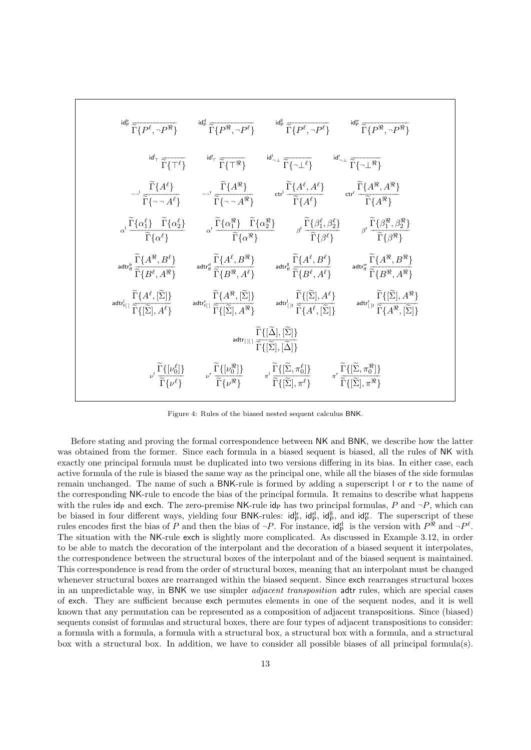$$
\mathsf{id}^{\mathsf{lr}}_{\mathsf{P}}\ \frac{}{\widetilde{\Gamma}\{P^{\ell}, \neg P^{\Re}\}}
\qquad
\mathsf{id}^{\mathsf{rl}}_{\mathsf{P}}\ \frac{}{\widetilde{\Gamma}\{P^{\Re}, \neg P^{\ell}\}}
\qquad
\mathsf{id}^{\mathsf{ll}}_{\mathsf{P}}\ \frac{}{\widetilde{\Gamma}\{P^{\ell}, \neg P^{\ell}\}}
\qquad
\mathsf{id}^{\mathsf{rr}}_{\mathsf{P}}\ \frac{}{\widetilde{\Gamma}\{P^{\Re}, \neg P^{\Re}\}}
$$

$$
\mathsf{id}^{\mathsf{l}}_{\top}\ \frac{}{\widetilde{\Gamma}\{\top^{\ell}\}}
\qquad
\mathsf{id}^{\mathsf{r}}_{\top}\ \frac{}{\widetilde{\Gamma}\{\top^{\Re}\}}
\qquad
\mathsf{id}^{\mathsf{l}}_{\neg\bot}\ \frac{}{\widetilde{\Gamma}\{\neg\bot^{\ell}\}}
\qquad
\mathsf{id}^{\mathsf{r}}_{\neg\bot}\ \frac{}{\widetilde{\Gamma}\{\neg\bot^{\Re}\}}
$$

$$
\neg\neg^{\mathsf{l}}\ \frac{\widetilde{\Gamma}\{A^{\ell}\}}{\widetilde{\Gamma}\{\neg\neg A^{\ell}\}}
\qquad
\neg\neg^{\mathsf{r}}\ \frac{\widetilde{\Gamma}\{A^{\Re}\}}{\widetilde{\Gamma}\{\neg\neg A^{\Re}\}}
\qquad
\mathsf{ctr}^{\mathsf{l}}\ \frac{\widetilde{\Gamma}\{A^{\ell}, A^{\ell}\}}{\widetilde{\Gamma}\{A^{\ell}\}}
\qquad
\mathsf{ctr}^{\mathsf{r}}\ \frac{\widetilde{\Gamma}\{A^{\Re}, A^{\Re}\}}{\widetilde{\Gamma}\{A^{\Re}\}}
$$

$$
\alpha^{\mathsf{l}}\ \frac{\widetilde{\Gamma}\{\alpha_1^{\ell}\} \quad \widetilde{\Gamma}\{\alpha_2^{\ell}\}}{\widetilde{\Gamma}\{\alpha^{\ell}\}}
\qquad
\alpha^{\mathsf{r}}\ \frac{\widetilde{\Gamma}\{\alpha_1^{\Re}\} \quad \widetilde{\Gamma}\{\alpha_2^{\Re}\}}{\widetilde{\Gamma}\{\alpha^{\Re}\}}
\qquad
\beta^{\mathsf{l}}\ \frac{\widetilde{\Gamma}\{\beta_1^{\ell}, \beta_2^{\ell}\}}{\widetilde{\Gamma}\{\beta^{\ell}\}}
\qquad
\beta^{\mathsf{r}}\ \frac{\widetilde{\Gamma}\{\beta_1^{\Re}, \beta_2^{\Re}\}}{\widetilde{\Gamma}\{\beta^{\Re}\}}
$$

$$
\mathsf{adtr}^{\mathsf{lr}}_{\mathsf{ff}}\ \frac{\widetilde{\Gamma}\{A^{\Re}, B^{\ell}\}}{\widetilde{\Gamma}\{B^{\ell}, A^{\Re}\}}
\qquad
\mathsf{adtr}^{\mathsf{rl}}_{\mathsf{ff}}\ \frac{\widetilde{\Gamma}\{A^{\ell}, B^{\Re}\}}{\widetilde{\Gamma}\{B^{\Re}, A^{\ell}\}}
\qquad
\mathsf{adtr}^{\mathsf{ll}}_{\mathsf{ff}}\ \frac{\widetilde{\Gamma}\{A^{\ell}, B^{\ell}\}}{\widetilde{\Gamma}\{B^{\ell}, A^{\ell}\}}
\qquad
\mathsf{adtr}^{\mathsf{rr}}_{\mathsf{ff}}\ \frac{\widetilde{\Gamma}\{A^{\Re}, B^{\Re}\}}{\widetilde{\Gamma}\{B^{\Re}, A^{\Re}\}}
$$

$$
\mathsf{adtr}^{\mathsf{l}}_{\mathsf{f[]}}\ \frac{\widetilde{\Gamma}\{A^{\ell}, [\widetilde{\Sigma}]\}}{\widetilde{\Gamma}\{[\widetilde{\Sigma}], A^{\ell}\}}
\qquad
\mathsf{adtr}^{\mathsf{r}}_{\mathsf{f[]}}\ \frac{\widetilde{\Gamma}\{A^{\Re}, [\widetilde{\Sigma}]\}}{\widetilde{\Gamma}\{[\widetilde{\Sigma}], A^{\Re}\}}
\qquad
\mathsf{adtr}^{\mathsf{l}}_{\mathsf{[]f}}\ \frac{\widetilde{\Gamma}\{[\widetilde{\Sigma}], A^{\ell}\}}{\widetilde{\Gamma}\{A^{\ell}, [\widetilde{\Sigma}]\}}
\qquad
\mathsf{adtr}^{\mathsf{r}}_{\mathsf{[]f}}\ \frac{\widetilde{\Gamma}\{[\widetilde{\Sigma}], A^{\Re}\}}{\widetilde{\Gamma}\{A^{\Re}, [\widetilde{\Sigma}]\}}
$$

$$
\mathsf{adtr}_{\mathsf{[][]}}\ \frac{\widetilde{\Gamma}\{[\widetilde{\Delta}], [\widetilde{\Sigma}]\}}{\widetilde{\Gamma}\{[\widetilde{\Sigma}], [\widetilde{\Delta}]\}}
$$

$$
\nu^{\mathsf{l}}\ \frac{\widetilde{\Gamma}\{[\nu_0^{\ell}]\}}{\widetilde{\Gamma}\{\nu^{\ell}\}}
\qquad
\nu^{\mathsf{r}}\ \frac{\widetilde{\Gamma}\{[\nu_0^{\Re}]\}}{\widetilde{\Gamma}\{\nu^{\Re}\}}
\qquad
\pi^{\mathsf{l}}\ \frac{\widetilde{\Gamma}\{[\widetilde{\Sigma}, \pi_0^{\ell}]\}}{\widetilde{\Gamma}\{[\widetilde{\Sigma}], \pi^{\ell}\}}
\qquad
\pi^{\mathsf{r}}\ \frac{\widetilde{\Gamma}\{[\widetilde{\Sigma}, \pi_0^{\Re}]\}}{\widetilde{\Gamma}\{[\widetilde{\Sigma}], \pi^{\Re}\}}
$$

Figure 4: Rules of the biased nested sequent calculus BNK.

Before stating and proving the formal correspondence between NK and BNK, we describe how the latter was obtained from the former. Since each formula in a biased sequent is biased, all the rules of NK with exactly one principal formula must be duplicated into two versions differing in its bias. In either case, each active formula of the rule is biased the same way as the principal one, while all the biases of the side formulas remain unchanged. The name of such a BNK-rule is formed by adding a superscript l or r to the name of the corresponding NK-rule to encode the bias of the principal formula. It remains to describe what happens with the rules $\mathsf{id}_{\mathsf{P}}$ and exch. The zero-premise NK-rule $\mathsf{id}_{\mathsf{P}}$ has two principal formulas, $P$ and $\neg P$, which can be biased in four different ways, yielding four BNK-rules: $\mathsf{id}^{\mathsf{lr}}_{\mathsf{P}}$, $\mathsf{id}^{\mathsf{rl}}_{\mathsf{P}}$, $\mathsf{id}^{\mathsf{ll}}_{\mathsf{P}}$, and $\mathsf{id}^{\mathsf{rr}}_{\mathsf{P}}$. The superscript of these rules encodes first the bias of $P$ and then the bias of $\neg P$. For instance, $\mathsf{id}^{\mathsf{rl}}_{\mathsf{P}}$ is the version with $P^{\Re}$ and $\neg P^{\ell}$. The situation with the NK-rule exch is slightly more complicated. As discussed in Example 3.12, in order to be able to match the decoration of the interpolant and the decoration of a biased sequent it interpolates, the correspondence between the structural boxes of the interpolant and of the biased sequent is maintained. This correspondence is read from the order of structural boxes, meaning that an interpolant must be changed whenever structural boxes are rearranged within the biased sequent. Since exch rearranges structural boxes in an unpredictable way, in BNK we use simpler *adjacent transposition* adtr rules, which are special cases of exch. They are sufficient because exch permutes elements in one of the sequent nodes, and it is well known that any permutation can be represented as a composition of adjacent transpositions. Since (biased) sequents consist of formulas and structural boxes, there are four types of adjacent transpositions to consider: a formula with a formula, a formula with a structural box, a structural box with a formula, and a structural box with a structural box. In addition, we have to consider all possible biases of all principal formula(s).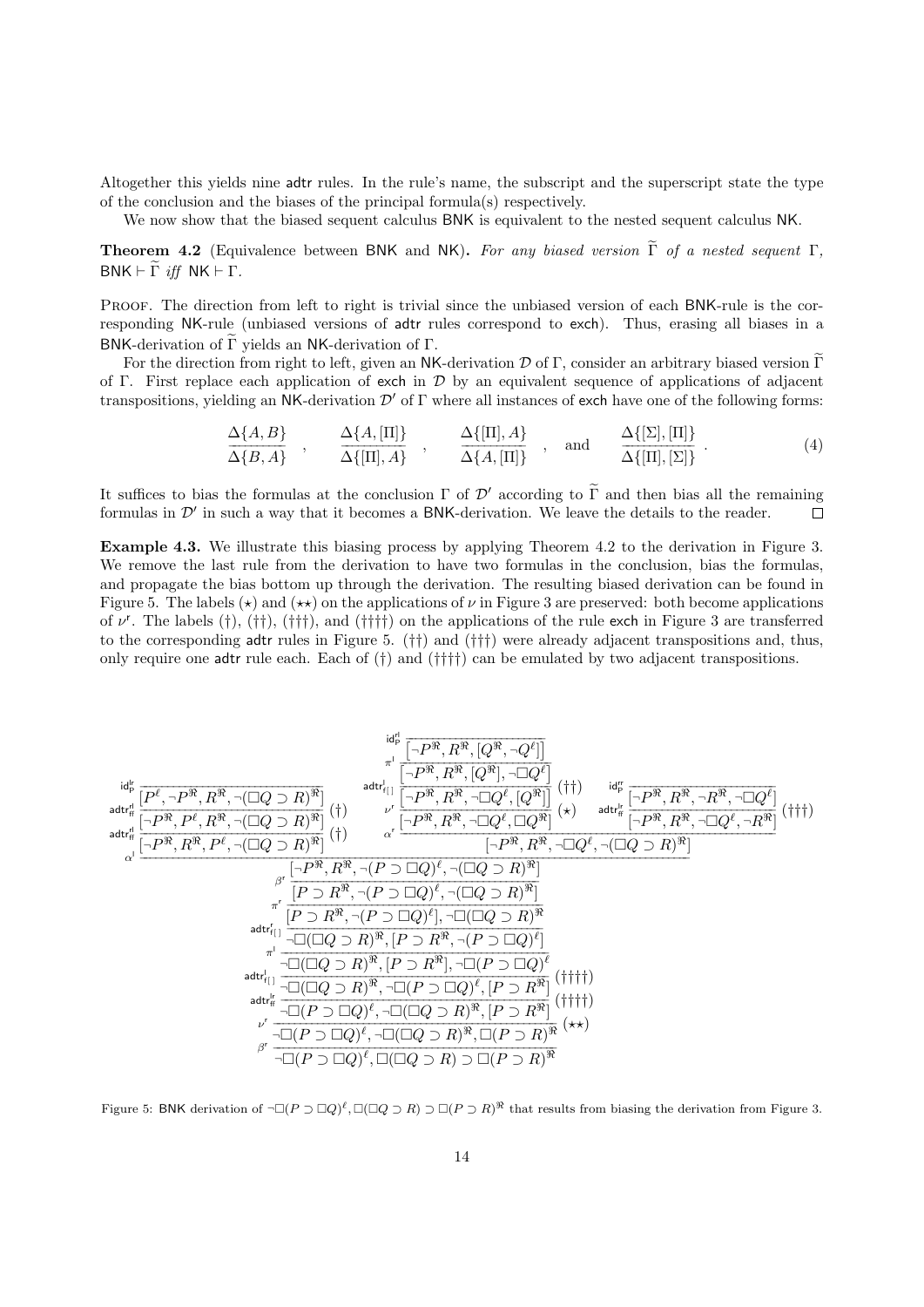Altogether this yields nine adtr rules. In the rule's name, the subscript and the superscript state the type of the conclusion and the biases of the principal formula(s) respectively.

We now show that the biased sequent calculus BNK is equivalent to the nested sequent calculus NK.

**Theorem 4.2** (Equivalence between BNK and NK). *For any biased version $\widetilde{\Gamma}$ of a nested sequent $\Gamma$, $\mathsf{BNK} \vdash \widetilde{\Gamma}$ iff $\mathsf{NK} \vdash \Gamma$.*

Proof. The direction from left to right is trivial since the unbiased version of each BNK-rule is the corresponding NK-rule (unbiased versions of adtr rules correspond to exch). Thus, erasing all biases in a BNK-derivation of $\widetilde{\Gamma}$ yields an NK-derivation of $\Gamma$.

For the direction from right to left, given an NK-derivation $\mathcal{D}$ of $\Gamma$, consider an arbitrary biased version $\widetilde{\Gamma}$ of $\Gamma$. First replace each application of exch in $\mathcal{D}$ by an equivalent sequence of applications of adjacent transpositions, yielding an NK-derivation $\mathcal{D}'$ of $\Gamma$ where all instances of exch have one of the following forms:

$$\frac{\Delta\{A, B\}}{\Delta\{B, A\}}\ , \qquad \frac{\Delta\{A, [\Pi]\}}{\Delta\{[\Pi], A\}}\ , \qquad \frac{\Delta\{[\Pi], A\}}{\Delta\{A, [\Pi]\}}\ , \quad \text{and} \quad \frac{\Delta\{[\Sigma], [\Pi]\}}{\Delta\{[\Pi], [\Sigma]\}}\ . \tag{4}$$

It suffices to bias the formulas at the conclusion $\Gamma$ of $\mathcal{D}'$ according to $\widetilde{\Gamma}$ and then bias all the remaining formulas in $\mathcal{D}'$ in such a way that it becomes a BNK-derivation. We leave the details to the reader. $\square$

**Example 4.3.** We illustrate this biasing process by applying Theorem 4.2 to the derivation in Figure 3. We remove the last rule from the derivation to have two formulas in the conclusion, bias the formulas, and propagate the bias bottom up through the derivation. The resulting biased derivation can be found in Figure 5. The labels $(\star)$ and $(\star\star)$ on the applications of $\nu$ in Figure 3 are preserved: both become applications of $\nu^{\mathsf{r}}$. The labels $(\dagger)$, $(\dagger\dagger)$, $(\dagger\dagger\dagger)$, and $(\dagger\dagger\dagger\dagger)$ on the applications of the rule exch in Figure 3 are transferred to the corresponding adtr rules in Figure 5. $(\dagger\dagger)$ and $(\dagger\dagger\dagger)$ were already adjacent transpositions and, thus, only require one adtr rule each. Each of $(\dagger)$ and $(\dagger\dagger\dagger\dagger)$ can be emulated by two adjacent transpositions.

Left branch:

$$\dfrac{\dfrac{\dfrac{}{[P^{\ell}, \neg P^{\Re}, R^{\Re}, \neg(\Box Q \supset R)^{\Re}]}\ \mathsf{id}^{\mathsf{lr}}_{\mathsf{P}}}{[\neg P^{\Re}, P^{\ell}, R^{\Re}, \neg(\Box Q \supset R)^{\Re}]}\ \mathsf{adtr}^{\mathsf{rl}}_{\mathsf{ff}}\,(\dagger)}{[\neg P^{\Re}, R^{\Re}, P^{\ell}, \neg(\Box Q \supset R)^{\Re}]}\ \mathsf{adtr}^{\mathsf{rl}}_{\mathsf{ff}}\,(\dagger)$$

Middle branch:

$$\dfrac{\dfrac{\dfrac{\dfrac{}{[\neg P^{\Re}, R^{\Re}, [Q^{\Re}, \neg Q^{\ell}]]}\ \mathsf{id}^{\mathsf{rl}}_{\mathsf{P}}}{[\neg P^{\Re}, R^{\Re}, [Q^{\Re}], \neg\Box Q^{\ell}]}\ \pi^{\mathsf{l}}}{[\neg P^{\Re}, R^{\Re}, \neg\Box Q^{\ell}, [Q^{\Re}]]}\ \mathsf{adtr}^{\mathsf{l}}_{\mathsf{f}[]}\,(\dagger\dagger)}{[\neg P^{\Re}, R^{\Re}, \neg\Box Q^{\ell}, \Box Q^{\Re}]}\ \nu^{\mathsf{r}}\,(\star)$$

Right branch:

$$\dfrac{\dfrac{}{[\neg P^{\Re}, R^{\Re}, \neg R^{\Re}, \neg\Box Q^{\ell}]}\ \mathsf{id}^{\mathsf{rr}}_{\mathsf{P}}}{[\neg P^{\Re}, R^{\Re}, \neg\Box Q^{\ell}, \neg R^{\Re}]}\ \mathsf{adtr}^{\mathsf{lr}}_{\mathsf{ff}}\,(\dagger\dagger\dagger)$$

Middle and right branches combined by $\alpha^{\mathsf{r}}$:

$$\dfrac{[\neg P^{\Re}, R^{\Re}, \neg\Box Q^{\ell}, \Box Q^{\Re}] \qquad [\neg P^{\Re}, R^{\Re}, \neg\Box Q^{\ell}, \neg R^{\Re}]}{[\neg P^{\Re}, R^{\Re}, \neg\Box Q^{\ell}, \neg(\Box Q \supset R)^{\Re}]}\ \alpha^{\mathsf{r}}$$

Main trunk:

$$\dfrac{[\neg P^{\Re}, R^{\Re}, P^{\ell}, \neg(\Box Q \supset R)^{\Re}] \qquad [\neg P^{\Re}, R^{\Re}, \neg\Box Q^{\ell}, \neg(\Box Q \supset R)^{\Re}]}{[\neg P^{\Re}, R^{\Re}, \neg(P \supset \Box Q)^{\ell}, \neg(\Box Q \supset R)^{\Re}]}\ \alpha^{\mathsf{l}}$$

$$\dfrac{[\neg P^{\Re}, R^{\Re}, \neg(P \supset \Box Q)^{\ell}, \neg(\Box Q \supset R)^{\Re}]}{[P \supset R^{\Re}, \neg(P \supset \Box Q)^{\ell}, \neg(\Box Q \supset R)^{\Re}]}\ \beta^{\mathsf{r}}$$

$$\dfrac{[P \supset R^{\Re}, \neg(P \supset \Box Q)^{\ell}, \neg(\Box Q \supset R)^{\Re}]}{[P \supset R^{\Re}, \neg(P \supset \Box Q)^{\ell}], \neg\Box(\Box Q \supset R)^{\Re}}\ \pi^{\mathsf{r}}$$

$$\dfrac{[P \supset R^{\Re}, \neg(P \supset \Box Q)^{\ell}], \neg\Box(\Box Q \supset R)^{\Re}}{\neg\Box(\Box Q \supset R)^{\Re}, [P \supset R^{\Re}, \neg(P \supset \Box Q)^{\ell}]}\ \mathsf{adtr}^{\mathsf{r}}_{\mathsf{f}[]}$$

$$\dfrac{\neg\Box(\Box Q \supset R)^{\Re}, [P \supset R^{\Re}, \neg(P \supset \Box Q)^{\ell}]}{\neg\Box(\Box Q \supset R)^{\Re}, [P \supset R^{\Re}], \neg\Box(P \supset \Box Q)^{\ell}}\ \pi^{\mathsf{l}}$$

$$\dfrac{\neg\Box(\Box Q \supset R)^{\Re}, [P \supset R^{\Re}], \neg\Box(P \supset \Box Q)^{\ell}}{\neg\Box(\Box Q \supset R)^{\Re}, \neg\Box(P \supset \Box Q)^{\ell}, [P \supset R^{\Re}]}\ \mathsf{adtr}^{\mathsf{l}}_{\mathsf{f}[]}\,(\dagger\dagger\dagger\dagger)$$

$$\dfrac{\neg\Box(\Box Q \supset R)^{\Re}, \neg\Box(P \supset \Box Q)^{\ell}, [P \supset R^{\Re}]}{\neg\Box(P \supset \Box Q)^{\ell}, \neg\Box(\Box Q \supset R)^{\Re}, [P \supset R^{\Re}]}\ \mathsf{adtr}^{\mathsf{lr}}_{\mathsf{ff}}\,(\dagger\dagger\dagger\dagger)$$

$$\dfrac{\neg\Box(P \supset \Box Q)^{\ell}, \neg\Box(\Box Q \supset R)^{\Re}, [P \supset R^{\Re}]}{\neg\Box(P \supset \Box Q)^{\ell}, \neg\Box(\Box Q \supset R)^{\Re}, \Box(P \supset R)^{\Re}}\ \nu^{\mathsf{r}}\,(\star\star)$$

$$\dfrac{\neg\Box(P \supset \Box Q)^{\ell}, \neg\Box(\Box Q \supset R)^{\Re}, \Box(P \supset R)^{\Re}}{\neg\Box(P \supset \Box Q)^{\ell}, \Box(\Box Q \supset R) \supset \Box(P \supset R)^{\Re}}\ \beta^{\mathsf{r}}$$

Figure 5: BNK derivation of $\neg\Box(P \supset \Box Q)^{\ell}, \Box(\Box Q \supset R) \supset \Box(P \supset R)^{\Re}$ that results from biasing the derivation from Figure 3.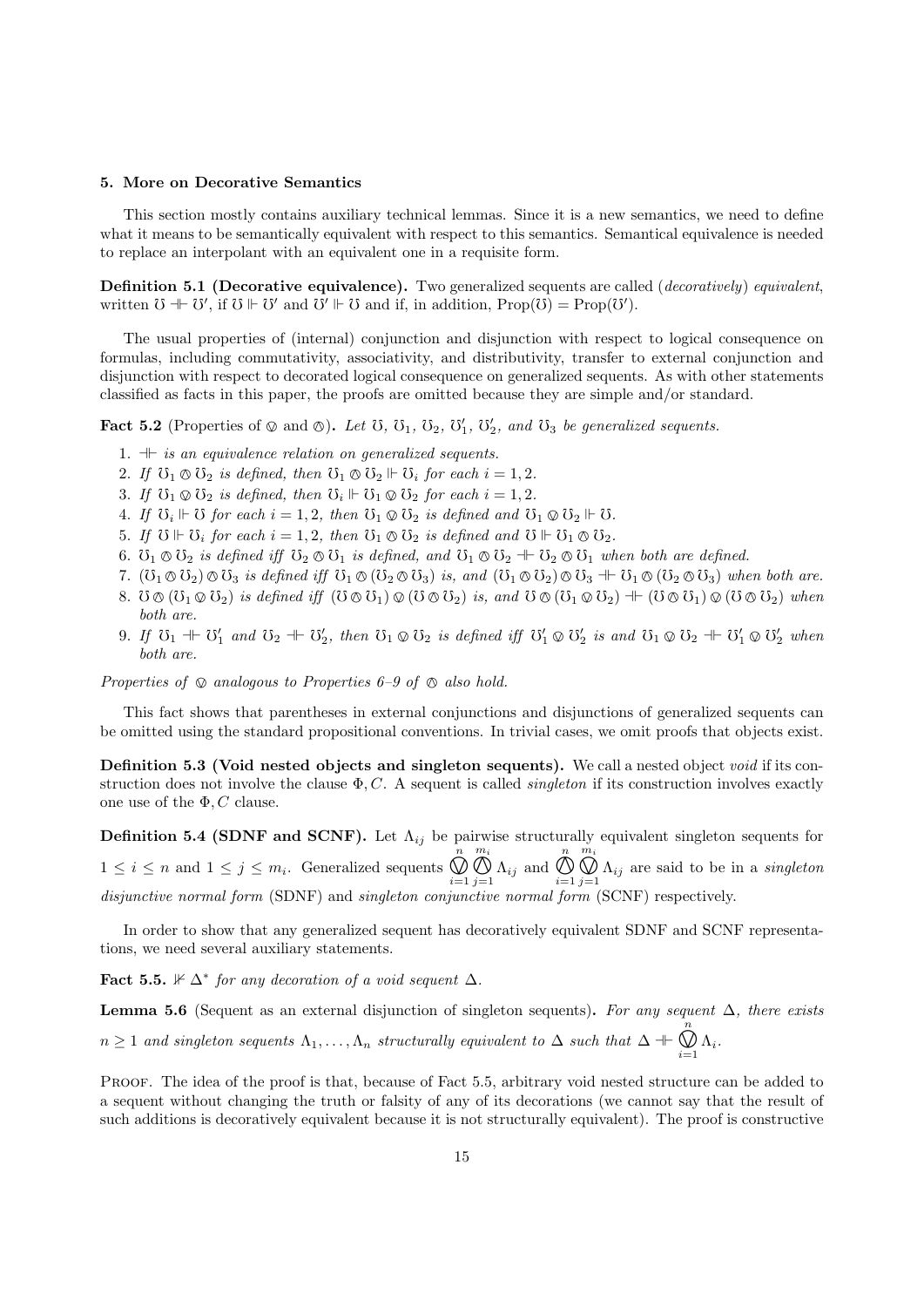## 5. More on Decorative Semantics

This section mostly contains auxiliary technical lemmas. Since it is a new semantics, we need to define what it means to be semantically equivalent with respect to this semantics. Semantical equivalence is needed to replace an interpolant with an equivalent one in a requisite form.

**Definition 5.1 (Decorative equivalence).** Two generalized sequents are called (*decoratively*) *equivalent*, written $\mho \dashVdash \mho'$, if $\mho \Vdash \mho'$ and $\mho' \Vdash \mho$ and if, in addition, $\mathrm{Prop}(\mho) = \mathrm{Prop}(\mho')$.

The usual properties of (internal) conjunction and disjunction with respect to logical consequence on formulas, including commutativity, associativity, and distributivity, transfer to external conjunction and disjunction with respect to decorated logical consequence on generalized sequents. As with other statements classified as facts in this paper, the proofs are omitted because they are simple and/or standard.

**Fact 5.2** (Properties of $\oslash$ and $\otimes$). *Let $\mho$, $\mho_1$, $\mho_2$, $\mho'_1$, $\mho'_2$, and $\mho_3$ be generalized sequents.*

1. *$\dashVdash$ is an equivalence relation on generalized sequents.*
2. *If $\mho_1 \otimes \mho_2$ is defined, then $\mho_1 \otimes \mho_2 \Vdash \mho_i$ for each $i = 1, 2$.*
3. *If $\mho_1 \oslash \mho_2$ is defined, then $\mho_i \Vdash \mho_1 \oslash \mho_2$ for each $i = 1, 2$.*
4. *If $\mho_i \Vdash \mho$ for each $i = 1, 2$, then $\mho_1 \oslash \mho_2$ is defined and $\mho_1 \oslash \mho_2 \Vdash \mho$.*
5. *If $\mho \Vdash \mho_i$ for each $i = 1, 2$, then $\mho_1 \otimes \mho_2$ is defined and $\mho \Vdash \mho_1 \otimes \mho_2$.*
6. *$\mho_1 \otimes \mho_2$ is defined iff $\mho_2 \otimes \mho_1$ is defined, and $\mho_1 \otimes \mho_2 \dashVdash \mho_2 \otimes \mho_1$ when both are defined.*
7. *$(\mho_1 \otimes \mho_2) \otimes \mho_3$ is defined iff $\mho_1 \otimes (\mho_2 \otimes \mho_3)$ is, and $(\mho_1 \otimes \mho_2) \otimes \mho_3 \dashVdash \mho_1 \otimes (\mho_2 \otimes \mho_3)$ when both are.*
8. *$\mho \otimes (\mho_1 \oslash \mho_2)$ is defined iff $(\mho \otimes \mho_1) \oslash (\mho \otimes \mho_2)$ is, and $\mho \otimes (\mho_1 \oslash \mho_2) \dashVdash (\mho \otimes \mho_1) \oslash (\mho \otimes \mho_2)$ when both are.*
9. *If $\mho_1 \dashVdash \mho'_1$ and $\mho_2 \dashVdash \mho'_2$, then $\mho_1 \oslash \mho_2$ is defined iff $\mho'_1 \oslash \mho'_2$ is and $\mho_1 \oslash \mho_2 \dashVdash \mho'_1 \oslash \mho'_2$ when both are.*

*Properties of $\oslash$ analogous to Properties 6–9 of $\otimes$ also hold.*

This fact shows that parentheses in external conjunctions and disjunctions of generalized sequents can be omitted using the standard propositional conventions. In trivial cases, we omit proofs that objects exist.

**Definition 5.3 (Void nested objects and singleton sequents).** We call a nested object *void* if its construction does not involve the clause $\Phi, C$. A sequent is called *singleton* if its construction involves exactly one use of the $\Phi, C$ clause.

**Definition 5.4 (SDNF and SCNF).** Let $\Lambda_{ij}$ be pairwise structurally equivalent singleton sequents for $1 \leq i \leq n$ and $1 \leq j \leq m_i$. Generalized sequents $\bigoslash\limits_{i=1}^{n} \bigotimes\limits_{j=1}^{m_i} \Lambda_{ij}$ and $\bigotimes\limits_{i=1}^{n} \bigoslash\limits_{j=1}^{m_i} \Lambda_{ij}$ are said to be in a *singleton disjunctive normal form* (SDNF) and *singleton conjunctive normal form* (SCNF) respectively.

In order to show that any generalized sequent has decoratively equivalent SDNF and SCNF representations, we need several auxiliary statements.

**Fact 5.5.** $\nVdash \Delta^*$ *for any decoration of a void sequent $\Delta$.*

**Lemma 5.6** (Sequent as an external disjunction of singleton sequents)**.** *For any sequent $\Delta$, there exists $n \geq 1$ and singleton sequents $\Lambda_1, \ldots, \Lambda_n$ structurally equivalent to $\Delta$ such that $\Delta \dashVdash \bigoslash\limits_{i=1}^{n} \Lambda_i$.*

Proof. The idea of the proof is that, because of Fact 5.5, arbitrary void nested structure can be added to a sequent without changing the truth or falsity of any of its decorations (we cannot say that the result of such additions is decoratively equivalent because it is not structurally equivalent). The proof is constructive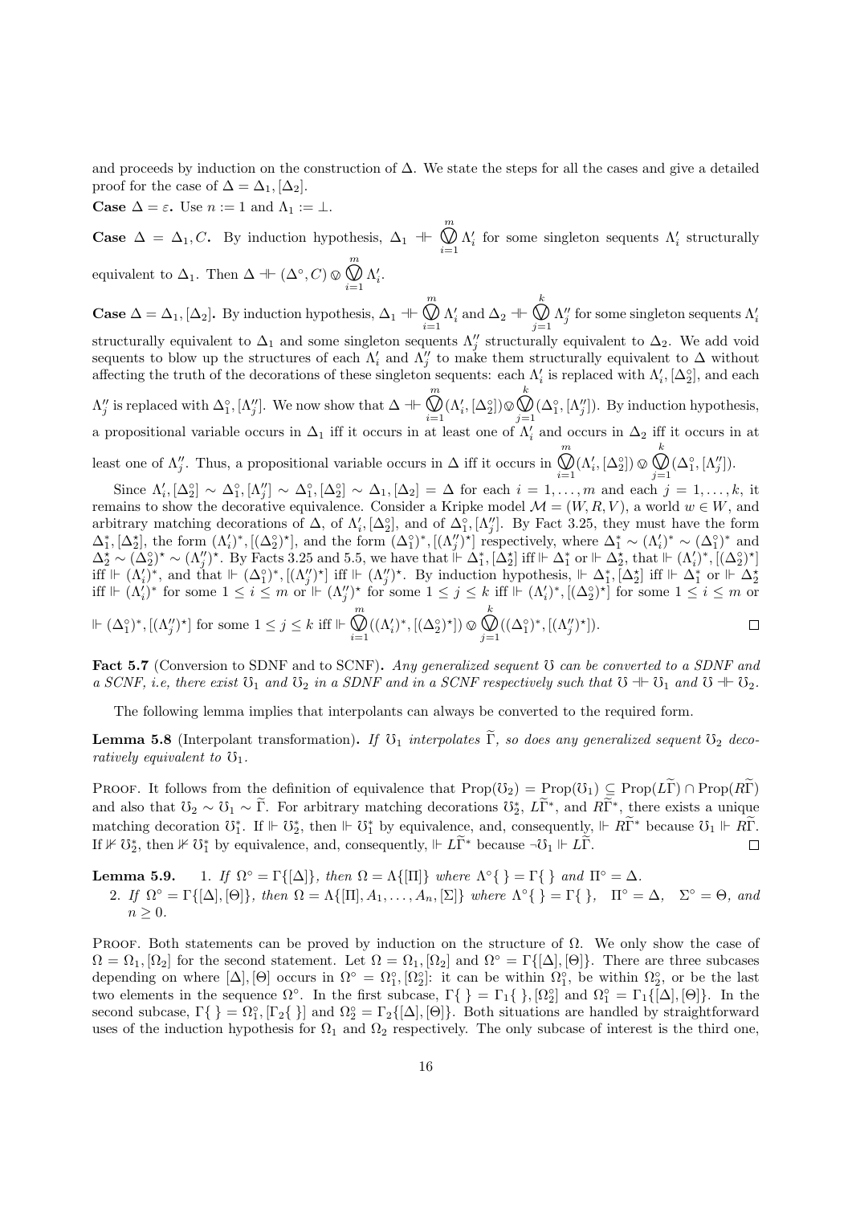and proceeds by induction on the construction of $\Delta$. We state the steps for all the cases and give a detailed proof for the case of $\Delta = \Delta_1, [\Delta_2]$.

**Case $\Delta = \varepsilon$.** Use $n := 1$ and $\Lambda_1 := \bot$.

**Case $\Delta = \Delta_1, C$.** By induction hypothesis, $\Delta_1 \dashv\vdash \bigotimes_{i=1}^{m} \Lambda'_i$ for some singleton sequents $\Lambda'_i$ structurally equivalent to $\Delta_1$. Then $\Delta \dashv\vdash (\Delta^\circ, C) \otimes \bigotimes_{i=1}^{m} \Lambda'_i$.

**Case $\Delta = \Delta_1, [\Delta_2]$.** By induction hypothesis, $\Delta_1 \dashv\vdash \bigotimes_{i=1}^{m} \Lambda'_i$ and $\Delta_2 \dashv\vdash \bigotimes_{j=1}^{k} \Lambda''_j$ for some singleton sequents $\Lambda'_i$ structurally equivalent to $\Delta_1$ and some singleton sequents $\Lambda''_j$ structurally equivalent to $\Delta_2$. We add void sequents to blow up the structures of each $\Lambda'_i$ and $\Lambda''_j$ to make them structurally equivalent to $\Delta$ without affecting the truth of the decorations of these singleton sequents: each $\Lambda'_i$ is replaced with $\Lambda'_i, [\Delta^\circ_2]$, and each $\Lambda''_j$ is replaced with $\Delta^\circ_1, [\Lambda''_j]$. We now show that $\Delta \dashv\vdash \bigotimes_{i=1}^{m}(\Lambda'_i, [\Delta^\circ_2]) \otimes \bigotimes_{j=1}^{k}(\Delta^\circ_1, [\Lambda''_j])$. By induction hypothesis, a propositional variable occurs in $\Delta_1$ iff it occurs in at least one of $\Lambda'_i$ and occurs in $\Delta_2$ iff it occurs in at least one of $\Lambda''_j$. Thus, a propositional variable occurs in $\Delta$ iff it occurs in $\bigotimes_{i=1}^{m}(\Lambda'_i, [\Delta^\circ_2]) \otimes \bigotimes_{j=1}^{k}(\Delta^\circ_1, [\Lambda''_j])$.

Since $\Lambda'_i, [\Delta^\circ_2] \sim \Delta^\circ_1, [\Lambda''_j] \sim \Delta^\circ_1, [\Delta^\circ_2] \sim \Delta_1, [\Delta_2] = \Delta$ for each $i = 1, \dots, m$ and each $j = 1, \dots, k$, it remains to show the decorative equivalence. Consider a Kripke model $\mathcal{M} = (W, R, V)$, a world $w \in W$, and arbitrary matching decorations of $\Delta$, of $\Lambda'_i, [\Delta^\circ_2]$, and of $\Delta^\circ_1, [\Lambda''_j]$. By Fact 3.25, they must have the form $\Delta^*_1, [\Delta^\star_2]$, the form $(\Lambda'_i)^*, [(\Delta^\circ_2)^\star]$, and the form $(\Delta^\circ_1)^*, [(\Lambda''_j)^\star]$ respectively, where $\Delta^*_1 \sim (\Lambda'_i)^* \sim (\Delta^\circ_1)^*$ and $\Delta^\star_2 \sim (\Delta^\circ_2)^\star \sim (\Lambda''_j)^\star$. By Facts 3.25 and 5.5, we have that $\Vdash \Delta^*_1, [\Delta^\star_2]$ iff $\Vdash \Delta^*_1$ or $\Vdash \Delta^\star_2$, that $\Vdash (\Lambda'_i)^*, [(\Delta^\circ_2)^\star]$ iff $\Vdash (\Lambda'_i)^*$, and that $\Vdash (\Delta^\circ_1)^*, [(\Lambda''_j)^\star]$ iff $\Vdash (\Lambda''_j)^\star$. By induction hypothesis, $\Vdash \Delta^*_1, [\Delta^\star_2]$ iff $\Vdash \Delta^*_1$ or $\Vdash \Delta^\star_2$ iff $\Vdash (\Lambda'_i)^*$ for some $1 \le i \le m$ or $\Vdash (\Lambda''_j)^\star$ for some $1 \le j \le k$ iff $\Vdash (\Lambda'_i)^*, [(\Delta^\circ_2)^\star]$ for some $1 \le i \le m$ or $\Vdash (\Delta^\circ_1)^*, [(\Lambda''_j)^\star]$ for some $1 \le j \le k$ iff $\Vdash \bigotimes_{i=1}^{m}((\Lambda'_i)^*, [(\Delta^\circ_2)^\star]) \otimes \bigotimes_{j=1}^{k}((\Delta^\circ_1)^*, [(\Lambda''_j)^\star])$. $\square$

**Fact 5.7** (Conversion to SDNF and to SCNF)**.** *Any generalized sequent $\mho$ can be converted to a SDNF and a SCNF, i.e, there exist $\mho_1$ and $\mho_2$ in a SDNF and in a SCNF respectively such that $\mho \dashv\vdash \mho_1$ and $\mho \dashv\vdash \mho_2$.*

The following lemma implies that interpolants can always be converted to the required form.

**Lemma 5.8** (Interpolant transformation)**.** *If $\mho_1$ interpolates $\widetilde{\Gamma}$, so does any generalized sequent $\mho_2$ decoratively equivalent to $\mho_1$.*

Proof. It follows from the definition of equivalence that $\mathrm{Prop}(\mho_2) = \mathrm{Prop}(\mho_1) \subseteq \mathrm{Prop}(L\widetilde{\Gamma}) \cap \mathrm{Prop}(R\widetilde{\Gamma})$ and also that $\mho_2 \sim \mho_1 \sim \widetilde{\Gamma}$. For arbitrary matching decorations $\mho^*_2$, $L\widetilde{\Gamma}^*$, and $R\widetilde{\Gamma}^*$, there exists a unique matching decoration $\mho^*_1$. If $\Vdash \mho^*_2$, then $\Vdash \mho^*_1$ by equivalence, and, consequently, $\Vdash R\widetilde{\Gamma}^*$ because $\mho_1 \Vdash R\widetilde{\Gamma}$. If $\nVdash \mho^*_2$, then $\nVdash \mho^*_1$ by equivalence, and, consequently, $\Vdash L\widetilde{\Gamma}^*$ because $\neg\mho_1 \Vdash L\widetilde{\Gamma}$. $\square$

**Lemma 5.9.**
1. *If $\Omega^\circ = \Gamma\{[\Delta]\}$, then $\Omega = \Lambda\{[\Pi]\}$ where $\Lambda^\circ\{\ \} = \Gamma\{\ \}$ and $\Pi^\circ = \Delta$.*
2. *If $\Omega^\circ = \Gamma\{[\Delta], [\Theta]\}$, then $\Omega = \Lambda\{[\Pi], A_1, \dots, A_n, [\Sigma]\}$ where $\Lambda^\circ\{\ \} = \Gamma\{\ \}$, $\Pi^\circ = \Delta$, $\Sigma^\circ = \Theta$, and $n \ge 0$.*

Proof. Both statements can be proved by induction on the structure of $\Omega$. We only show the case of $\Omega = \Omega_1, [\Omega_2]$ for the second statement. Let $\Omega = \Omega_1, [\Omega_2]$ and $\Omega^\circ = \Gamma\{[\Delta], [\Theta]\}$. There are three subcases depending on where $[\Delta], [\Theta]$ occurs in $\Omega^\circ = \Omega^\circ_1, [\Omega^\circ_2]$: it can be within $\Omega^\circ_1$, be within $\Omega^\circ_2$, or be the last two elements in the sequence $\Omega^\circ$. In the first subcase, $\Gamma\{\ \} = \Gamma_1\{\ \}, [\Omega^\circ_2]$ and $\Omega^\circ_1 = \Gamma_1\{[\Delta], [\Theta]\}$. In the second subcase, $\Gamma\{\ \} = \Omega^\circ_1, [\Gamma_2\{\ \}]$ and $\Omega^\circ_2 = \Gamma_2\{[\Delta], [\Theta]\}$. Both situations are handled by straightforward uses of the induction hypothesis for $\Omega_1$ and $\Omega_2$ respectively. The only subcase of interest is the third one,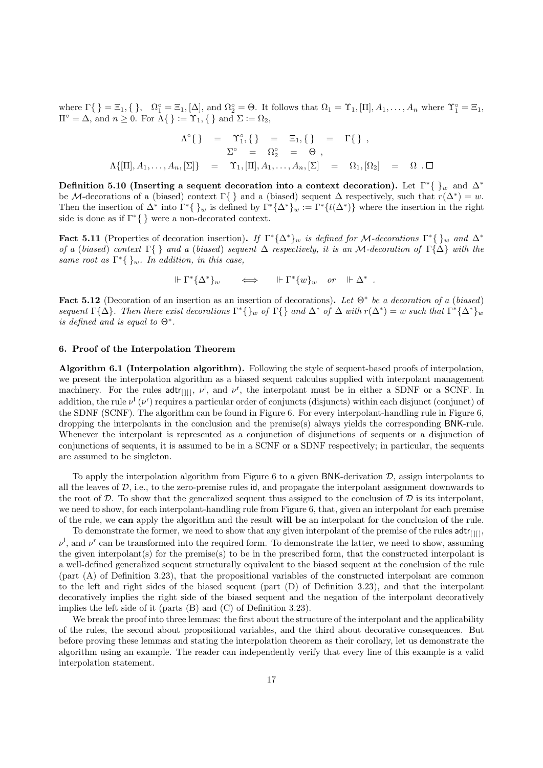where $\Gamma\{\ \} = \Xi_1, \{\ \}$, $\Omega_1^\circ = \Xi_1, [\Delta]$, and $\Omega_2^\circ = \Theta$. It follows that $\Omega_1 = \Upsilon_1, [\Pi], A_1, \dots, A_n$ where $\Upsilon_1^\circ = \Xi_1$, $\Pi^\circ = \Delta$, and $n \geq 0$. For $\Lambda\{\ \} := \Upsilon_1, \{\ \}$ and $\Sigma := \Omega_2$,

$$\begin{array}{rcccccl} \Lambda^\circ\{\ \} & = & \Upsilon_1^\circ, \{\ \} & = & \Xi_1, \{\ \} & = & \Gamma\{\ \}\ , \\ & & \Sigma^\circ & = & \Omega_2^\circ & = & \Theta\ , \\ \Lambda\{[\Pi], A_1, \dots, A_n, [\Sigma]\} & = & \Upsilon_1, [\Pi], A_1, \dots, A_n, [\Sigma] & = & \Omega_1, [\Omega_2] & = & \Omega\ . \square \end{array}$$

**Definition 5.10 (Inserting a sequent decoration into a context decoration).** Let $\Gamma^*\{\ \}_w$ and $\Delta^*$ be $\mathcal{M}$-decorations of a (biased) context $\Gamma\{\ \}$ and a (biased) sequent $\Delta$ respectively, such that $r(\Delta^*) = w$. Then the insertion of $\Delta^*$ into $\Gamma^*\{\ \}_w$ is defined by $\Gamma^*\{\Delta^*\}_w := \Gamma^*\{t(\Delta^*)\}$ where the insertion in the right side is done as if $\Gamma^*\{\ \}$ were a non-decorated context.

**Fact 5.11** (Properties of decoration insertion)**.** *If $\Gamma^*\{\Delta^*\}_w$ is defined for $\mathcal{M}$-decorations $\Gamma^*\{\ \}_w$ and $\Delta^*$ of a (biased) context $\Gamma\{\ \}$ and a (biased) sequent $\Delta$ respectively, it is an $\mathcal{M}$-decoration of $\Gamma\{\Delta\}$ with the same root as $\Gamma^*\{\ \}_w$. In addition, in this case,*

$$\Vdash \Gamma^*\{\Delta^*\}_w \qquad \Longleftrightarrow \qquad \Vdash \Gamma^*\{w\}_w \quad or \quad \Vdash \Delta^*\ .$$

**Fact 5.12** (Decoration of an insertion as an insertion of decorations)**.** *Let $\Theta^*$ be a decoration of a (biased) sequent $\Gamma\{\Delta\}$. Then there exist decorations $\Gamma^*\{\}_w$ of $\Gamma\{\}$ and $\Delta^*$ of $\Delta$ with $r(\Delta^*) = w$ such that $\Gamma^*\{\Delta^*\}_w$ is defined and is equal to $\Theta^*$.*

## 6. Proof of the Interpolation Theorem

**Algorithm 6.1 (Interpolation algorithm).** Following the style of sequent-based proofs of interpolation, we present the interpolation algorithm as a biased sequent calculus supplied with interpolant management machinery. For the rules $\mathsf{adtr}_{[][]}$, $\nu^{\mathsf{l}}$, and $\nu^{\mathsf{r}}$, the interpolant must be in either a SDNF or a SCNF. In addition, the rule $\nu^{\mathsf{l}}$ ($\nu^{\mathsf{r}}$) requires a particular order of conjuncts (disjuncts) within each disjunct (conjunct) of the SDNF (SCNF). The algorithm can be found in Figure 6. For every interpolant-handling rule in Figure 6, dropping the interpolants in the conclusion and the premise(s) always yields the corresponding $\mathsf{BNK}$-rule. Whenever the interpolant is represented as a conjunction of disjunctions of sequents or a disjunction of conjunctions of sequents, it is assumed to be in a SCNF or a SDNF respectively; in particular, the sequents are assumed to be singleton.

To apply the interpolation algorithm from Figure 6 to a given $\mathsf{BNK}$-derivation $\mathcal{D}$, assign interpolants to all the leaves of $\mathcal{D}$, i.e., to the zero-premise rules $\mathsf{id}$, and propagate the interpolant assignment downwards to the root of $\mathcal{D}$. To show that the generalized sequent thus assigned to the conclusion of $\mathcal{D}$ is its interpolant, we need to show, for each interpolant-handling rule from Figure 6, that, given an interpolant for each premise of the rule, we **can** apply the algorithm and the result **will be** an interpolant for the conclusion of the rule.

To demonstrate the former, we need to show that any given interpolant of the premise of the rules $\mathsf{adtr}_{[][]}$, $\nu^{\mathsf{l}}$, and $\nu^{\mathsf{r}}$ can be transformed into the required form. To demonstrate the latter, we need to show, assuming the given interpolant(s) for the premise(s) to be in the prescribed form, that the constructed interpolant is a well-defined generalized sequent structurally equivalent to the biased sequent at the conclusion of the rule (part (A) of Definition 3.23), that the propositional variables of the constructed interpolant are common to the left and right sides of the biased sequent (part (D) of Definition 3.23), and that the interpolant decoratively implies the right side of the biased sequent and the negation of the interpolant decoratively implies the left side of it (parts (B) and (C) of Definition 3.23).

We break the proof into three lemmas: the first about the structure of the interpolant and the applicability of the rules, the second about propositional variables, and the third about decorative consequences. But before proving these lemmas and stating the interpolation theorem as their corollary, let us demonstrate the algorithm using an example. The reader can independently verify that every line of this example is a valid interpolation statement.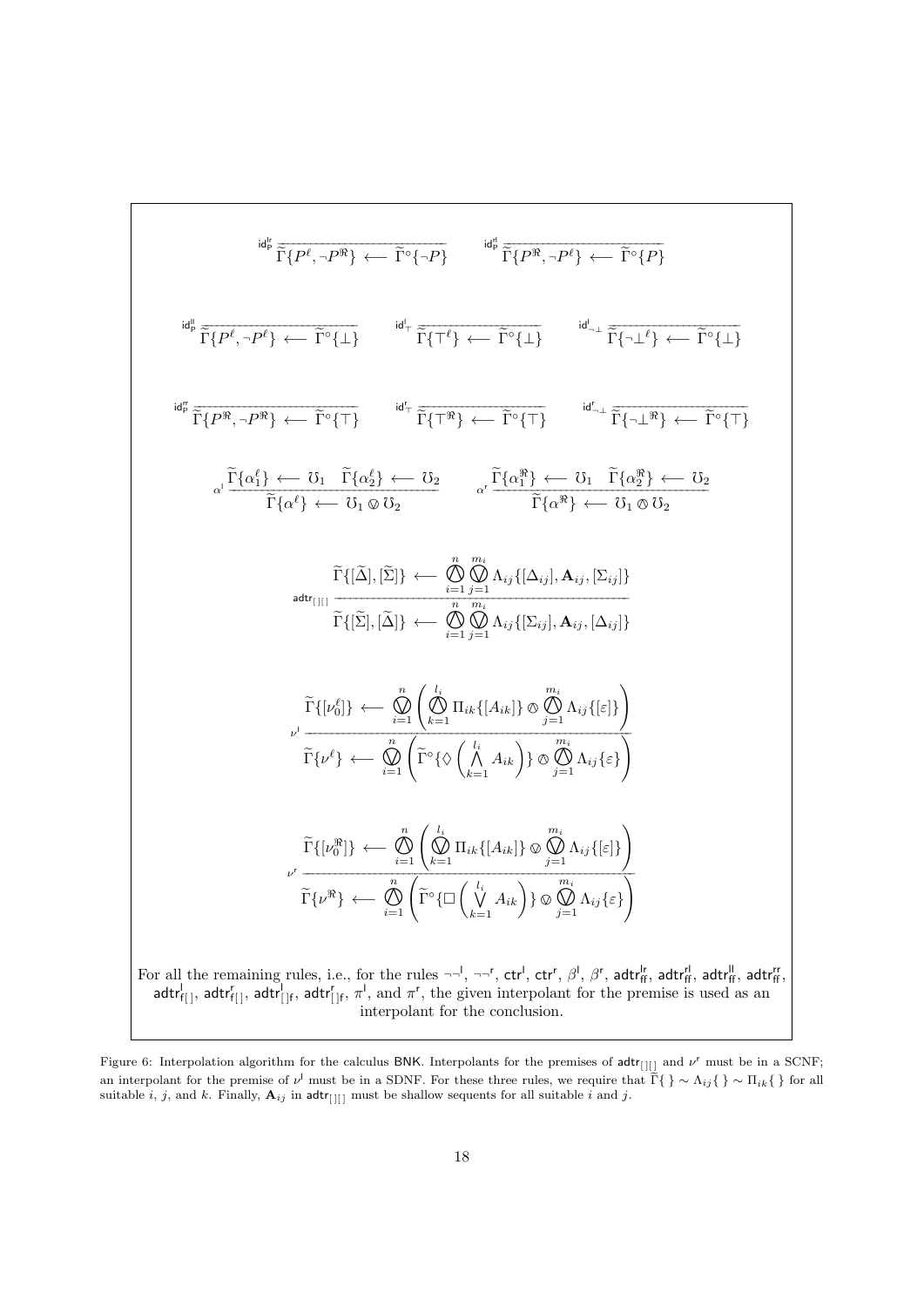$$\mathsf{id}_{\mathsf{P}}^{\mathsf{lr}}\ \frac{}{\widetilde{\Gamma}\{P^{\ell}, \neg P^{\Re}\} \longleftarrow \widetilde{\Gamma}^{\circ}\{\neg P\}} \qquad \mathsf{id}_{\mathsf{P}}^{\mathsf{rl}}\ \frac{}{\widetilde{\Gamma}\{P^{\Re}, \neg P^{\ell}\} \longleftarrow \widetilde{\Gamma}^{\circ}\{P\}}$$

$$\mathsf{id}_{\mathsf{P}}^{\mathsf{ll}}\ \frac{}{\widetilde{\Gamma}\{P^{\ell}, \neg P^{\ell}\} \longleftarrow \widetilde{\Gamma}^{\circ}\{\bot\}} \qquad \mathsf{id}_{\top}^{\mathsf{l}}\ \frac{}{\widetilde{\Gamma}\{\top^{\ell}\} \longleftarrow \widetilde{\Gamma}^{\circ}\{\bot\}} \qquad \mathsf{id}_{\neg\bot}^{\mathsf{l}}\ \frac{}{\widetilde{\Gamma}\{\neg\bot^{\ell}\} \longleftarrow \widetilde{\Gamma}^{\circ}\{\bot\}}$$

$$\mathsf{id}_{\mathsf{P}}^{\mathsf{rr}}\ \frac{}{\widetilde{\Gamma}\{P^{\Re}, \neg P^{\Re}\} \longleftarrow \widetilde{\Gamma}^{\circ}\{\top\}} \qquad \mathsf{id}_{\top}^{\mathsf{r}}\ \frac{}{\widetilde{\Gamma}\{\top^{\Re}\} \longleftarrow \widetilde{\Gamma}^{\circ}\{\top\}} \qquad \mathsf{id}_{\neg\bot}^{\mathsf{r}}\ \frac{}{\widetilde{\Gamma}\{\neg\bot^{\Re}\} \longleftarrow \widetilde{\Gamma}^{\circ}\{\top\}}$$

$$\alpha^{\mathsf{l}}\ \frac{\widetilde{\Gamma}\{\alpha_1^{\ell}\} \longleftarrow \mho_1 \quad \widetilde{\Gamma}\{\alpha_2^{\ell}\} \longleftarrow \mho_2}{\widetilde{\Gamma}\{\alpha^{\ell}\} \longleftarrow \mho_1 \varovee \mho_2} \qquad \alpha^{\mathsf{r}}\ \frac{\widetilde{\Gamma}\{\alpha_1^{\Re}\} \longleftarrow \mho_1 \quad \widetilde{\Gamma}\{\alpha_2^{\Re}\} \longleftarrow \mho_2}{\widetilde{\Gamma}\{\alpha^{\Re}\} \longleftarrow \mho_1 \varowedge \mho_2}$$

$$\mathsf{adtr}_{[\,][\,]}\ \frac{\widetilde{\Gamma}\{[\widetilde{\Delta}], [\widetilde{\Sigma}]\} \longleftarrow \bigowedge_{i=1}^{n} \bigovee_{j=1}^{m_i} \Lambda_{ij}\{[\Delta_{ij}], \mathbf{A}_{ij}, [\Sigma_{ij}]\}}{\widetilde{\Gamma}\{[\widetilde{\Sigma}], [\widetilde{\Delta}]\} \longleftarrow \bigowedge_{i=1}^{n} \bigovee_{j=1}^{m_i} \Lambda_{ij}\{[\Sigma_{ij}], \mathbf{A}_{ij}, [\Delta_{ij}]\}}$$

$$\nu^{\mathsf{l}}\ \frac{\widetilde{\Gamma}\{[\nu_0^{\ell}]\} \longleftarrow \bigovee_{i=1}^{n} \left( \bigowedge_{k=1}^{l_i} \Pi_{ik}\{[A_{ik}]\} \varowedge \bigowedge_{j=1}^{m_i} \Lambda_{ij}\{[\varepsilon]\} \right)}{\widetilde{\Gamma}\{\nu^{\ell}\} \longleftarrow \bigovee_{i=1}^{n} \left( \widetilde{\Gamma}^{\circ}\{\Diamond \left( \bigwedge_{k=1}^{l_i} A_{ik} \right)\} \varowedge \bigowedge_{j=1}^{m_i} \Lambda_{ij}\{\varepsilon\} \right)}$$

$$\nu^{\mathsf{r}}\ \frac{\widetilde{\Gamma}\{[\nu_0^{\Re}]\} \longleftarrow \bigowedge_{i=1}^{n} \left( \bigovee_{k=1}^{l_i} \Pi_{ik}\{[A_{ik}]\} \varovee \bigovee_{j=1}^{m_i} \Lambda_{ij}\{[\varepsilon]\} \right)}{\widetilde{\Gamma}\{\nu^{\Re}\} \longleftarrow \bigowedge_{i=1}^{n} \left( \widetilde{\Gamma}^{\circ}\{\Box \left( \bigvee_{k=1}^{l_i} A_{ik} \right)\} \varovee \bigovee_{j=1}^{m_i} \Lambda_{ij}\{\varepsilon\} \right)}$$

For all the remaining rules, i.e., for the rules $\neg\neg^{\mathsf{l}}$, $\neg\neg^{\mathsf{r}}$, $\mathsf{ctr}^{\mathsf{l}}$, $\mathsf{ctr}^{\mathsf{r}}$, $\beta^{\mathsf{l}}$, $\beta^{\mathsf{r}}$, $\mathsf{adtr}^{\mathsf{lr}}_{\mathsf{ff}}$, $\mathsf{adtr}^{\mathsf{rl}}_{\mathsf{ff}}$, $\mathsf{adtr}^{\mathsf{ll}}_{\mathsf{ff}}$, $\mathsf{adtr}^{\mathsf{rr}}_{\mathsf{ff}}$, $\mathsf{adtr}^{\mathsf{l}}_{\mathsf{f}[\,]}$, $\mathsf{adtr}^{\mathsf{r}}_{\mathsf{f}[\,]}$, $\mathsf{adtr}^{\mathsf{l}}_{[\,]\mathsf{f}}$, $\mathsf{adtr}^{\mathsf{r}}_{[\,]\mathsf{f}}$, $\pi^{\mathsf{l}}$, and $\pi^{\mathsf{r}}$, the given interpolant for the premise is used as an interpolant for the conclusion.

Figure 6: Interpolation algorithm for the calculus BNK. Interpolants for the premises of $\mathsf{adtr}_{[\,][\,]}$ and $\nu^{\mathsf{r}}$ must be in a SCNF; an interpolant for the premise of $\nu^{\mathsf{l}}$ must be in a SDNF. For these three rules, we require that $\widetilde{\Gamma}\{\,\} \sim \Lambda_{ij}\{\,\} \sim \Pi_{ik}\{\,\}$ for all suitable $i$, $j$, and $k$. Finally, $\mathbf{A}_{ij}$ in $\mathsf{adtr}_{[\,][\,]}$ must be shallow sequents for all suitable $i$ and $j$.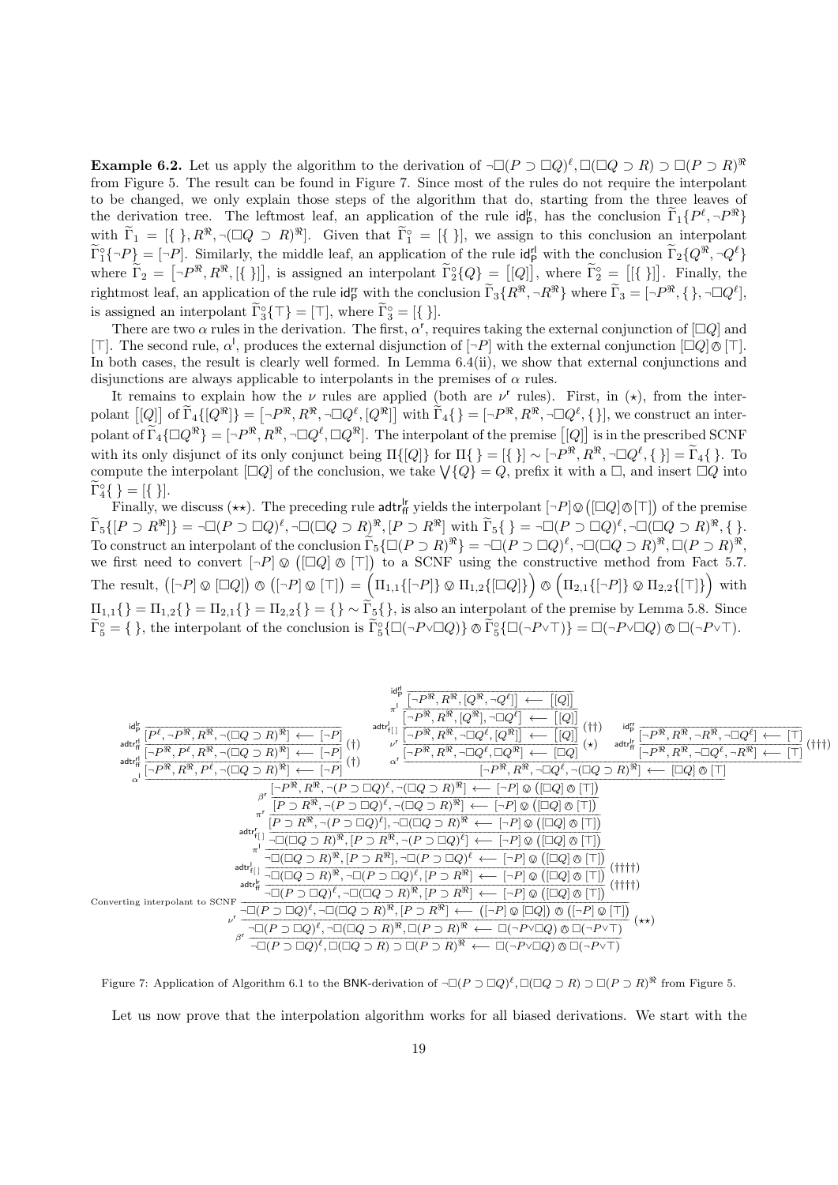**Example 6.2.** Let us apply the algorithm to the derivation of $\neg\Box(P \supset \Box Q)^\ell, \Box(\Box Q \supset R) \supset \Box(P \supset R)^\Re$ from Figure 5. The result can be found in Figure 7. Since most of the rules do not require the interpolant to be changed, we only explain those steps of the algorithm that do, starting from the three leaves of the derivation tree. The leftmost leaf, an application of the rule $\mathsf{id}^{\mathsf{lr}}_{\mathsf{P}}$, has the conclusion $\widetilde{\Gamma}_1\{P^\ell, \neg P^\Re\}$ with $\widetilde{\Gamma}_1 = [\{\ \}, R^\Re, \neg(\Box Q \supset R)^\Re]$. Given that $\widetilde{\Gamma}_1^\circ = [\{\ \}]$, we assign to this conclusion an interpolant $\widetilde{\Gamma}_1^\circ\{\neg P\} = [\neg P]$. Similarly, the middle leaf, an application of the rule $\mathsf{id}^{\mathsf{rl}}_{\mathsf{P}}$ with the conclusion $\widetilde{\Gamma}_2\{Q^\Re, \neg Q^\ell\}$ where $\widetilde{\Gamma}_2 = \big[\neg P^\Re, R^\Re, [\{\ \}]\big]$, is assigned an interpolant $\widetilde{\Gamma}_2^\circ\{Q\} = \big[[Q]\big]$, where $\widetilde{\Gamma}_2^\circ = \big[[\{\ \}]\big]$. Finally, the rightmost leaf, an application of the rule $\mathsf{id}^{\mathsf{rr}}_{\mathsf{P}}$ with the conclusion $\widetilde{\Gamma}_3\{R^\Re, \neg R^\Re\}$ where $\widetilde{\Gamma}_3 = [\neg P^\Re, \{\ \}, \neg\Box Q^\ell]$, is assigned an interpolant $\widetilde{\Gamma}_3^\circ\{\top\} = [\top]$, where $\widetilde{\Gamma}_3^\circ = [\{\ \}]$.

There are two $\alpha$ rules in the derivation. The first, $\alpha^{\mathsf{r}}$, requires taking the external conjunction of $[\Box Q]$ and $[\top]$. The second rule, $\alpha^{\mathsf{l}}$, produces the external disjunction of $[\neg P]$ with the external conjunction $[\Box Q] \owedge [\top]$. In both cases, the result is clearly well formed. In Lemma 6.4(ii), we show that external conjunctions and disjunctions are always applicable to interpolants in the premises of $\alpha$ rules.

It remains to explain how the $\nu$ rules are applied (both are $\nu^{\mathsf{r}}$ rules). First, in $(\star)$, from the interpolant $\big[[Q]\big]$ of $\widetilde{\Gamma}_4\{[Q^\Re]\} = \big[\neg P^\Re, R^\Re, \neg\Box Q^\ell, [Q^\Re]\big]$ with $\widetilde{\Gamma}_4\{\} = [\neg P^\Re, R^\Re, \neg\Box Q^\ell, \{\}]$, we construct an interpolant of $\widetilde{\Gamma}_4\{\Box Q^\Re\} = [\neg P^\Re, R^\Re, \neg\Box Q^\ell, \Box Q^\Re]$. The interpolant of the premise $\big[[Q]\big]$ is in the prescribed SCNF with its only disjunct of its only conjunct being $\Pi\{[Q]\}$ for $\Pi\{\ \} = [\{\ \}] \sim [\neg P^\Re, R^\Re, \neg\Box Q^\ell, \{\ \}] = \widetilde{\Gamma}_4\{\ \}$. To compute the interpolant $[\Box Q]$ of the conclusion, we take $\bigvee\{Q\} = Q$, prefix it with a $\Box$, and insert $\Box Q$ into $\widetilde{\Gamma}_4^\circ\{\ \} = [\{\ \}]$.

Finally, we discuss $(\star\star)$. The preceding rule $\mathsf{adtr}^{\mathsf{lr}}_{\mathsf{ff}}$ yields the interpolant $[\neg P] \ovee \big([\Box Q] \owedge [\top]\big)$ of the premise $\widetilde{\Gamma}_5\{[P \supset R^\Re]\} = \neg\Box(P \supset \Box Q)^\ell, \neg\Box(\Box Q \supset R)^\Re, [P \supset R^\Re]$ with $\widetilde{\Gamma}_5\{\ \} = \neg\Box(P \supset \Box Q)^\ell, \neg\Box(\Box Q \supset R)^\Re, \{\ \}$. To construct an interpolant of the conclusion $\widetilde{\Gamma}_5\{\Box(P \supset R)^\Re\} = \neg\Box(P \supset \Box Q)^\ell, \neg\Box(\Box Q \supset R)^\Re, \Box(P \supset R)^\Re$, we first need to convert $[\neg P] \ovee \big([\Box Q] \owedge [\top]\big)$ to a SCNF using the constructive method from Fact 5.7. The result, $\big([\neg P] \ovee [\Box Q]\big) \owedge \big([\neg P] \ovee [\top]\big) = \Big(\Pi_{1,1}\{[\neg P]\} \ovee \Pi_{1,2}\{[\Box Q]\}\Big) \owedge \Big(\Pi_{2,1}\{[\neg P]\} \ovee \Pi_{2,2}\{[\top]\}\Big)$ with $\Pi_{1,1}\{\} = \Pi_{1,2}\{\} = \Pi_{2,1}\{\} = \Pi_{2,2}\{\} = \{\} \sim \widetilde{\Gamma}_5\{\}$, is also an interpolant of the premise by Lemma 5.8. Since $\widetilde{\Gamma}_5^\circ = \{\ \}$, the interpolant of the conclusion is $\widetilde{\Gamma}_5^\circ\{\Box(\neg P \vee \Box Q)\} \owedge \widetilde{\Gamma}_5^\circ\{\Box(\neg P \vee \top)\} = \Box(\neg P \vee \Box Q) \owedge \Box(\neg P \vee \top)$.

$$
\dfrac{
\dfrac{
\dfrac{
\dfrac{
\dfrac{}{[P^\ell, \neg P^\Re, R^\Re, \neg(\Box Q \supset R)^\Re] \longleftarrow [\neg P]}\,\mathsf{id}^{\mathsf{lr}}_{\mathsf{P}}
}{[\neg P^\Re, P^\ell, R^\Re, \neg(\Box Q \supset R)^\Re] \longleftarrow [\neg P]}\,\mathsf{adtr}^{\mathsf{rl}}_{\mathsf{ff}}\,(\dagger)
}{[\neg P^\Re, R^\Re, P^\ell, \neg(\Box Q \supset R)^\Re] \longleftarrow [\neg P]}\,\mathsf{adtr}^{\mathsf{rl}}_{\mathsf{ff}}\,(\dagger)
\quad
\dfrac{
\dfrac{
\dfrac{
\dfrac{
\dfrac{}{[\neg P^\Re, R^\Re, [Q^\Re, \neg Q^\ell]] \longleftarrow [[Q]]}\,\mathsf{id}^{\mathsf{rl}}_{\mathsf{P}}
}{[\neg P^\Re, R^\Re, [Q^\Re], \neg\Box Q^\ell] \longleftarrow [[Q]]}\,\pi^{\mathsf{l}}
}{[\neg P^\Re, R^\Re, \neg\Box Q^\ell, [Q^\Re]] \longleftarrow [[Q]]}\,\mathsf{adtr}^{\mathsf{l}}_{\mathsf{f}[]}\,(\dagger\dagger)
}{[\neg P^\Re, R^\Re, \neg\Box Q^\ell, \Box Q^\Re] \longleftarrow [\Box Q]}\,\nu^{\mathsf{r}}\,(\star)
\quad
\dfrac{
\dfrac{}{[\neg P^\Re, R^\Re, \neg R^\Re, \neg\Box Q^\ell] \longleftarrow [\top]}\,\mathsf{id}^{\mathsf{rr}}_{\mathsf{P}}
}{[\neg P^\Re, R^\Re, \neg\Box Q^\ell, \neg R^\Re] \longleftarrow [\top]}\,\mathsf{adtr}^{\mathsf{lr}}_{\mathsf{ff}}\,(\dagger\dagger\dagger)
}{[\neg P^\Re, R^\Re, \neg\Box Q^\ell, \neg(\Box Q \supset R)^\Re] \longleftarrow [\Box Q] \owedge [\top]}\,\alpha^{\mathsf{r}}
}{[\neg P^\Re, R^\Re, \neg(P \supset \Box Q)^\ell, \neg(\Box Q \supset R)^\Re] \longleftarrow [\neg P] \ovee \big([\Box Q] \owedge [\top]\big)}\,\alpha^{\mathsf{l}}
}{}
$$

$$
\begin{array}{rl}
& [\neg P^\Re, R^\Re, \neg(P \supset \Box Q)^\ell, \neg(\Box Q \supset R)^\Re] \longleftarrow [\neg P] \ovee \big([\Box Q] \owedge [\top]\big) \\
\beta^{\mathsf{r}} & [P \supset R^\Re, \neg(P \supset \Box Q)^\ell, \neg(\Box Q \supset R)^\Re] \longleftarrow [\neg P] \ovee \big([\Box Q] \owedge [\top]\big) \\
\pi^{\mathsf{r}} & [P \supset R^\Re, \neg(P \supset \Box Q)^\ell], \neg\Box(\Box Q \supset R)^\Re \longleftarrow [\neg P] \ovee \big([\Box Q] \owedge [\top]\big) \\
\mathsf{adtr}^{\mathsf{r}}_{\mathsf{f}[]} & \neg\Box(\Box Q \supset R)^\Re, [P \supset R^\Re, \neg(P \supset \Box Q)^\ell] \longleftarrow [\neg P] \ovee \big([\Box Q] \owedge [\top]\big) \\
\pi^{\mathsf{l}} & \neg\Box(\Box Q \supset R)^\Re, [P \supset R^\Re], \neg\Box(P \supset \Box Q)^\ell \longleftarrow [\neg P] \ovee \big([\Box Q] \owedge [\top]\big) \\
\mathsf{adtr}^{\mathsf{l}}_{\mathsf{f}[]} & \neg\Box(\Box Q \supset R)^\Re, \neg\Box(P \supset \Box Q)^\ell, [P \supset R^\Re] \longleftarrow [\neg P] \ovee \big([\Box Q] \owedge [\top]\big)\ (\dagger\dagger\dagger\dagger) \\
\mathsf{adtr}^{\mathsf{lr}}_{\mathsf{ff}} & \neg\Box(P \supset \Box Q)^\ell, \neg\Box(\Box Q \supset R)^\Re, [P \supset R^\Re] \longleftarrow [\neg P] \ovee \big([\Box Q] \owedge [\top]\big)\ (\dagger\dagger\dagger\dagger) \\
\text{Converting interpolant to SCNF} & \neg\Box(P \supset \Box Q)^\ell, \neg\Box(\Box Q \supset R)^\Re, [P \supset R^\Re] \longleftarrow \big([\neg P] \ovee [\Box Q]\big) \owedge \big([\neg P] \ovee [\top]\big) \\
\nu^{\mathsf{r}} & \neg\Box(P \supset \Box Q)^\ell, \neg\Box(\Box Q \supset R)^\Re, \Box(P \supset R)^\Re \longleftarrow \Box(\neg P \vee \Box Q) \owedge \Box(\neg P \vee \top)\ (\star\star) \\
\beta^{\mathsf{r}} & \neg\Box(P \supset \Box Q)^\ell, \Box(\Box Q \supset R) \supset \Box(P \supset R)^\Re \longleftarrow \Box(\neg P \vee \Box Q) \owedge \Box(\neg P \vee \top)
\end{array}
$$

Figure 7: Application of Algorithm 6.1 to the $\mathsf{BNK}$-derivation of $\neg\Box(P \supset \Box Q)^\ell, \Box(\Box Q \supset R) \supset \Box(P \supset R)^\Re$ from Figure 5.

Let us now prove that the interpolation algorithm works for all biased derivations. We start with the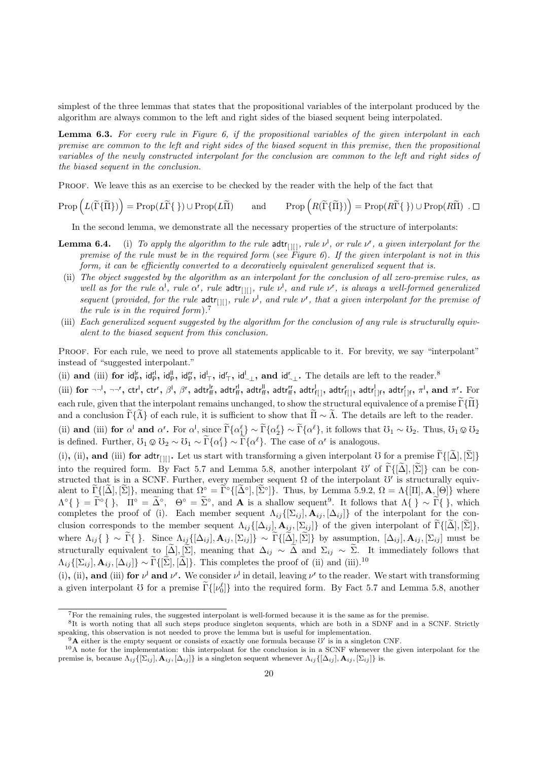simplest of the three lemmas that states that the propositional variables of the interpolant produced by the algorithm are always common to the left and right sides of the biased sequent being interpolated.

**Lemma 6.3.** *For every rule in Figure 6, if the propositional variables of the given interpolant in each premise are common to the left and right sides of the biased sequent in this premise, then the propositional variables of the newly constructed interpolant for the conclusion are common to the left and right sides of the biased sequent in the conclusion.*

Proof. We leave this as an exercise to be checked by the reader with the help of the fact that

$$\mathrm{Prop}\left(L(\widetilde{\Gamma}\{\widetilde{\Pi}\})\right) = \mathrm{Prop}(L\widetilde{\Gamma}\{\ \}) \cup \mathrm{Prop}(L\widetilde{\Pi}) \qquad \text{and} \qquad \mathrm{Prop}\left(R(\widetilde{\Gamma}\{\widetilde{\Pi}\})\right) = \mathrm{Prop}(R\widetilde{\Gamma}\{\ \}) \cup \mathrm{Prop}(R\widetilde{\Pi})\ . \square$$

In the second lemma, we demonstrate all the necessary properties of the structure of interpolants:

**Lemma 6.4.** (i) *To apply the algorithm to the rule $\mathsf{adtr}_{[][]}$, rule $\nu^{\mathsf{l}}$, or rule $\nu^{\mathsf{r}}$, a given interpolant for the premise of the rule must be in the required form (see Figure 6). If the given interpolant is not in this form, it can be efficiently converted to a decoratively equivalent generalized sequent that is.*

(ii) *The object suggested by the algorithm as an interpolant for the conclusion of all zero-premise rules, as well as for the rule $\alpha^{\mathsf{l}}$, rule $\alpha^{\mathsf{r}}$, rule $\mathsf{adtr}_{[][]}$, rule $\nu^{\mathsf{l}}$, and rule $\nu^{\mathsf{r}}$, is always a well-formed generalized sequent (provided, for the rule $\mathsf{adtr}_{[][]}$, rule $\nu^{\mathsf{l}}$, and rule $\nu^{\mathsf{r}}$, that a given interpolant for the premise of the rule is in the required form).*[7]

(iii) *Each generalized sequent suggested by the algorithm for the conclusion of any rule is structurally equivalent to the biased sequent from this conclusion.*

Proof. For each rule, we need to prove all statements applicable to it. For brevity, we say "interpolant" instead of "suggested interpolant."

(ii) **and** (iii) **for** $\mathsf{id}^{\mathsf{lr}}_{\mathsf{P}}$, $\mathsf{id}^{\mathsf{rl}}_{\mathsf{P}}$, $\mathsf{id}^{\mathsf{ll}}_{\mathsf{P}}$, $\mathsf{id}^{\mathsf{rr}}_{\mathsf{P}}$, $\mathsf{id}^{\mathsf{l}}_{\top}$, $\mathsf{id}^{\mathsf{r}}_{\top}$, $\mathsf{id}^{\mathsf{l}}_{\neg\bot}$, **and** $\mathsf{id}^{\mathsf{r}}_{\neg\bot}$**.** The details are left to the reader.[8]

(iii) **for** $\neg\neg^{\mathsf{l}}$, $\neg\neg^{\mathsf{r}}$, $\mathsf{ctr}^{\mathsf{l}}$, $\mathsf{ctr}^{\mathsf{r}}$, $\beta^{\mathsf{l}}$, $\beta^{\mathsf{r}}$, $\mathsf{adtr}^{\mathsf{lr}}_{\mathsf{ff}}$, $\mathsf{adtr}^{\mathsf{rl}}_{\mathsf{ff}}$, $\mathsf{adtr}^{\mathsf{ll}}_{\mathsf{ff}}$, $\mathsf{adtr}^{\mathsf{rr}}_{\mathsf{ff}}$, $\mathsf{adtr}^{\mathsf{l}}_{\mathsf{f}[]}$, $\mathsf{adtr}^{\mathsf{r}}_{\mathsf{f}[]}$, $\mathsf{adtr}^{\mathsf{l}}_{[]\mathsf{f}}$, $\mathsf{adtr}^{\mathsf{r}}_{[]\mathsf{f}}$, $\pi^{\mathsf{l}}$, **and** $\pi^{\mathsf{r}}$**.** For each rule, given that the interpolant remains unchanged, to show the structural equivalence of a premise $\widetilde{\Gamma}\{\widetilde{\Pi}\}$ and a conclusion $\widetilde{\Gamma}\{\widetilde{\Lambda}\}$ of each rule, it is sufficient to show that $\widetilde{\Pi} \sim \widetilde{\Lambda}$. The details are left to the reader.

(ii) **and** (iii) **for** $\alpha^{\mathsf{l}}$ **and** $\alpha^{\mathsf{r}}$**.** For $\alpha^{\mathsf{l}}$, since $\widetilde{\Gamma}\{\alpha^{\ell}_1\} \sim \widetilde{\Gamma}\{\alpha^{\ell}_2\} \sim \widetilde{\Gamma}\{\alpha^{\ell}\}$, it follows that $\mho_1 \sim \mho_2$. Thus, $\mho_1 \oslash \mho_2$ is defined. Further, $\mho_1 \oslash \mho_2 \sim \mho_1 \sim \widetilde{\Gamma}\{\alpha^{\ell}_1\} \sim \widetilde{\Gamma}\{\alpha^{\ell}\}$. The case of $\alpha^{\mathsf{r}}$ is analogous.

(i), (ii), **and** (iii) **for** $\mathsf{adtr}_{[][]}$**.** Let us start with transforming a given interpolant $\mho$ for a premise $\widetilde{\Gamma}\{[\widetilde{\Delta}],[\widetilde{\Sigma}]\}$ into the required form. By Fact 5.7 and Lemma 5.8, another interpolant $\mho'$ of $\widetilde{\Gamma}\{[\widetilde{\Delta}],[\widetilde{\Sigma}]\}$ can be constructed that is in a SCNF. Further, every member sequent $\Omega$ of the interpolant $\mho'$ is structurally equivalent to $\widetilde{\Gamma}\{[\widetilde{\Delta}],[\widetilde{\Sigma}]\}$, meaning that $\Omega^\circ = \widetilde{\Gamma}^\circ\{[\widetilde{\Delta}^\circ],[\widetilde{\Sigma}^\circ]\}$. Thus, by Lemma 5.9.2, $\Omega = \Lambda\{[\Pi],\mathbf{A},[\Theta]\}$ where $\Lambda^\circ\{\ \} = \widetilde{\Gamma}^\circ\{\ \}$, $\Pi^\circ = \widetilde{\Delta}^\circ$, $\Theta^\circ = \widetilde{\Sigma}^\circ$, and $\mathbf{A}$ is a shallow sequent[9]. It follows that $\Lambda\{\ \} \sim \widetilde{\Gamma}\{\ \}$, which completes the proof of (i). Each member sequent $\Lambda_{ij}\{[\Sigma_{ij}],\mathbf{A}_{ij},[\Delta_{ij}]\}$ of the interpolant for the conclusion corresponds to the member sequent $\Lambda_{ij}\{[\Delta_{ij}],\mathbf{A}_{ij},[\Sigma_{ij}]\}$ of the given interpolant of $\widetilde{\Gamma}\{[\widetilde{\Delta}],[\widetilde{\Sigma}]\}$, where $\Lambda_{ij}\{\ \} \sim \widetilde{\Gamma}\{\ \}$. Since $\Lambda_{ij}\{[\Delta_{ij}],\mathbf{A}_{ij},[\Sigma_{ij}]\} \sim \widetilde{\Gamma}\{[\widetilde{\Delta}],[\widetilde{\Sigma}]\}$ by assumption, $[\Delta_{ij}],\mathbf{A}_{ij},[\Sigma_{ij}]$ must be structurally equivalent to $[\widetilde{\Delta}],[\widetilde{\Sigma}]$, meaning that $\Delta_{ij} \sim \widetilde{\Delta}$ and $\Sigma_{ij} \sim \widetilde{\Sigma}$. It immediately follows that $\Lambda_{ij}\{[\Sigma_{ij}],\mathbf{A}_{ij},[\Delta_{ij}]\} \sim \widetilde{\Gamma}\{[\widetilde{\Sigma}],[\widetilde{\Delta}]\}$. This completes the proof of (ii) and (iii).[10]

(i), (ii), **and** (iii) **for** $\nu^{\mathsf{l}}$ **and** $\nu^{\mathsf{r}}$**.** We consider $\nu^{\mathsf{l}}$ in detail, leaving $\nu^{\mathsf{r}}$ to the reader. We start with transforming a given interpolant $\mho$ for a premise $\widetilde{\Gamma}\{[\nu^{\ell}_0]\}$ into the required form. By Fact 5.7 and Lemma 5.8, another

---

[7] For the remaining rules, the suggested interpolant is well-formed because it is the same as for the premise.

[8] It is worth noting that all such steps produce singleton sequents, which are both in a SDNF and in a SCNF. Strictly speaking, this observation is not needed to prove the lemma but is useful for implementation.

[9] $\mathbf{A}$ either is the empty sequent or consists of exactly one formula because $\mho'$ is in a singleton CNF.

[10] A note for the implementation: this interpolant for the conclusion is in a SCNF whenever the given interpolant for the premise is, because $\Lambda_{ij}\{[\Sigma_{ij}],\mathbf{A}_{ij},[\Delta_{ij}]\}$ is a singleton sequent whenever $\Lambda_{ij}\{[\Delta_{ij}],\mathbf{A}_{ij},[\Sigma_{ij}]\}$ is.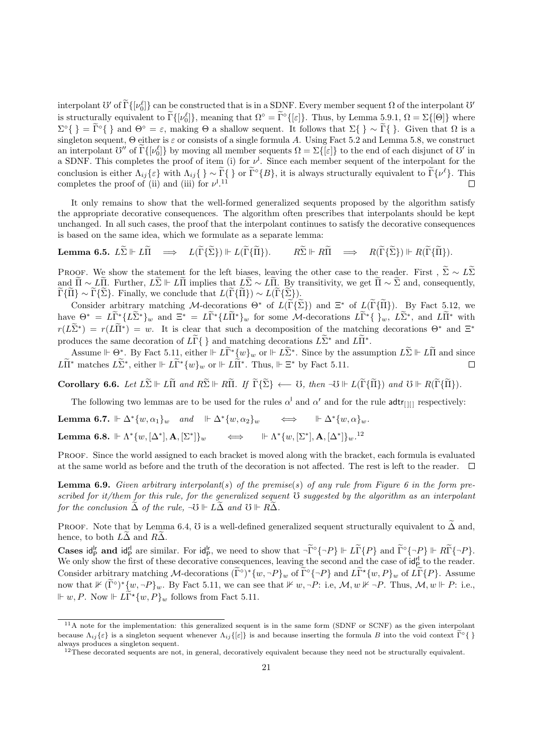interpolant $\mho'$ of $\widetilde{\Gamma}\{[\nu_0^\ell]\}$ can be constructed that is in a SDNF. Every member sequent $\Omega$ of the interpolant $\mho'$ is structurally equivalent to $\widetilde{\Gamma}\{[\nu_0^\ell]\}$, meaning that $\Omega^\circ = \widetilde{\Gamma}^\circ\{[\varepsilon]\}$. Thus, by Lemma 5.9.1, $\Omega = \Sigma\{[\Theta]\}$ where $\Sigma^\circ\{\ \} = \widetilde{\Gamma}^\circ\{\ \}$ and $\Theta^\circ = \varepsilon$, making $\Theta$ a shallow sequent. It follows that $\Sigma\{\ \} \sim \widetilde{\Gamma}\{\ \}$. Given that $\Omega$ is a singleton sequent, $\Theta$ either is $\varepsilon$ or consists of a single formula $A$. Using Fact 5.2 and Lemma 5.8, we construct an interpolant $\mho''$ of $\widetilde{\Gamma}\{[\nu_0^\ell]\}$ by moving all member sequents $\Omega = \Sigma\{[\varepsilon]\}$ to the end of each disjunct of $\mho'$ in a SDNF. This completes the proof of item (i) for $\nu^{\mathsf{l}}$. Since each member sequent of the interpolant for the conclusion is either $\Lambda_{ij}\{\varepsilon\}$ with $\Lambda_{ij}\{\ \} \sim \widetilde{\Gamma}\{\ \}$ or $\widetilde{\Gamma}^\circ\{B\}$, it is always structurally equivalent to $\widetilde{\Gamma}\{\nu^\ell\}$. This completes the proof of (ii) and (iii) for $\nu^{\mathsf{l}}$.[11] $\square$

It only remains to show that the well-formed generalized sequents proposed by the algorithm satisfy the appropriate decorative consequences. The algorithm often prescribes that interpolants should be kept unchanged. In all such cases, the proof that the interpolant continues to satisfy the decorative consequences is based on the same idea, which we formulate as a separate lemma:

**Lemma 6.5.** $L\widetilde{\Sigma} \Vdash L\widetilde{\Pi} \quad\Longrightarrow\quad L(\widetilde{\Gamma}\{\widetilde{\Sigma}\}) \Vdash L(\widetilde{\Gamma}\{\widetilde{\Pi}\}). \qquad R\widetilde{\Sigma} \Vdash R\widetilde{\Pi} \quad\Longrightarrow\quad R(\widetilde{\Gamma}\{\widetilde{\Sigma}\}) \Vdash R(\widetilde{\Gamma}\{\widetilde{\Pi}\}).$

Proof. We show the statement for the left biases, leaving the other case to the reader. First , $\widetilde{\Sigma} \sim L\widetilde{\Sigma}$ and $\widetilde{\Pi} \sim L\widetilde{\Pi}$. Further, $L\widetilde{\Sigma} \Vdash L\widetilde{\Pi}$ implies that $L\widetilde{\Sigma} \sim L\widetilde{\Pi}$. By transitivity, we get $\widetilde{\Pi} \sim \widetilde{\Sigma}$ and, consequently, $\widetilde{\Gamma}\{\widetilde{\Pi}\} \sim \widetilde{\Gamma}\{\widetilde{\Sigma}\}$. Finally, we conclude that $L(\widetilde{\Gamma}\{\widetilde{\Pi}\}) \sim L(\widetilde{\Gamma}\{\widetilde{\Sigma}\})$.

Consider arbitrary matching $\mathcal{M}$-decorations $\Theta^*$ of $L(\widetilde{\Gamma}\{\widetilde{\Sigma}\})$ and $\Xi^*$ of $L(\widetilde{\Gamma}\{\widetilde{\Pi}\})$. By Fact 5.12, we have $\Theta^* = L\widetilde{\Gamma}^*\{L\widetilde{\Sigma}^*\}_w$ and $\Xi^* = L\widetilde{\Gamma}^*\{L\widetilde{\Pi}^*\}_w$ for some $\mathcal{M}$-decorations $L\widetilde{\Gamma}^*\{\ \}_w$, $L\widetilde{\Sigma}^*$, and $L\widetilde{\Pi}^*$ with $r(L\widetilde{\Sigma}^*) = r(L\widetilde{\Pi}^*) = w$. It is clear that such a decomposition of the matching decorations $\Theta^*$ and $\Xi^*$ produces the same decoration of $L\widetilde{\Gamma}\{\ \}$ and matching decorations $L\widetilde{\Sigma}^*$ and $L\widetilde{\Pi}^*$.

Assume $\Vdash \Theta^*$. By Fact 5.11, either $\Vdash L\widetilde{\Gamma}^*\{w\}_w$ or $\Vdash L\widetilde{\Sigma}^*$. Since by the assumption $L\widetilde{\Sigma} \Vdash L\widetilde{\Pi}$ and since $L\widetilde{\Pi}^*$ matches $L\widetilde{\Sigma}^*$, either $\Vdash L\widetilde{\Gamma}^*\{w\}_w$ or $\Vdash L\widetilde{\Pi}^*$. Thus, $\Vdash \Xi^*$ by Fact 5.11. $\square$

**Corollary 6.6.** *Let $L\widetilde{\Sigma} \Vdash L\widetilde{\Pi}$ and $R\widetilde{\Sigma} \Vdash R\widetilde{\Pi}$. If $\widetilde{\Gamma}\{\widetilde{\Sigma}\} \longleftarrow \mho$, then $\neg\mho \Vdash L(\widetilde{\Gamma}\{\widetilde{\Pi}\})$ and $\mho \Vdash R(\widetilde{\Gamma}\{\widetilde{\Pi}\})$.*

The following two lemmas are to be used for the rules $\alpha^{\mathsf{l}}$ and $\alpha^{\mathsf{r}}$ and for the rule $\mathsf{adtr}_{[][]}$ respectively:

**Lemma 6.7.** $\Vdash \Delta^*\{w, \alpha_1\}_w \quad and \quad \Vdash \Delta^*\{w, \alpha_2\}_w \qquad\Longleftrightarrow\qquad \Vdash \Delta^*\{w, \alpha\}_w.$

**Lemma 6.8.** $\Vdash \Lambda^*\{w, [\Delta^*], \mathbf{A}, [\Sigma^*]\}_w \qquad\Longleftrightarrow\qquad \Vdash \Lambda^*\{w, [\Sigma^*], \mathbf{A}, [\Delta^*]\}_w.$[12]

Proof. Since the world assigned to each bracket is moved along with the bracket, each formula is evaluated at the same world as before and the truth of the decoration is not affected. The rest is left to the reader. $\square$

**Lemma 6.9.** *Given arbitrary interpolant(s) of the premise(s) of any rule from Figure 6 in the form prescribed for it/them for this rule, for the generalized sequent $\mho$ suggested by the algorithm as an interpolant for the conclusion $\widetilde{\Delta}$ of the rule, $\neg\mho \Vdash L\widetilde{\Delta}$ and $\mho \Vdash R\widetilde{\Delta}$.*

Proof. Note that by Lemma 6.4, $\mho$ is a well-defined generalized sequent structurally equivalent to $\widetilde{\Delta}$ and, hence, to both $L\widetilde{\Delta}$ and $R\widetilde{\Delta}$.

**Cases $\mathsf{id}_{\mathsf{P}}^{\mathsf{lr}}$ and $\mathsf{id}_{\mathsf{P}}^{\mathsf{rl}}$** are similar. For $\mathsf{id}_{\mathsf{P}}^{\mathsf{lr}}$, we need to show that $\neg\widetilde{\Gamma}^\circ\{\neg P\} \Vdash L\widetilde{\Gamma}\{P\}$ and $\widetilde{\Gamma}^\circ\{\neg P\} \Vdash R\widetilde{\Gamma}\{\neg P\}$. We only show the first of these decorative consequences, leaving the second and the case of $\mathsf{id}_{\mathsf{P}}^{\mathsf{rl}}$ to the reader. Consider arbitrary matching $\mathcal{M}$-decorations $(\widetilde{\Gamma}^\circ)^*\{w, \neg P\}_w$ of $\widetilde{\Gamma}^\circ\{\neg P\}$ and $L\widetilde{\Gamma}^*\{w, P\}_w$ of $L\widetilde{\Gamma}\{P\}$. Assume now that $\nVdash (\widetilde{\Gamma}^\circ)^*\{w, \neg P\}_w$. By Fact 5.11, we can see that $\nVdash w, \neg P$: i.e, $\mathcal{M}, w \nVdash \neg P$. Thus, $\mathcal{M}, w \Vdash P$: i.e., $\Vdash w, P$. Now $\Vdash L\widetilde{\Gamma}^*\{w, P\}_w$ follows from Fact 5.11.

[11] A note for the implementation: this generalized sequent is in the same form (SDNF or SCNF) as the given interpolant because $\Lambda_{ij}\{\varepsilon\}$ is a singleton sequent whenever $\Lambda_{ij}\{[\varepsilon]\}$ is and because inserting the formula $B$ into the void context $\widetilde{\Gamma}^\circ\{\ \}$ always produces a singleton sequent.

[12] These decorated sequents are not, in general, decoratively equivalent because they need not be structurally equivalent.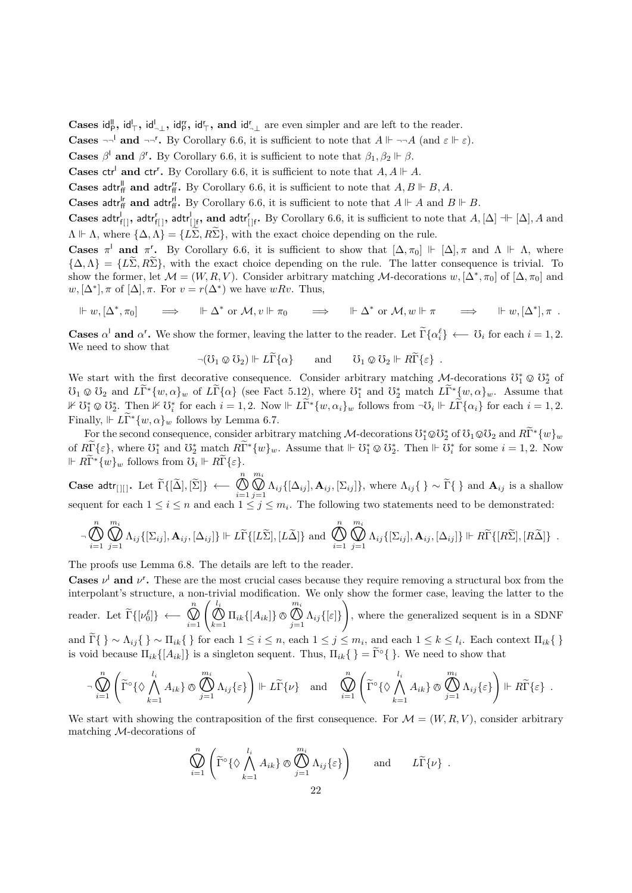**Cases $\mathsf{id}^{\mathsf{ll}}_{\mathsf{P}}$, $\mathsf{id}^{\mathsf{l}}_{\top}$, $\mathsf{id}^{\mathsf{l}}_{\neg\bot}$, $\mathsf{id}^{\mathsf{rr}}_{\mathsf{P}}$, $\mathsf{id}^{\mathsf{r}}_{\top}$, and $\mathsf{id}^{\mathsf{r}}_{\neg\bot}$** are even simpler and are left to the reader.

**Cases $\neg\neg^{\mathsf{l}}$ and $\neg\neg^{\mathsf{r}}$.** By Corollary 6.6, it is sufficient to note that $A \Vdash \neg\neg A$ (and $\varepsilon \Vdash \varepsilon$).

**Cases $\beta^{\mathsf{l}}$ and $\beta^{\mathsf{r}}$.** By Corollary 6.6, it is sufficient to note that $\beta_1, \beta_2 \Vdash \beta$.

**Cases $\mathsf{ctr}^{\mathsf{l}}$ and $\mathsf{ctr}^{\mathsf{r}}$.** By Corollary 6.6, it is sufficient to note that $A, A \Vdash A$.

**Cases $\mathsf{adtr}^{\mathsf{ll}}_{\mathsf{ff}}$ and $\mathsf{adtr}^{\mathsf{rr}}_{\mathsf{ff}}$.** By Corollary 6.6, it is sufficient to note that $A, B \Vdash B, A$.

**Cases $\mathsf{adtr}^{\mathsf{lr}}_{\mathsf{ff}}$ and $\mathsf{adtr}^{\mathsf{rl}}_{\mathsf{ff}}$.** By Corollary 6.6, it is sufficient to note that $A \Vdash A$ and $B \Vdash B$.

**Cases $\mathsf{adtr}^{\mathsf{l}}_{\mathsf{f}[]}$, $\mathsf{adtr}^{\mathsf{r}}_{\mathsf{f}[]}$, $\mathsf{adtr}^{\mathsf{l}}_{[]\mathsf{f}}$, and $\mathsf{adtr}^{\mathsf{r}}_{[]\mathsf{f}}$.** By Corollary 6.6, it is sufficient to note that $A, [\Delta] \dashVdash [\Delta], A$ and $\Lambda \Vdash \Lambda$, where $\{\Delta, \Lambda\} = \{L\widetilde{\Sigma}, R\widetilde{\Sigma}\}$, with the exact choice depending on the rule.

**Cases $\pi^{\mathsf{l}}$ and $\pi^{\mathsf{r}}$.** By Corollary 6.6, it is sufficient to show that $[\Delta, \pi_0] \Vdash [\Delta], \pi$ and $\Lambda \Vdash \Lambda$, where $\{\Delta, \Lambda\} = \{L\widetilde{\Sigma}, R\widetilde{\Sigma}\}$, with the exact choice depending on the rule. The latter consequence is trivial. To show the former, let $\mathcal{M} = (W, R, V)$. Consider arbitrary matching $\mathcal{M}$-decorations $w, [\Delta^*, \pi_0]$ of $[\Delta, \pi_0]$ and $w, [\Delta^*], \pi$ of $[\Delta], \pi$. For $v = r(\Delta^*)$ we have $wRv$. Thus,

$$\Vdash w, [\Delta^*, \pi_0] \qquad \Longrightarrow \qquad \Vdash \Delta^* \text{ or } \mathcal{M}, v \Vdash \pi_0 \qquad \Longrightarrow \qquad \Vdash \Delta^* \text{ or } \mathcal{M}, w \Vdash \pi \qquad \Longrightarrow \qquad \Vdash w, [\Delta^*], \pi \ .$$

**Cases $\alpha^{\mathsf{l}}$ and $\alpha^{\mathsf{r}}$.** We show the former, leaving the latter to the reader. Let $\widetilde{\Gamma}\{\alpha_i^{\ell}\} \longleftarrow \mho_i$ for each $i = 1, 2$. We need to show that

$$\neg(\mho_1 \otimes \mho_2) \Vdash L\widetilde{\Gamma}\{\alpha\} \qquad \text{and} \qquad \mho_1 \otimes \mho_2 \Vdash R\widetilde{\Gamma}\{\varepsilon\} \ .$$

We start with the first decorative consequence. Consider arbitrary matching $\mathcal{M}$-decorations $\mho_1^* \otimes \mho_2^*$ of $\mho_1 \otimes \mho_2$ and $L\widetilde{\Gamma}^*\{w, \alpha\}_w$ of $L\widetilde{\Gamma}\{\alpha\}$ (see Fact 5.12), where $\mho_1^*$ and $\mho_2^*$ match $L\widetilde{\Gamma}^*\{w, \alpha\}_w$. Assume that $\nVdash \mho_1^* \otimes \mho_2^*$. Then $\nVdash \mho_i^*$ for each $i = 1, 2$. Now $\Vdash L\widetilde{\Gamma}^*\{w, \alpha_i\}_w$ follows from $\neg\mho_i \Vdash L\widetilde{\Gamma}\{\alpha_i\}$ for each $i = 1, 2$. Finally, $\Vdash L\widetilde{\Gamma}^*\{w, \alpha\}_w$ follows by Lemma 6.7.

For the second consequence, consider arbitrary matching $\mathcal{M}$-decorations $\mho_1^* \otimes \mho_2^*$ of $\mho_1 \otimes \mho_2$ and $R\widetilde{\Gamma}^*\{w\}_w$ of $R\widetilde{\Gamma}\{\varepsilon\}$, where $\mho_1^*$ and $\mho_2^*$ match $R\widetilde{\Gamma}^*\{w\}_w$. Assume that $\Vdash \mho_1^* \otimes \mho_2^*$. Then $\Vdash \mho_i^*$ for some $i = 1, 2$. Now $\Vdash R\widetilde{\Gamma}^*\{w\}_w$ follows from $\mho_i \Vdash R\widetilde{\Gamma}\{\varepsilon\}$.

**Case $\mathsf{adtr}_{[][]}$.** Let $\widetilde{\Gamma}\{[\widetilde{\Delta}], [\widetilde{\Sigma}]\} \longleftarrow \bigotimes_{i=1}^{n} \bigoslash_{j=1}^{m_i} \Lambda_{ij}\{[\Delta_{ij}], \mathbf{A}_{ij}, [\Sigma_{ij}]\}$, where $\Lambda_{ij}\{\ \} \sim \widetilde{\Gamma}\{\ \}$ and $\mathbf{A}_{ij}$ is a shallow sequent for each $1 \leq i \leq n$ and each $1 \leq j \leq m_i$. The following two statements need to be demonstrated:

$$\neg \bigotimes_{i=1}^{n} \bigoslash_{j=1}^{m_i} \Lambda_{ij}\{[\Sigma_{ij}], \mathbf{A}_{ij}, [\Delta_{ij}]\} \Vdash L\widetilde{\Gamma}\{[L\widetilde{\Sigma}], [L\widetilde{\Delta}]\} \text{ and } \bigotimes_{i=1}^{n} \bigoslash_{j=1}^{m_i} \Lambda_{ij}\{[\Sigma_{ij}], \mathbf{A}_{ij}, [\Delta_{ij}]\} \Vdash R\widetilde{\Gamma}\{[R\widetilde{\Sigma}], [R\widetilde{\Delta}]\} \ .$$

The proofs use Lemma 6.8. The details are left to the reader.

**Cases $\nu^{\mathsf{l}}$ and $\nu^{\mathsf{r}}$.** These are the most crucial cases because they require removing a structural box from the interpolant's structure, a non-trivial modification. We only show the former case, leaving the latter to the reader. Let $\widetilde{\Gamma}\{[\nu_0^{\ell}]\} \longleftarrow \bigoslash_{i=1}^{n} \left( \bigotimes_{k=1}^{l_i} \Pi_{ik}\{[A_{ik}]\} \otimes \bigotimes_{j=1}^{m_i} \Lambda_{ij}\{[\varepsilon]\} \right)$, where the generalized sequent is in a SDNF and $\widetilde{\Gamma}\{\ \} \sim \Lambda_{ij}\{\ \} \sim \Pi_{ik}\{\ \}$ for each $1 \leq i \leq n$, each $1 \leq j \leq m_i$, and each $1 \leq k \leq l_i$. Each context $\Pi_{ik}\{\ \}$ is void because $\Pi_{ik}\{[A_{ik}]\}$ is a singleton sequent. Thus, $\Pi_{ik}\{\ \} = \widetilde{\Gamma}^{\circ}\{\ \}$. We need to show that

$$\neg \bigoslash_{i=1}^{n} \left( \widetilde{\Gamma}^{\circ}\{\Diamond \bigwedge_{k=1}^{l_i} A_{ik}\} \otimes \bigotimes_{j=1}^{m_i} \Lambda_{ij}\{\varepsilon\} \right) \Vdash L\widetilde{\Gamma}\{\nu\} \quad \text{and} \quad \bigoslash_{i=1}^{n} \left( \widetilde{\Gamma}^{\circ}\{\Diamond \bigwedge_{k=1}^{l_i} A_{ik}\} \otimes \bigotimes_{j=1}^{m_i} \Lambda_{ij}\{\varepsilon\} \right) \Vdash R\widetilde{\Gamma}\{\varepsilon\} \ .$$

We start with showing the contraposition of the first consequence. For $\mathcal{M} = (W, R, V)$, consider arbitrary matching $\mathcal{M}$-decorations of

$$\bigoslash_{i=1}^{n} \left( \widetilde{\Gamma}^{\circ}\{\Diamond \bigwedge_{k=1}^{l_i} A_{ik}\} \otimes \bigotimes_{j=1}^{m_i} \Lambda_{ij}\{\varepsilon\} \right) \qquad \text{and} \qquad L\widetilde{\Gamma}\{\nu\} \ .$$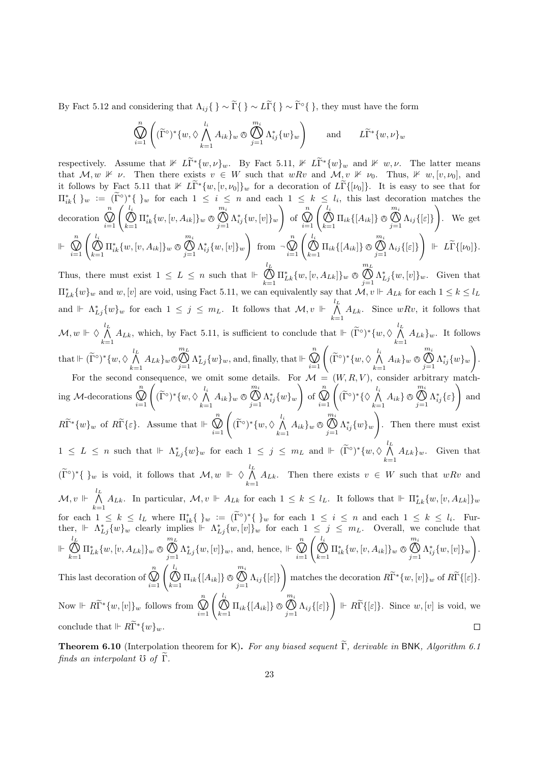By Fact 5.12 and considering that $\Lambda_{ij}\{\ \} \sim \widetilde{\Gamma}\{\ \} \sim L\widetilde{\Gamma}\{\ \} \sim \widetilde{\Gamma}^{\circ}\{\ \}$, they must have the form

$$\bigovee_{i=1}^{n}\left((\widetilde{\Gamma}^{\circ})^{*}\{w, \Diamond\bigwedge_{k=1}^{l_i} A_{ik}\}_w \owedge \bigowedge_{j=1}^{m_i} \Lambda^{*}_{ij}\{w\}_w\right) \qquad \text{and} \qquad L\widetilde{\Gamma}^{*}\{w,\nu\}_w$$

respectively. Assume that $\nVdash L\widetilde{\Gamma}^{*}\{w,\nu\}_w$. By Fact 5.11, $\nVdash L\widetilde{\Gamma}^{*}\{w\}_w$ and $\nVdash w,\nu$. The latter means that $\mathcal{M}, w \nVdash \nu$. Then there exists $v \in W$ such that $wRv$ and $\mathcal{M}, v \nVdash \nu_0$. Thus, $\nVdash w, [v,\nu_0]$, and it follows by Fact 5.11 that $\nVdash L\widetilde{\Gamma}^{*}\{w,[v,\nu_0]\}_w$ for a decoration of $L\widetilde{\Gamma}\{[\nu_0]\}$. It is easy to see that for $\Pi^{*}_{ik}\{\ \}_w := (\widetilde{\Gamma}^{\circ})^{*}\{\ \}_w$ for each $1 \leq i \leq n$ and each $1 \leq k \leq l_i$, this last decoration matches the decoration $\bigovee_{i=1}^{n}\left(\bigowedge_{k=1}^{l_i} \Pi^{*}_{ik}\{w,[v,A_{ik}]\}_w \owedge \bigowedge_{j=1}^{m_i} \Lambda^{*}_{ij}\{w,[v]\}_w\right)$ of $\bigovee_{i=1}^{n}\left(\bigowedge_{k=1}^{l_i} \Pi_{ik}\{[A_{ik}]\} \owedge \bigowedge_{j=1}^{m_i} \Lambda_{ij}\{[\varepsilon]\}\right)$. We get $\Vdash \bigovee_{i=1}^{n}\left(\bigowedge_{k=1}^{l_i} \Pi^{*}_{ik}\{w,[v,A_{ik}]\}_w \owedge \bigowedge_{j=1}^{m_i} \Lambda^{*}_{ij}\{w,[v]\}_w\right)$ from $\neg\bigovee_{i=1}^{n}\left(\bigowedge_{k=1}^{l_i} \Pi_{ik}\{[A_{ik}]\} \owedge \bigowedge_{j=1}^{m_i} \Lambda_{ij}\{[\varepsilon]\}\right) \Vdash L\widetilde{\Gamma}\{[\nu_0]\}$. Thus, there must exist $1 \leq L \leq n$ such that $\Vdash \bigowedge_{k=1}^{l_L} \Pi^{*}_{Lk}\{w,[v,A_{Lk}]\}_w \owedge \bigowedge_{j=1}^{m_L} \Lambda^{*}_{Lj}\{w,[v]\}_w$. Given that $\Pi^{*}_{Lk}\{w\}_w$ and $w,[v]$ are void, using Fact 5.11, we can equivalently say that $\mathcal{M}, v \Vdash A_{Lk}$ for each $1 \leq k \leq l_L$ and $\Vdash \Lambda^{*}_{Lj}\{w\}_w$ for each $1 \leq j \leq m_L$. It follows that $\mathcal{M}, v \Vdash \bigwedge_{k=1}^{l_L} A_{Lk}$. Since $wRv$, it follows that $\mathcal{M}, w \Vdash \Diamond\bigwedge_{k=1}^{l_L} A_{Lk}$, which, by Fact 5.11, is sufficient to conclude that $\Vdash (\widetilde{\Gamma}^{\circ})^{*}\{w, \Diamond\bigwedge_{k=1}^{l_L} A_{Lk}\}_w$. It follows that $\Vdash (\widetilde{\Gamma}^{\circ})^{*}\{w, \Diamond\bigwedge_{k=1}^{l_L} A_{Lk}\}_w \owedge \bigowedge_{j=1}^{m_L} \Lambda^{*}_{Lj}\{w\}_w$, and, finally, that $\Vdash \bigovee_{i=1}^{n}\left((\widetilde{\Gamma}^{\circ})^{*}\{w, \Diamond\bigwedge_{k=1}^{l_i} A_{ik}\}_w \owedge \bigowedge_{j=1}^{m_i} \Lambda^{*}_{ij}\{w\}_w\right)$.

For the second consequence, we omit some details. For $\mathcal{M} = (W,R,V)$, consider arbitrary matching $\mathcal{M}$-decorations $\bigovee_{i=1}^{n}\left((\widetilde{\Gamma}^{\circ})^{*}\{w, \Diamond\bigwedge_{k=1}^{l_i} A_{ik}\}_w \owedge \bigowedge_{j=1}^{m_i} \Lambda^{*}_{ij}\{w\}_w\right)$ of $\bigovee_{i=1}^{n}\left((\widetilde{\Gamma}^{\circ})^{*}\{\Diamond\bigwedge_{k=1}^{l_i} A_{ik}\} \owedge \bigowedge_{j=1}^{m_i} \Lambda^{*}_{ij}\{\varepsilon\}\right)$ and $R\widetilde{\Gamma}^{*}\{w\}_w$ of $R\widetilde{\Gamma}\{\varepsilon\}$. Assume that $\Vdash \bigovee_{i=1}^{n}\left((\widetilde{\Gamma}^{\circ})^{*}\{w, \Diamond\bigwedge_{k=1}^{l_i} A_{ik}\}_w \owedge \bigowedge_{j=1}^{m_i} \Lambda^{*}_{ij}\{w\}_w\right)$. Then there must exist $1 \leq L \leq n$ such that $\Vdash \Lambda^{*}_{Lj}\{w\}_w$ for each $1 \leq j \leq m_L$ and $\Vdash (\widetilde{\Gamma}^{\circ})^{*}\{w, \Diamond\bigwedge_{k=1}^{l_L} A_{Lk}\}_w$. Given that $(\widetilde{\Gamma}^{\circ})^{*}\{\ \}_w$ is void, it follows that $\mathcal{M}, w \Vdash \Diamond\bigwedge_{k=1}^{l_L} A_{Lk}$. Then there exists $v \in W$ such that $wRv$ and $\mathcal{M}, v \Vdash \bigwedge_{k=1}^{l_L} A_{Lk}$. In particular, $\mathcal{M}, v \Vdash A_{Lk}$ for each $1 \leq k \leq l_L$. It follows that $\Vdash \Pi^{*}_{Lk}\{w,[v,A_{Lk}]\}_w$ for each $1 \leq k \leq l_L$ where $\Pi^{*}_{ik}\{\ \}_w := (\widetilde{\Gamma}^{\circ})^{*}\{\ \}_w$ for each $1 \leq i \leq n$ and each $1 \leq k \leq l_i$. Further, $\Vdash \Lambda^{*}_{Lj}\{w\}_w$ clearly implies $\Vdash \Lambda^{*}_{Lj}\{w,[v]\}_w$ for each $1 \leq j \leq m_L$. Overall, we conclude that $\Vdash \bigowedge_{k=1}^{l_L} \Pi^{*}_{Lk}\{w,[v,A_{Lk}]\}_w \owedge \bigowedge_{j=1}^{m_L} \Lambda^{*}_{Lj}\{w,[v]\}_w$, and, hence, $\Vdash \bigovee_{i=1}^{n}\left(\bigowedge_{k=1}^{l_i} \Pi^{*}_{ik}\{w,[v,A_{ik}]\}_w \owedge \bigowedge_{j=1}^{m_i} \Lambda^{*}_{ij}\{w,[v]\}_w\right)$. This last decoration of $\bigovee_{i=1}^{n}\left(\bigowedge_{k=1}^{l_i} \Pi_{ik}\{[A_{ik}]\} \owedge \bigowedge_{j=1}^{m_i} \Lambda_{ij}\{[\varepsilon]\}\right)$ matches the decoration $R\widetilde{\Gamma}^{*}\{w,[v]\}_w$ of $R\widetilde{\Gamma}\{[\varepsilon]\}$. Now $\Vdash R\widetilde{\Gamma}^{*}\{w,[v]\}_w$ follows from $\bigovee_{i=1}^{n}\left(\bigowedge_{k=1}^{l_i} \Pi_{ik}\{[A_{ik}]\} \owedge \bigowedge_{j=1}^{m_i} \Lambda_{ij}\{[\varepsilon]\}\right) \Vdash R\widetilde{\Gamma}\{[\varepsilon]\}$. Since $w,[v]$ is void, we conclude that $\Vdash R\widetilde{\Gamma}^{*}\{w\}_w$. $\square$

**Theorem 6.10** (Interpolation theorem for K)**.** *For any biased sequent $\widetilde{\Gamma}$, derivable in* BNK*, Algorithm 6.1 finds an interpolant $\mho$ of $\widetilde{\Gamma}$.*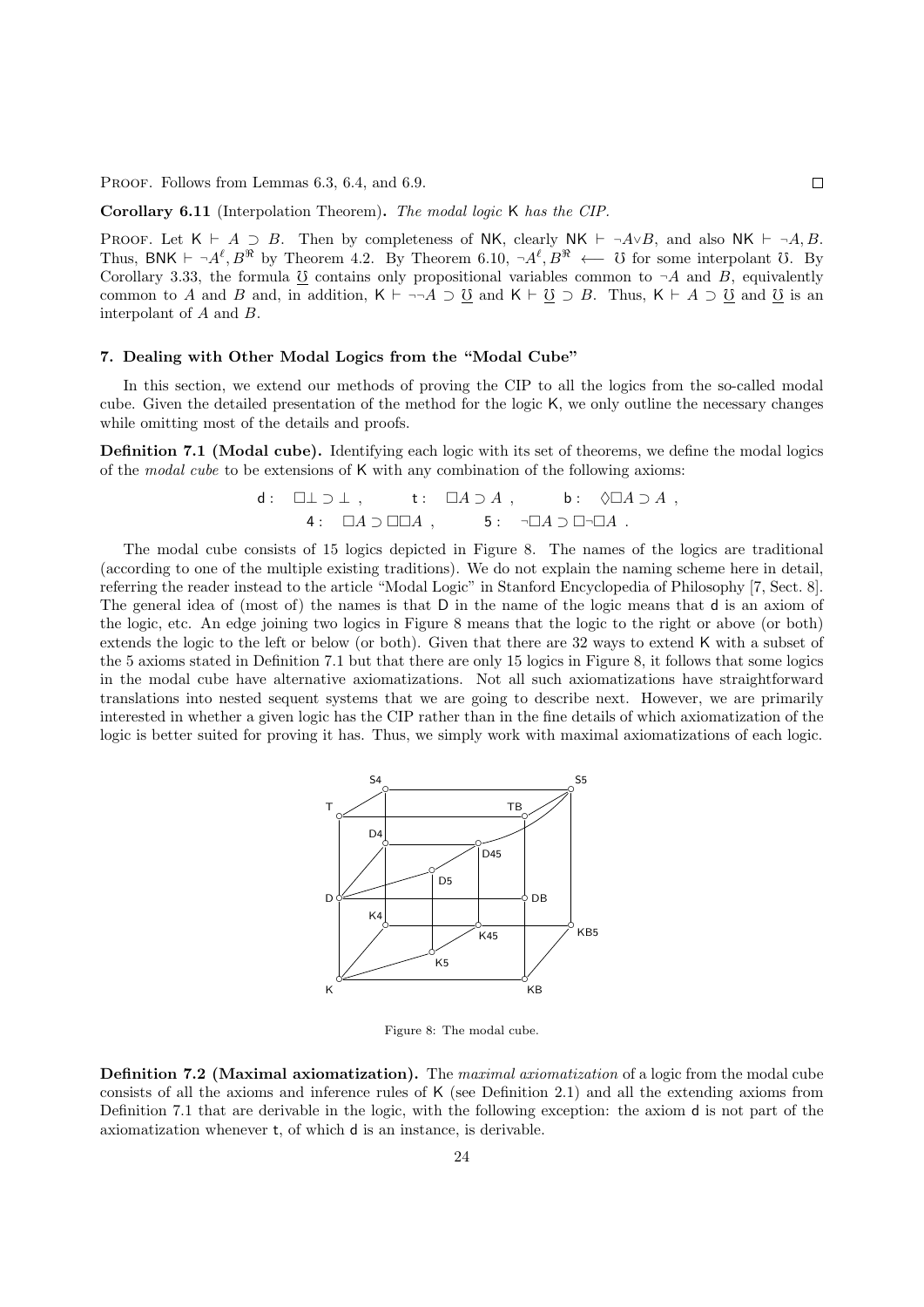PROOF. Follows from Lemmas 6.3, 6.4, and 6.9. ☐

**Corollary 6.11** (Interpolation Theorem). *The modal logic* K *has the CIP.*

PROOF. Let $\mathsf{K} \vdash A \supset B$. Then by completeness of NK, clearly $\mathsf{NK} \vdash \neg A \vee B$, and also $\mathsf{NK} \vdash \neg A, B$. Thus, $\mathsf{BNK} \vdash \neg A^{\ell}, B^{\Re}$ by Theorem 4.2. By Theorem 6.10, $\neg A^{\ell}, B^{\Re} \longleftarrow \mho$ for some interpolant $\mho$. By Corollary 3.33, the formula $\underline{\mho}$ contains only propositional variables common to $\neg A$ and $B$, equivalently common to $A$ and $B$ and, in addition, $\mathsf{K} \vdash \neg\neg A \supset \underline{\mho}$ and $\mathsf{K} \vdash \underline{\mho} \supset B$. Thus, $\mathsf{K} \vdash A \supset \underline{\mho}$ and $\underline{\mho}$ is an interpolant of $A$ and $B$.

## 7. Dealing with Other Modal Logics from the "Modal Cube"

In this section, we extend our methods of proving the CIP to all the logics from the so-called modal cube. Given the detailed presentation of the method for the logic K, we only outline the necessary changes while omitting most of the details and proofs.

**Definition 7.1 (Modal cube).** Identifying each logic with its set of theorems, we define the modal logics of the *modal cube* to be extensions of K with any combination of the following axioms:

$$\mathsf{d}: \quad \Box\bot \supset \bot\ , \qquad \mathsf{t}: \quad \Box A \supset A\ , \qquad \mathsf{b}: \quad \Diamond\Box A \supset A\ ,$$
$$\mathsf{4}: \quad \Box A \supset \Box\Box A\ , \qquad \mathsf{5}: \quad \neg\Box A \supset \Box\neg\Box A\ .$$

The modal cube consists of 15 logics depicted in Figure 8. The names of the logics are traditional (according to one of the multiple existing traditions). We do not explain the naming scheme here in detail, referring the reader instead to the article "Modal Logic" in Stanford Encyclopedia of Philosophy [7, Sect. 8]. The general idea of (most of) the names is that D in the name of the logic means that d is an axiom of the logic, etc. An edge joining two logics in Figure 8 means that the logic to the right or above (or both) extends the logic to the left or below (or both). Given that there are 32 ways to extend K with a subset of the 5 axioms stated in Definition 7.1 but that there are only 15 logics in Figure 8, it follows that some logics in the modal cube have alternative axiomatizations. Not all such axiomatizations have straightforward translations into nested sequent systems that we are going to describe next. However, we are primarily interested in whether a given logic has the CIP rather than in the fine details of which axiomatization of the logic is better suited for proving it has. Thus, we simply work with maximal axiomatizations of each logic.

Figure 8: The modal cube.

**Definition 7.2 (Maximal axiomatization).** The *maximal axiomatization* of a logic from the modal cube consists of all the axioms and inference rules of K (see Definition 2.1) and all the extending axioms from Definition 7.1 that are derivable in the logic, with the following exception: the axiom d is not part of the axiomatization whenever t, of which d is an instance, is derivable.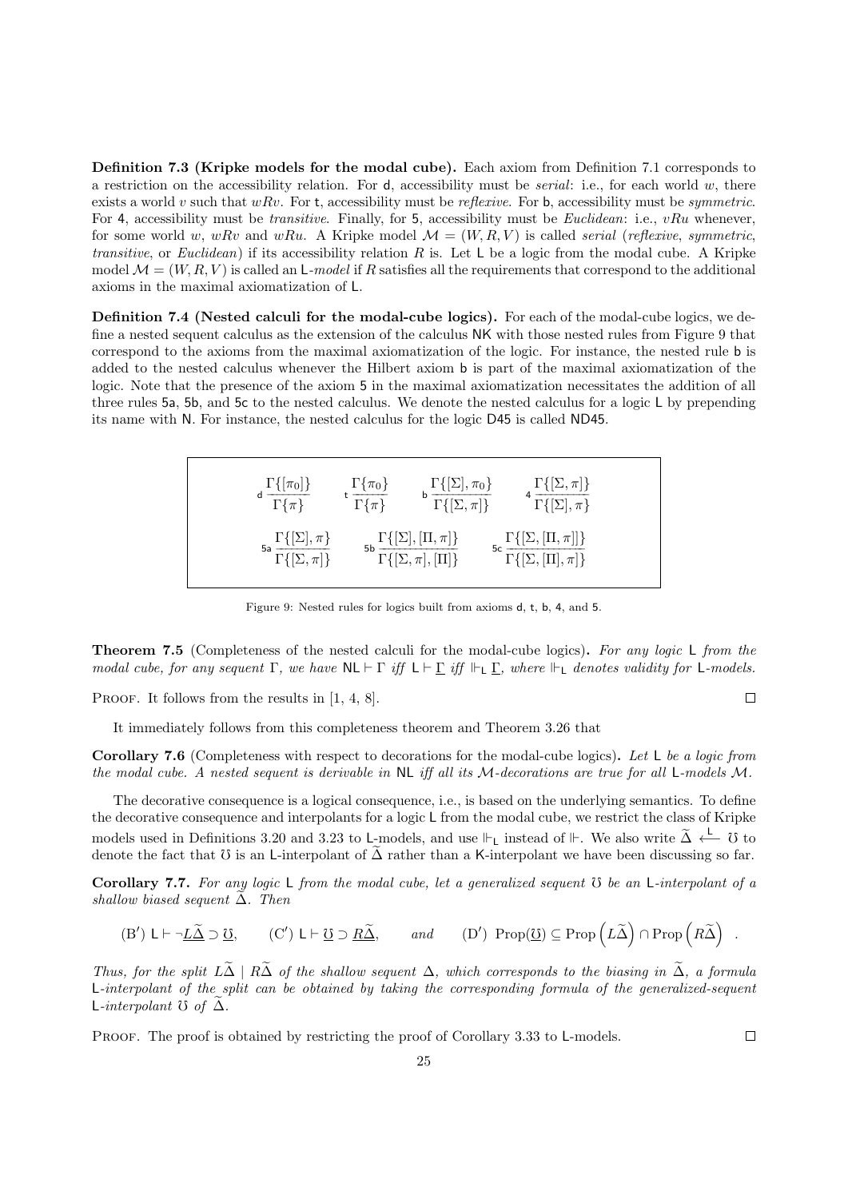**Definition 7.3 (Kripke models for the modal cube).** Each axiom from Definition 7.1 corresponds to a restriction on the accessibility relation. For $\mathsf{d}$, accessibility must be *serial*: i.e., for each world $w$, there exists a world $v$ such that $wRv$. For $\mathsf{t}$, accessibility must be *reflexive*. For $\mathsf{b}$, accessibility must be *symmetric*. For $\mathsf{4}$, accessibility must be *transitive*. Finally, for $\mathsf{5}$, accessibility must be *Euclidean*: i.e., $vRu$ whenever, for some world $w$, $wRv$ and $wRu$. A Kripke model $\mathcal{M} = (W, R, V)$ is called *serial* (*reflexive*, *symmetric*, *transitive*, or *Euclidean*) if its accessibility relation $R$ is. Let $\mathsf{L}$ be a logic from the modal cube. A Kripke model $\mathcal{M} = (W, R, V)$ is called an $\mathsf{L}$-*model* if $R$ satisfies all the requirements that correspond to the additional axioms in the maximal axiomatization of $\mathsf{L}$.

**Definition 7.4 (Nested calculi for the modal-cube logics).** For each of the modal-cube logics, we define a nested sequent calculus as the extension of the calculus $\mathsf{NK}$ with those nested rules from Figure 9 that correspond to the axioms from the maximal axiomatization of the logic. For instance, the nested rule $\mathsf{b}$ is added to the nested calculus whenever the Hilbert axiom $\mathsf{b}$ is part of the maximal axiomatization of the logic. Note that the presence of the axiom $\mathsf{5}$ in the maximal axiomatization necessitates the addition of all three rules $\mathsf{5a}$, $\mathsf{5b}$, and $\mathsf{5c}$ to the nested calculus. We denote the nested calculus for a logic $\mathsf{L}$ by prepending its name with $\mathsf{N}$. For instance, the nested calculus for the logic $\mathsf{D45}$ is called $\mathsf{ND45}$.

$$
\mathsf{d}\,\frac{\Gamma\{[\pi_0]\}}{\Gamma\{\pi\}} \qquad \mathsf{t}\,\frac{\Gamma\{\pi_0\}}{\Gamma\{\pi\}} \qquad \mathsf{b}\,\frac{\Gamma\{[\Sigma], \pi_0\}}{\Gamma\{[\Sigma, \pi]\}} \qquad \mathsf{4}\,\frac{\Gamma\{[\Sigma, \pi]\}}{\Gamma\{[\Sigma], \pi\}}
$$

$$
\mathsf{5a}\,\frac{\Gamma\{[\Sigma], \pi\}}{\Gamma\{[\Sigma, \pi]\}} \qquad \mathsf{5b}\,\frac{\Gamma\{[\Sigma], [\Pi, \pi]\}}{\Gamma\{[\Sigma, \pi], [\Pi]\}} \qquad \mathsf{5c}\,\frac{\Gamma\{[\Sigma, [\Pi, \pi]]\}}{\Gamma\{[\Sigma, [\Pi], \pi]\}}
$$

Figure 9: Nested rules for logics built from axioms $\mathsf{d}$, $\mathsf{t}$, $\mathsf{b}$, $\mathsf{4}$, and $\mathsf{5}$.

**Theorem 7.5** (Completeness of the nested calculi for the modal-cube logics)**.** *For any logic $\mathsf{L}$ from the modal cube, for any sequent $\Gamma$, we have $\mathsf{NL} \vdash \Gamma$ iff $\mathsf{L} \vdash \underline{\Gamma}$ iff $\Vdash_{\mathsf{L}} \underline{\Gamma}$, where $\Vdash_{\mathsf{L}}$ denotes validity for $\mathsf{L}$-models.*

Proof. It follows from the results in [1, 4, 8]. $\square$

It immediately follows from this completeness theorem and Theorem 3.26 that

**Corollary 7.6** (Completeness with respect to decorations for the modal-cube logics)**.** *Let $\mathsf{L}$ be a logic from the modal cube. A nested sequent is derivable in $\mathsf{NL}$ iff all its $\mathcal{M}$-decorations are true for all $\mathsf{L}$-models $\mathcal{M}$.*

The decorative consequence is a logical consequence, i.e., is based on the underlying semantics. To define the decorative consequence and interpolants for a logic $\mathsf{L}$ from the modal cube, we restrict the class of Kripke models used in Definitions 3.20 and 3.23 to $\mathsf{L}$-models, and use $\Vdash_{\mathsf{L}}$ instead of $\Vdash$. We also write $\widetilde{\Delta} \xleftarrow{\mathsf{L}} \mho$ to denote the fact that $\mho$ is an $\mathsf{L}$-interpolant of $\widetilde{\Delta}$ rather than a $\mathsf{K}$-interpolant we have been discussing so far.

**Corollary 7.7.** *For any logic $\mathsf{L}$ from the modal cube, let a generalized sequent $\mho$ be an $\mathsf{L}$-interpolant of a shallow biased sequent $\widetilde{\Delta}$. Then*

$$
(\mathrm{B}')\ \mathsf{L} \vdash \neg\underline{L\widetilde{\Delta}} \supset \underline{\mho}, \qquad (\mathrm{C}')\ \mathsf{L} \vdash \underline{\mho} \supset \underline{R\widetilde{\Delta}}, \qquad \textit{and} \qquad (\mathrm{D}')\ \operatorname{Prop}(\underline{\mho}) \subseteq \operatorname{Prop}\left(L\widetilde{\Delta}\right) \cap \operatorname{Prop}\left(R\widetilde{\Delta}\right).
$$

*Thus, for the split $L\widetilde{\Delta} \mid R\widetilde{\Delta}$ of the shallow sequent $\Delta$, which corresponds to the biasing in $\widetilde{\Delta}$, a formula $\mathsf{L}$-interpolant of the split can be obtained by taking the corresponding formula of the generalized-sequent $\mathsf{L}$-interpolant $\mho$ of $\widetilde{\Delta}$.*

Proof. The proof is obtained by restricting the proof of Corollary 3.33 to $\mathsf{L}$-models. $\square$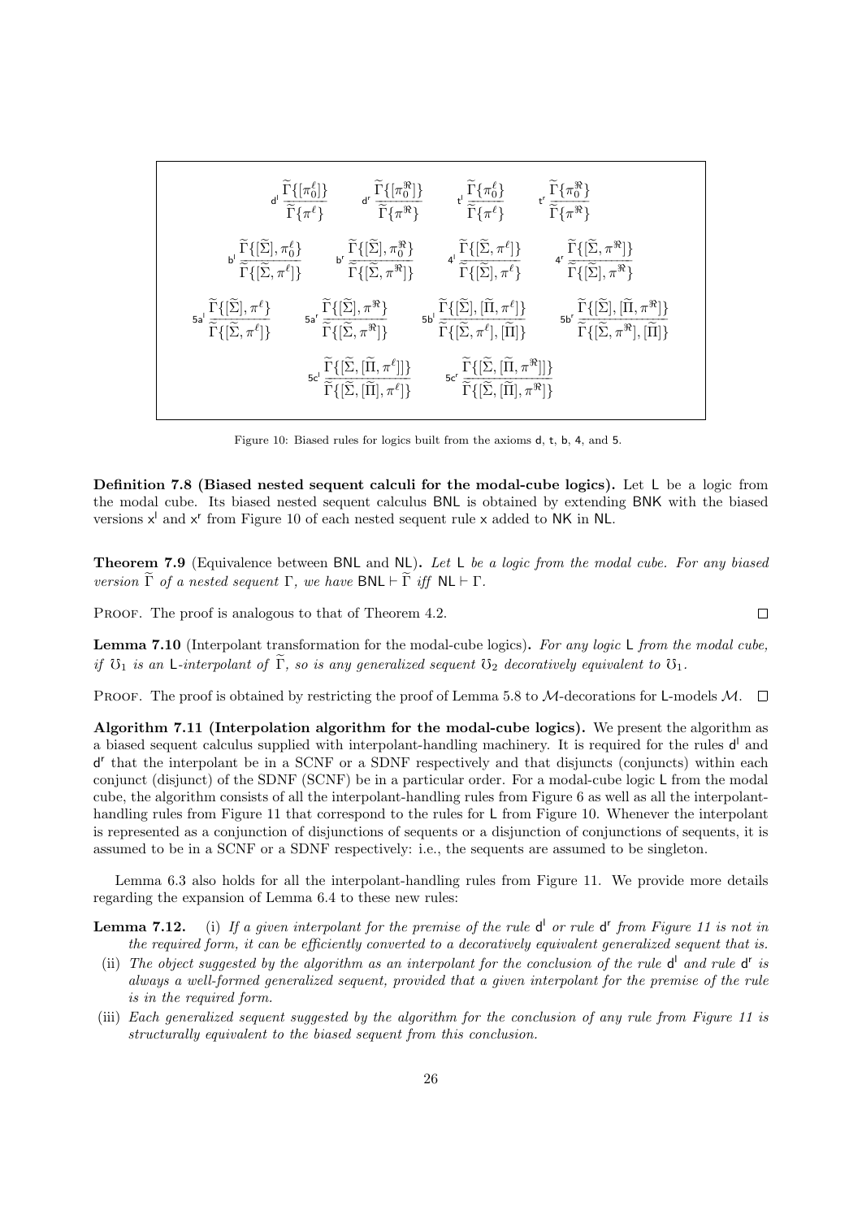$$
\mathsf{d^l}\ \frac{\widetilde{\Gamma}\{[\pi_0^{\ell}]\}}{\widetilde{\Gamma}\{\pi^{\ell}\}} \qquad \mathsf{d^r}\ \frac{\widetilde{\Gamma}\{[\pi_0^{\Re}]\}}{\widetilde{\Gamma}\{\pi^{\Re}\}} \qquad \mathsf{t^l}\ \frac{\widetilde{\Gamma}\{\pi_0^{\ell}\}}{\widetilde{\Gamma}\{\pi^{\ell}\}} \qquad \mathsf{t^r}\ \frac{\widetilde{\Gamma}\{\pi_0^{\Re}\}}{\widetilde{\Gamma}\{\pi^{\Re}\}}
$$

$$
\mathsf{b^l}\ \frac{\widetilde{\Gamma}\{[\widetilde{\Sigma}], \pi_0^{\ell}\}}{\widetilde{\Gamma}\{[\widetilde{\Sigma}, \pi^{\ell}]\}} \qquad \mathsf{b^r}\ \frac{\widetilde{\Gamma}\{[\widetilde{\Sigma}], \pi_0^{\Re}\}}{\widetilde{\Gamma}\{[\widetilde{\Sigma}, \pi^{\Re}]\}} \qquad \mathsf{4^l}\ \frac{\widetilde{\Gamma}\{[\widetilde{\Sigma}, \pi^{\ell}]\}}{\widetilde{\Gamma}\{[\widetilde{\Sigma}], \pi^{\ell}\}} \qquad \mathsf{4^r}\ \frac{\widetilde{\Gamma}\{[\widetilde{\Sigma}, \pi^{\Re}]\}}{\widetilde{\Gamma}\{[\widetilde{\Sigma}], \pi^{\Re}\}}
$$

$$
\mathsf{5a^l}\ \frac{\widetilde{\Gamma}\{[\widetilde{\Sigma}], \pi^{\ell}\}}{\widetilde{\Gamma}\{[\widetilde{\Sigma}, \pi^{\ell}]\}} \qquad \mathsf{5a^r}\ \frac{\widetilde{\Gamma}\{[\widetilde{\Sigma}], \pi^{\Re}\}}{\widetilde{\Gamma}\{[\widetilde{\Sigma}, \pi^{\Re}]\}} \qquad \mathsf{5b^l}\ \frac{\widetilde{\Gamma}\{[\widetilde{\Sigma}], [\widetilde{\Pi}, \pi^{\ell}]\}}{\widetilde{\Gamma}\{[\widetilde{\Sigma}, \pi^{\ell}], [\widetilde{\Pi}]\}} \qquad \mathsf{5b^r}\ \frac{\widetilde{\Gamma}\{[\widetilde{\Sigma}], [\widetilde{\Pi}, \pi^{\Re}]\}}{\widetilde{\Gamma}\{[\widetilde{\Sigma}, \pi^{\Re}], [\widetilde{\Pi}]\}}
$$

$$
\mathsf{5c^l}\ \frac{\widetilde{\Gamma}\{[\widetilde{\Sigma}, [\widetilde{\Pi}, \pi^{\ell}]]\}}{\widetilde{\Gamma}\{[\widetilde{\Sigma}, [\widetilde{\Pi}], \pi^{\ell}]\}} \qquad \mathsf{5c^r}\ \frac{\widetilde{\Gamma}\{[\widetilde{\Sigma}, [\widetilde{\Pi}, \pi^{\Re}]]\}}{\widetilde{\Gamma}\{[\widetilde{\Sigma}, [\widetilde{\Pi}], \pi^{\Re}]\}}
$$

Figure 10: Biased rules for logics built from the axioms d, t, b, 4, and 5.

**Definition 7.8 (Biased nested sequent calculi for the modal-cube logics).** Let L be a logic from the modal cube. Its biased nested sequent calculus BNL is obtained by extending BNK with the biased versions $\mathsf{x^l}$ and $\mathsf{x^r}$ from Figure 10 of each nested sequent rule x added to NK in NL.

**Theorem 7.9** (Equivalence between BNL and NL)**.** *Let* L *be a logic from the modal cube. For any biased version* $\widetilde{\Gamma}$ *of a nested sequent* $\Gamma$*, we have* $\mathsf{BNL} \vdash \widetilde{\Gamma}$ *iff* $\mathsf{NL} \vdash \Gamma$*.*

Proof. The proof is analogous to that of Theorem 4.2. ◻

**Lemma 7.10** (Interpolant transformation for the modal-cube logics)**.** *For any logic* L *from the modal cube, if* $\mho_1$ *is an* L*-interpolant of* $\widetilde{\Gamma}$*, so is any generalized sequent* $\mho_2$ *decoratively equivalent to* $\mho_1$*.*

Proof. The proof is obtained by restricting the proof of Lemma 5.8 to $\mathcal{M}$-decorations for L-models $\mathcal{M}$. ◻

**Algorithm 7.11 (Interpolation algorithm for the modal-cube logics).** We present the algorithm as a biased sequent calculus supplied with interpolant-handling machinery. It is required for the rules $\mathsf{d^l}$ and $\mathsf{d^r}$ that the interpolant be in a SCNF or a SDNF respectively and that disjuncts (conjuncts) within each conjunct (disjunct) of the SDNF (SCNF) be in a particular order. For a modal-cube logic L from the modal cube, the algorithm consists of all the interpolant-handling rules from Figure 6 as well as all the interpolant-handling rules from Figure 11 that correspond to the rules for L from Figure 10. Whenever the interpolant is represented as a conjunction of disjunctions of sequents or a disjunction of conjunctions of sequents, it is assumed to be in a SCNF or a SDNF respectively: i.e., the sequents are assumed to be singleton.

Lemma 6.3 also holds for all the interpolant-handling rules from Figure 11. We provide more details regarding the expansion of Lemma 6.4 to these new rules:

**Lemma 7.12.** (i) *If a given interpolant for the premise of the rule* $\mathsf{d^l}$ *or rule* $\mathsf{d^r}$ *from Figure 11 is not in the required form, it can be efficiently converted to a decoratively equivalent generalized sequent that is.*

(ii) *The object suggested by the algorithm as an interpolant for the conclusion of the rule* $\mathsf{d^l}$ *and rule* $\mathsf{d^r}$ *is always a well-formed generalized sequent, provided that a given interpolant for the premise of the rule is in the required form.*

(iii) *Each generalized sequent suggested by the algorithm for the conclusion of any rule from Figure 11 is structurally equivalent to the biased sequent from this conclusion.*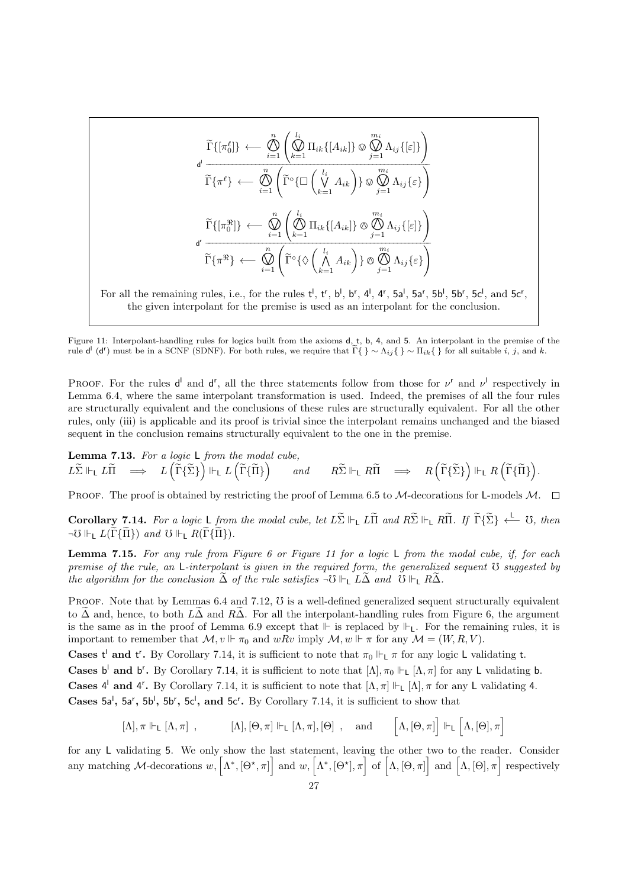$$
\mathsf{d}^{\mathsf{l}}\ \frac{\widetilde{\Gamma}\{[\pi_0^{\ell}]\} \longleftarrow \bigotimes_{i=1}^{n}\left(\bigovee_{k=1}^{l_i}\Pi_{ik}\{[A_{ik}]\} \otimes \bigovee_{j=1}^{m_i}\Lambda_{ij}\{[\varepsilon]\}\right)}{\widetilde{\Gamma}\{\pi^{\ell}\} \longleftarrow \bigotimes_{i=1}^{n}\left(\widetilde{\Gamma}^{\circ}\{\Box\left(\bigvee_{k=1}^{l_i} A_{ik}\right)\} \otimes \bigovee_{j=1}^{m_i}\Lambda_{ij}\{\varepsilon\}\right)}
$$

$$
\mathsf{d}^{\mathsf{r}}\ \frac{\widetilde{\Gamma}\{[\pi_0^{\Re}]\} \longleftarrow \bigovee_{i=1}^{n}\left(\bigotimes_{k=1}^{l_i}\Pi_{ik}\{[A_{ik}]\} \otimes \bigotimes_{j=1}^{m_i}\Lambda_{ij}\{[\varepsilon]\}\right)}{\widetilde{\Gamma}\{\pi^{\Re}\} \longleftarrow \bigovee_{i=1}^{n}\left(\widetilde{\Gamma}^{\circ}\{\Diamond\left(\bigwedge_{k=1}^{l_i} A_{ik}\right)\} \otimes \bigotimes_{j=1}^{m_i}\Lambda_{ij}\{\varepsilon\}\right)}
$$

For all the remaining rules, i.e., for the rules $\mathsf{t}^{\mathsf{l}}$, $\mathsf{t}^{\mathsf{r}}$, $\mathsf{b}^{\mathsf{l}}$, $\mathsf{b}^{\mathsf{r}}$, $\mathsf{4}^{\mathsf{l}}$, $\mathsf{4}^{\mathsf{r}}$, $\mathsf{5a}^{\mathsf{l}}$, $\mathsf{5a}^{\mathsf{r}}$, $\mathsf{5b}^{\mathsf{l}}$, $\mathsf{5b}^{\mathsf{r}}$, $\mathsf{5c}^{\mathsf{l}}$, and $\mathsf{5c}^{\mathsf{r}}$, the given interpolant for the premise is used as an interpolant for the conclusion.

Figure 11: Interpolant-handling rules for logics built from the axioms d, t, b, 4, and 5. An interpolant in the premise of the rule $\mathsf{d}^{\mathsf{l}}$ ($\mathsf{d}^{\mathsf{r}}$) must be in a SCNF (SDNF). For both rules, we require that $\widetilde{\Gamma}\{\ \} \sim \Lambda_{ij}\{\ \} \sim \Pi_{ik}\{\ \}$ for all suitable $i$, $j$, and $k$.

Proof. For the rules $\mathsf{d}^{\mathsf{l}}$ and $\mathsf{d}^{\mathsf{r}}$, all the three statements follow from those for $\nu^{\mathsf{r}}$ and $\nu^{\mathsf{l}}$ respectively in Lemma 6.4, where the same interpolant transformation is used. Indeed, the premises of all the four rules are structurally equivalent and the conclusions of these rules are structurally equivalent. For all the other rules, only (iii) is applicable and its proof is trivial since the interpolant remains unchanged and the biased sequent in the conclusion remains structurally equivalent to the one in the premise.

**Lemma 7.13.** *For a logic* $\mathsf{L}$ *from the modal cube,*
$L\widetilde{\Sigma} \Vdash_{\mathsf{L}} L\widetilde{\Pi} \implies L\left(\widetilde{\Gamma}\{\widetilde{\Sigma}\}\right) \Vdash_{\mathsf{L}} L\left(\widetilde{\Gamma}\{\widetilde{\Pi}\}\right)$ *and* $R\widetilde{\Sigma} \Vdash_{\mathsf{L}} R\widetilde{\Pi} \implies R\left(\widetilde{\Gamma}\{\widetilde{\Sigma}\}\right) \Vdash_{\mathsf{L}} R\left(\widetilde{\Gamma}\{\widetilde{\Pi}\}\right)$.

Proof. The proof is obtained by restricting the proof of Lemma 6.5 to $\mathcal{M}$-decorations for $\mathsf{L}$-models $\mathcal{M}$. $\square$

**Corollary 7.14.** *For a logic* $\mathsf{L}$ *from the modal cube, let* $L\widetilde{\Sigma} \Vdash_{\mathsf{L}} L\widetilde{\Pi}$ *and* $R\widetilde{\Sigma} \Vdash_{\mathsf{L}} R\widetilde{\Pi}$. *If* $\widetilde{\Gamma}\{\widetilde{\Sigma}\} \overset{\mathsf{L}}{\longleftarrow} \mho$, *then* $\neg\mho \Vdash_{\mathsf{L}} L(\widetilde{\Gamma}\{\widetilde{\Pi}\})$ *and* $\mho \Vdash_{\mathsf{L}} R(\widetilde{\Gamma}\{\widetilde{\Pi}\})$.

**Lemma 7.15.** *For any rule from Figure 6 or Figure 11 for a logic* $\mathsf{L}$ *from the modal cube, if, for each premise of the rule, an* $\mathsf{L}$*-interpolant is given in the required form, the generalized sequent* $\mho$ *suggested by the algorithm for the conclusion* $\widetilde{\Delta}$ *of the rule satisfies* $\neg\mho \Vdash_{\mathsf{L}} L\widetilde{\Delta}$ *and* $\mho \Vdash_{\mathsf{L}} R\widetilde{\Delta}$.

Proof. Note that by Lemmas 6.4 and 7.12, $\mho$ is a well-defined generalized sequent structurally equivalent to $\widetilde{\Delta}$ and, hence, to both $L\widetilde{\Delta}$ and $R\widetilde{\Delta}$. For all the interpolant-handling rules from Figure 6, the argument is the same as in the proof of Lemma 6.9 except that $\Vdash$ is replaced by $\Vdash_{\mathsf{L}}$. For the remaining rules, it is important to remember that $\mathcal{M}, v \Vdash \pi_0$ and $wRv$ imply $\mathcal{M}, w \Vdash \pi$ for any $\mathcal{M} = (W, R, V)$.

**Cases $\mathsf{t}^{\mathsf{l}}$ and $\mathsf{t}^{\mathsf{r}}$.** By Corollary 7.14, it is sufficient to note that $\pi_0 \Vdash_{\mathsf{L}} \pi$ for any logic $\mathsf{L}$ validating t.

**Cases $\mathsf{b}^{\mathsf{l}}$ and $\mathsf{b}^{\mathsf{r}}$.** By Corollary 7.14, it is sufficient to note that $[\Lambda], \pi_0 \Vdash_{\mathsf{L}} [\Lambda, \pi]$ for any $\mathsf{L}$ validating b.

**Cases $\mathsf{4}^{\mathsf{l}}$ and $\mathsf{4}^{\mathsf{r}}$.** By Corollary 7.14, it is sufficient to note that $[\Lambda, \pi] \Vdash_{\mathsf{L}} [\Lambda], \pi$ for any $\mathsf{L}$ validating 4.

**Cases $\mathsf{5a}^{\mathsf{l}}$, $\mathsf{5a}^{\mathsf{r}}$, $\mathsf{5b}^{\mathsf{l}}$, $\mathsf{5b}^{\mathsf{r}}$, $\mathsf{5c}^{\mathsf{l}}$, and $\mathsf{5c}^{\mathsf{r}}$.** By Corollary 7.14, it is sufficient to show that

$$
[\Lambda], \pi \Vdash_{\mathsf{L}} [\Lambda, \pi]\ , \qquad [\Lambda], [\Theta, \pi] \Vdash_{\mathsf{L}} [\Lambda, \pi], [\Theta]\ , \quad \text{and} \qquad \Big[\Lambda, [\Theta, \pi]\Big] \Vdash_{\mathsf{L}} \Big[\Lambda, [\Theta], \pi\Big]
$$

for any $\mathsf{L}$ validating 5. We only show the last statement, leaving the other two to the reader. Consider any matching $\mathcal{M}$-decorations $w, \Big[\Lambda^*, [\Theta^\star, \pi]\Big]$ and $w, \Big[\Lambda^*, [\Theta^\star], \pi\Big]$ of $\Big[\Lambda, [\Theta, \pi]\Big]$ and $\Big[\Lambda, [\Theta], \pi\Big]$ respectively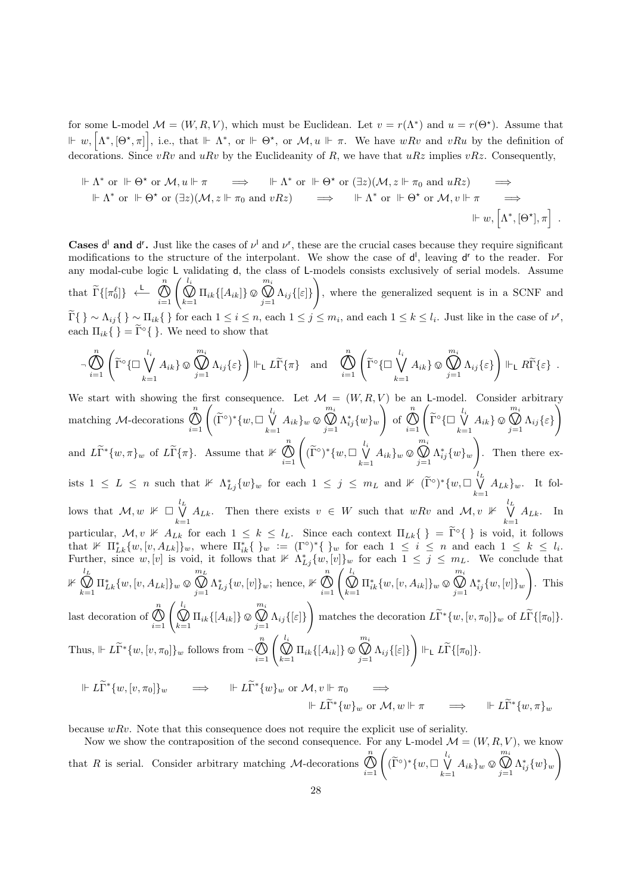for some $\mathsf{L}$-model $\mathcal{M} = (W, R, V)$, which must be Euclidean. Let $v = r(\Lambda^*)$ and $u = r(\Theta^\star)$. Assume that $\Vdash w, \Big[\Lambda^*, [\Theta^\star, \pi]\Big]$, i.e., that $\Vdash \Lambda^*$, or $\Vdash \Theta^\star$, or $\mathcal{M}, u \Vdash \pi$. We have $wRv$ and $vRu$ by the definition of decorations. Since $vRv$ and $uRv$ by the Euclideanity of $R$, we have that $uRz$ implies $vRz$. Consequently,

$$\Vdash \Lambda^* \text{ or } \Vdash \Theta^\star \text{ or } \mathcal{M}, u \Vdash \pi \quad \Longrightarrow \quad \Vdash \Lambda^* \text{ or } \Vdash \Theta^\star \text{ or } (\exists z)(\mathcal{M}, z \Vdash \pi_0 \text{ and } uRz) \quad \Longrightarrow$$
$$\Vdash \Lambda^* \text{ or } \Vdash \Theta^\star \text{ or } (\exists z)(\mathcal{M}, z \Vdash \pi_0 \text{ and } vRz) \quad \Longrightarrow \quad \Vdash \Lambda^* \text{ or } \Vdash \Theta^\star \text{ or } \mathcal{M}, v \Vdash \pi \quad \Longrightarrow$$
$$\Vdash w, \Big[\Lambda^*, [\Theta^\star], \pi\Big] \ .$$

**Cases $\mathsf{d}^\mathsf{l}$ and $\mathsf{d}^\mathsf{r}$.** Just like the cases of $\nu^\mathsf{l}$ and $\nu^\mathsf{r}$, these are the crucial cases because they require significant modifications to the structure of the interpolant. We show the case of $\mathsf{d}^\mathsf{l}$, leaving $\mathsf{d}^\mathsf{r}$ to the reader. For any modal-cube logic $\mathsf{L}$ validating $\mathsf{d}$, the class of $\mathsf{L}$-models consists exclusively of serial models. Assume that $\widetilde{\Gamma}\{[\pi_0^\ell]\} \overset{\mathsf{L}}{\longleftarrow} \bigotimes_{i=1}^{n}\left(\bigotimes_{k=1}^{l_i} \Pi_{ik}\{[A_{ik}]\} \otimes \bigotimes_{j=1}^{m_i} \Lambda_{ij}\{[\varepsilon]\}\right)$, where the generalized sequent is in a SCNF and $\widetilde{\Gamma}\{\ \} \sim \Lambda_{ij}\{\ \} \sim \Pi_{ik}\{\ \}$ for each $1 \leq i \leq n$, each $1 \leq j \leq m_i$, and each $1 \leq k \leq l_i$. Just like in the case of $\nu^\mathsf{r}$, each $\Pi_{ik}\{\ \} = \widetilde{\Gamma}^\circ\{\ \}$. We need to show that

$$\neg\bigotimes_{i=1}^{n}\left(\widetilde{\Gamma}^\circ\{\Box \bigvee_{k=1}^{l_i} A_{ik}\} \otimes \bigotimes_{j=1}^{m_i} \Lambda_{ij}\{\varepsilon\}\right) \Vdash_\mathsf{L} L\widetilde{\Gamma}\{\pi\} \quad \text{and} \quad \bigotimes_{i=1}^{n}\left(\widetilde{\Gamma}^\circ\{\Box \bigvee_{k=1}^{l_i} A_{ik}\} \otimes \bigotimes_{j=1}^{m_i} \Lambda_{ij}\{\varepsilon\}\right) \Vdash_\mathsf{L} R\widetilde{\Gamma}\{\ \} \ .$$

We start with showing the first consequence. Let $\mathcal{M} = (W, R, V)$ be an $\mathsf{L}$-model. Consider arbitrary matching $\mathcal{M}$-decorations $\bigotimes_{i=1}^{n}\left((\widetilde{\Gamma}^\circ)^*\{w, \Box \bigvee_{k=1}^{l_i} A_{ik}\}_w \otimes \bigotimes_{j=1}^{m_i} \Lambda^*_{ij}\{w\}_w\right)$ of $\bigotimes_{i=1}^{n}\left(\widetilde{\Gamma}^\circ\{\Box \bigvee_{k=1}^{l_i} A_{ik}\} \otimes \bigotimes_{j=1}^{m_i} \Lambda_{ij}\{\varepsilon\}\right)$ and $L\widetilde{\Gamma}^*\{w, \pi\}_w$ of $L\widetilde{\Gamma}\{\pi\}$. Assume that $\nVdash \bigotimes_{i=1}^{n}\left((\widetilde{\Gamma}^\circ)^*\{w, \Box \bigvee_{k=1}^{l_i} A_{ik}\}_w \otimes \bigotimes_{j=1}^{m_i} \Lambda^*_{ij}\{w\}_w\right)$. Then there exists $1 \leq L \leq n$ such that $\nVdash \Lambda^*_{Lj}\{w\}_w$ for each $1 \leq j \leq m_L$ and $\nVdash (\widetilde{\Gamma}^\circ)^*\{w, \Box \bigvee_{k=1}^{l_L} A_{Lk}\}_w$. It follows that $\mathcal{M}, w \nVdash \Box \bigvee_{k=1}^{l_L} A_{Lk}$. Then there exists $v \in W$ such that $wRv$ and $\mathcal{M}, v \nVdash \bigvee_{k=1}^{l_L} A_{Lk}$. In particular, $\mathcal{M}, v \nVdash A_{Lk}$ for each $1 \leq k \leq l_L$. Since each context $\Pi_{Lk}\{\ \} = \widetilde{\Gamma}^\circ\{\ \}$ is void, it follows that $\nVdash \Pi^*_{Lk}\{w, [v, A_{Lk}]\}_w$, where $\Pi^*_{ik}\{\ \}_w := (\Gamma^\circ)^*\{\ \}_w$ for each $1 \leq i \leq n$ and each $1 \leq k \leq l_i$. Further, since $w, [v]$ is void, it follows that $\nVdash \Lambda^*_{Lj}\{w, [v]\}_w$ for each $1 \leq j \leq m_L$. We conclude that $\nVdash \bigotimes_{k=1}^{l_L} \Pi^*_{Lk}\{w, [v, A_{Lk}]\}_w \otimes \bigotimes_{j=1}^{m_L} \Lambda^*_{Lj}\{w, [v]\}_w$; hence, $\nVdash \bigotimes_{i=1}^{n}\left(\bigotimes_{k=1}^{l_i} \Pi^*_{ik}\{w, [v, A_{ik}]\}_w \otimes \bigotimes_{j=1}^{m_i} \Lambda^*_{ij}\{w, [v]\}_w\right)$. This last decoration of $\bigotimes_{i=1}^{n}\left(\bigotimes_{k=1}^{l_i} \Pi_{ik}\{[A_{ik}]\} \otimes \bigotimes_{j=1}^{m_i} \Lambda_{ij}\{[\varepsilon]\}\right)$ matches the decoration $L\widetilde{\Gamma}^*\{w, [v, \pi_0]\}_w$ of $L\widetilde{\Gamma}\{[\pi_0]\}$. Thus, $\Vdash L\widetilde{\Gamma}^*\{w, [v, \pi_0]\}_w$ follows from $\neg\bigotimes_{i=1}^{n}\left(\bigotimes_{k=1}^{l_i} \Pi_{ik}\{[A_{ik}]\} \otimes \bigotimes_{j=1}^{m_i} \Lambda_{ij}\{[\varepsilon]\}\right) \Vdash_\mathsf{L} L\widetilde{\Gamma}\{[\pi_0]\}$.

$$\Vdash L\widetilde{\Gamma}^*\{w, [v, \pi_0]\}_w \quad \Longrightarrow \quad \Vdash L\widetilde{\Gamma}^*\{w\}_w \text{ or } \mathcal{M}, v \Vdash \pi_0 \quad \Longrightarrow$$
$$\Vdash L\widetilde{\Gamma}^*\{w\}_w \text{ or } \mathcal{M}, w \Vdash \pi \quad \Longrightarrow \quad \Vdash L\widetilde{\Gamma}^*\{w, \pi\}_w$$

because $wRv$. Note that this consequence does not require the explicit use of seriality.

Now we show the contraposition of the second consequence. For any $\mathsf{L}$-model $\mathcal{M} = (W, R, V)$, we know that $R$ is serial. Consider arbitrary matching $\mathcal{M}$-decorations $\bigotimes_{i=1}^{n}\left((\widetilde{\Gamma}^\circ)^*\{w, \Box \bigvee_{k=1}^{l_i} A_{ik}\}_w \otimes \bigotimes_{j=1}^{m_i} \Lambda^*_{ij}\{w\}_w\right)$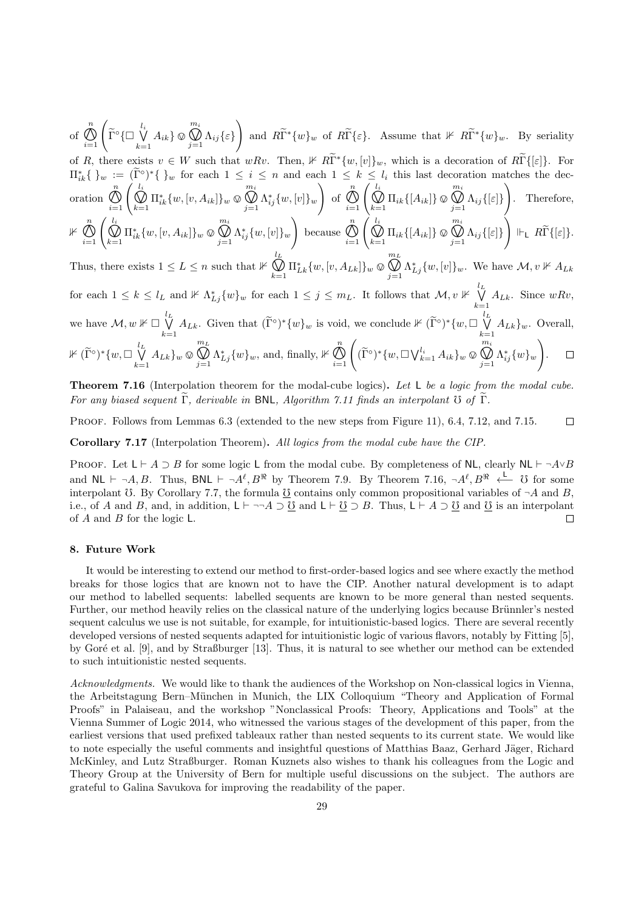of $\bigotimes_{i=1}^{n}\left(\widetilde{\Gamma}^{\circ}\{\Box\bigvee_{k=1}^{l_i} A_{ik}\}\otimes\bigotimes_{j=1}^{m_i}\Lambda_{ij}\{\varepsilon\}\right)$ and $R\widetilde{\Gamma}^{*}\{w\}_w$ of $R\widetilde{\Gamma}\{\varepsilon\}$. Assume that $\nVdash R\widetilde{\Gamma}^{*}\{w\}_w$. By seriality of $R$, there exists $v \in W$ such that $wRv$. Then, $\nVdash R\widetilde{\Gamma}^{*}\{w,[v]\}_w$, which is a decoration of $R\widetilde{\Gamma}\{[\varepsilon]\}$. For $\Pi^{*}_{ik}\{\ \}_w := (\widetilde{\Gamma}^{\circ})^{*}\{\ \}_w$ for each $1 \le i \le n$ and each $1 \le k \le l_i$ this last decoration matches the decoration $\bigotimes_{i=1}^{n}\left(\bigotimes_{k=1}^{l_i}\Pi^{*}_{ik}\{w,[v,A_{ik}]\}_w\otimes\bigotimes_{j=1}^{m_i}\Lambda^{*}_{ij}\{w,[v]\}_w\right)$ of $\bigotimes_{i=1}^{n}\left(\bigotimes_{k=1}^{l_i}\Pi_{ik}\{[A_{ik}]\}\otimes\bigotimes_{j=1}^{m_i}\Lambda_{ij}\{[\varepsilon]\}\right)$. Therefore, $\nVdash \bigotimes_{i=1}^{n}\left(\bigotimes_{k=1}^{l_i}\Pi^{*}_{ik}\{w,[v,A_{ik}]\}_w\otimes\bigotimes_{j=1}^{m_i}\Lambda^{*}_{ij}\{w,[v]\}_w\right)$ because $\bigotimes_{i=1}^{n}\left(\bigotimes_{k=1}^{l_i}\Pi_{ik}\{[A_{ik}]\}\otimes\bigotimes_{j=1}^{m_i}\Lambda_{ij}\{[\varepsilon]\}\right) \Vdash_{\mathsf{L}} R\widetilde{\Gamma}\{[\varepsilon]\}$. Thus, there exists $1 \le L \le n$ such that $\nVdash \bigotimes_{k=1}^{l_L}\Pi^{*}_{Lk}\{w,[v,A_{Lk}]\}_w\otimes\bigotimes_{j=1}^{m_L}\Lambda^{*}_{Lj}\{w,[v]\}_w$. We have $\mathcal{M},v \nVdash A_{Lk}$ for each $1 \le k \le l_L$ and $\nVdash \Lambda^{*}_{Lj}\{w\}_w$ for each $1 \le j \le m_L$. It follows that $\mathcal{M},v \nVdash \bigvee_{k=1}^{l_L} A_{Lk}$. Since $wRv$, we have $\mathcal{M},w \nVdash \Box\bigvee_{k=1}^{l_L} A_{Lk}$. Given that $(\widetilde{\Gamma}^{\circ})^{*}\{w\}_w$ is void, we conclude $\nVdash (\widetilde{\Gamma}^{\circ})^{*}\{w,\Box\bigvee_{k=1}^{l_L} A_{Lk}\}_w$. Overall, $\nVdash (\widetilde{\Gamma}^{\circ})^{*}\{w,\Box\bigvee_{k=1}^{l_L} A_{Lk}\}_w\otimes\bigotimes_{j=1}^{m_L}\Lambda^{*}_{Lj}\{w\}_w$, and, finally, $\nVdash \bigotimes_{i=1}^{n}\left((\widetilde{\Gamma}^{\circ})^{*}\{w,\Box\bigvee_{k=1}^{l_i} A_{ik}\}_w\otimes\bigotimes_{j=1}^{m_i}\Lambda^{*}_{ij}\{w\}_w\right)$. $\square$

**Theorem 7.16** (Interpolation theorem for the modal-cube logics)**.** *Let* $\mathsf{L}$ *be a logic from the modal cube. For any biased sequent* $\widetilde{\Gamma}$*, derivable in* $\mathsf{BNL}$*, Algorithm 7.11 finds an interpolant* $\mho$ *of* $\widetilde{\Gamma}$*.*

Proof. Follows from Lemmas 6.3 (extended to the new steps from Figure 11), 6.4, 7.12, and 7.15. $\square$

**Corollary 7.17** (Interpolation Theorem)**.** *All logics from the modal cube have the CIP.*

Proof. Let $\mathsf{L} \vdash A \supset B$ for some logic $\mathsf{L}$ from the modal cube. By completeness of $\mathsf{NL}$, clearly $\mathsf{NL} \vdash \neg A \vee B$ and $\mathsf{NL} \vdash \neg A, B$. Thus, $\mathsf{BNL} \vdash \neg A^{\ell}, B^{\Re}$ by Theorem 7.9. By Theorem 7.16, $\neg A^{\ell}, B^{\Re} \xleftarrow{\mathsf{L}} \mho$ for some interpolant $\mho$. By Corollary 7.7, the formula $\underline{\mho}$ contains only common propositional variables of $\neg A$ and $B$, i.e., of $A$ and $B$, and, in addition, $\mathsf{L} \vdash \neg\neg A \supset \underline{\mho}$ and $\mathsf{L} \vdash \underline{\mho} \supset B$. Thus, $\mathsf{L} \vdash A \supset \underline{\mho}$ and $\underline{\mho}$ is an interpolant of $A$ and $B$ for the logic $\mathsf{L}$. $\square$

## 8. Future Work

It would be interesting to extend our method to first-order-based logics and see where exactly the method breaks for those logics that are known not to have the CIP. Another natural development is to adapt our method to labelled sequents: labelled sequents are known to be more general than nested sequents. Further, our method heavily relies on the classical nature of the underlying logics because Brünnler's nested sequent calculus we use is not suitable, for example, for intuitionistic-based logics. There are several recently developed versions of nested sequents adapted for intuitionistic logic of various flavors, notably by Fitting [5], by Goré et al. [9], and by Straßburger [13]. Thus, it is natural to see whether our method can be extended to such intuitionistic nested sequents.

*Acknowledgments.* We would like to thank the audiences of the Workshop on Non-classical logics in Vienna, the Arbeitstagung Bern–München in Munich, the LIX Colloquium "Theory and Application of Formal Proofs" in Palaiseau, and the workshop "Nonclassical Proofs: Theory, Applications and Tools" at the Vienna Summer of Logic 2014, who witnessed the various stages of the development of this paper, from the earliest versions that used prefixed tableaux rather than nested sequents to its current state. We would like to note especially the useful comments and insightful questions of Matthias Baaz, Gerhard Jäger, Richard McKinley, and Lutz Straßburger. Roman Kuznets also wishes to thank his colleagues from the Logic and Theory Group at the University of Bern for multiple useful discussions on the subject. The authors are grateful to Galina Savukova for improving the readability of the paper.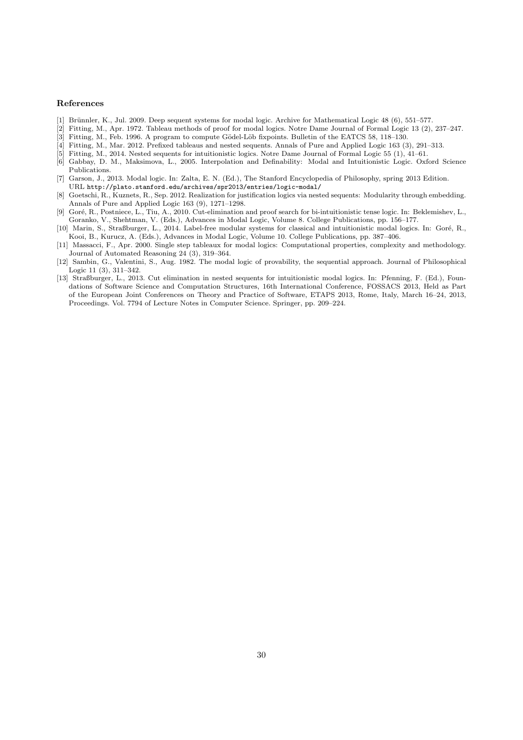## References

[1] Brünnler, K., Jul. 2009. Deep sequent systems for modal logic. Archive for Mathematical Logic 48 (6), 551–577.

[2] Fitting, M., Apr. 1972. Tableau methods of proof for modal logics. Notre Dame Journal of Formal Logic 13 (2), 237–247.

[3] Fitting, M., Feb. 1996. A program to compute Gödel-Löb fixpoints. Bulletin of the EATCS 58, 118–130.

[4] Fitting, M., Mar. 2012. Prefixed tableaus and nested sequents. Annals of Pure and Applied Logic 163 (3), 291–313.

[5] Fitting, M., 2014. Nested sequents for intuitionistic logics. Notre Dame Journal of Formal Logic 55 (1), 41–61.

[6] Gabbay, D. M., Maksimova, L., 2005. Interpolation and Definability: Modal and Intuitionistic Logic. Oxford Science Publications.

[7] Garson, J., 2013. Modal logic. In: Zalta, E. N. (Ed.), The Stanford Encyclopedia of Philosophy, spring 2013 Edition. URL http://plato.stanford.edu/archives/spr2013/entries/logic-modal/

[8] Goetschi, R., Kuznets, R., Sep. 2012. Realization for justification logics via nested sequents: Modularity through embedding. Annals of Pure and Applied Logic 163 (9), 1271–1298.

[9] Goré, R., Postniece, L., Tiu, A., 2010. Cut-elimination and proof search for bi-intuitionistic tense logic. In: Beklemishev, L., Goranko, V., Shehtman, V. (Eds.), Advances in Modal Logic, Volume 8. College Publications, pp. 156–177.

[10] Marin, S., Straßburger, L., 2014. Label-free modular systems for classical and intuitionistic modal logics. In: Goré, R., Kooi, B., Kurucz, A. (Eds.), Advances in Modal Logic, Volume 10. College Publications, pp. 387–406.

[11] Massacci, F., Apr. 2000. Single step tableaux for modal logics: Computational properties, complexity and methodology. Journal of Automated Reasoning 24 (3), 319–364.

[12] Sambin, G., Valentini, S., Aug. 1982. The modal logic of provability, the sequential approach. Journal of Philosophical Logic 11 (3), 311–342.

[13] Straßburger, L., 2013. Cut elimination in nested sequents for intuitionistic modal logics. In: Pfenning, F. (Ed.), Foundations of Software Science and Computation Structures, 16th International Conference, FOSSACS 2013, Held as Part of the European Joint Conferences on Theory and Practice of Software, ETAPS 2013, Rome, Italy, March 16–24, 2013, Proceedings. Vol. 7794 of Lecture Notes in Computer Science. Springer, pp. 209–224.